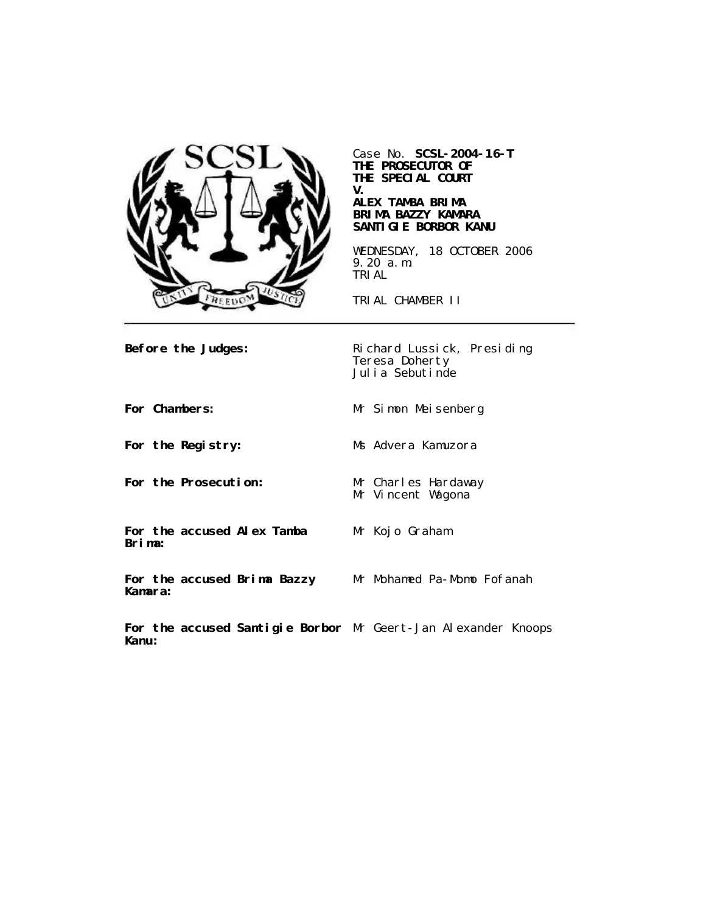Case No. **SCSL-2004-16-T**
**THE PROSECUTOR OF THE SPECIAL COURT**
**V.**
**ALEX TAMBA BRIMA**
**BRIMA BAZZY KAMARA**
**SANTIGIE BORBOR KANU**

WEDNESDAY, 18 OCTOBER 2006
9.20 a.m.
TRIAL

TRIAL CHAMBER II

| | |
|---|---|
| **Before the Judges:** | Richard Lussick, Presiding<br>Teresa Doherty<br>Julia Sebutinde |
| **For Chambers:** | Mr Simon Meisenberg |
| **For the Registry:** | Ms Advera Kamuzora |
| **For the Prosecution:** | Mr Charles Hardaway<br>Mr Vincent Wagona |
| **For the accused Alex Tamba Brima:** | Mr Kojo Graham |
| **For the accused Brima Bazzy Kamara:** | Mr Mohamed Pa-Momo Fofanah |
| **For the accused Santigie Borbor Kanu:** | Mr Geert-Jan Alexander Knoops |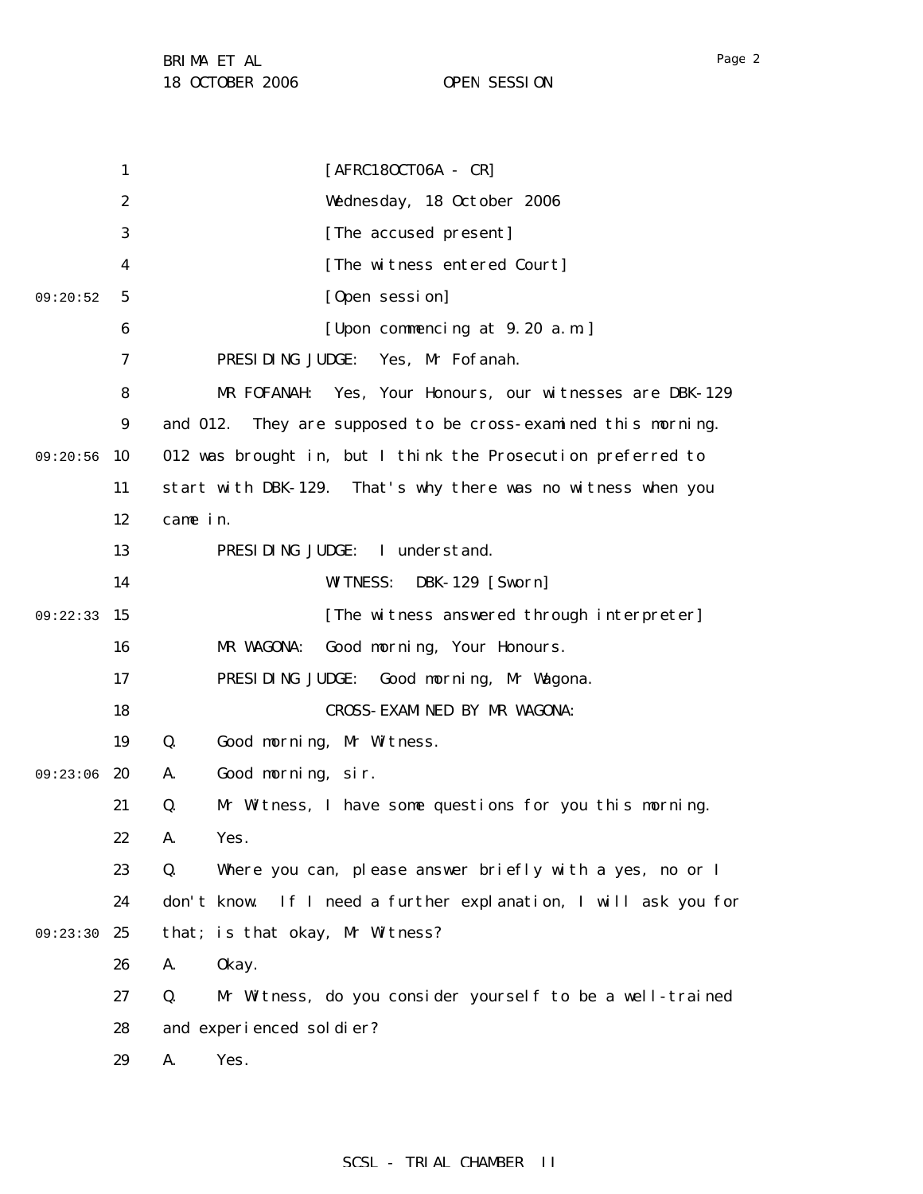[AFRC18OCT06A - CR]

Wednesday, 18 October 2006

[The accused present]

[The witness entered Court]

[Open session]

[Upon commencing at 9.20 a.m.]

PRESIDING JUDGE: Yes, Mr Fofanah.

MR FOFANAH: Yes, Your Honours, our witnesses are DBK-129 and 012. They are supposed to be cross-examined this morning. 012 was brought in, but I think the Prosecution preferred to start with DBK-129. That's why there was no witness when you came in.

PRESIDING JUDGE: I understand.

WITNESS: DBK-129 [Sworn]

[The witness answered through interpreter]

MR WAGONA: Good morning, Your Honours.

PRESIDING JUDGE: Good morning, Mr Wagona.

CROSS-EXAMINED BY MR WAGONA:

Q. Good morning, Mr Witness.

A. Good morning, sir.

Q. Mr Witness, I have some questions for you this morning.

A. Yes.

Q. Where you can, please answer briefly with a yes, no or I don't know. If I need a further explanation, I will ask you for that; is that okay, Mr Witness?

A. Okay.

Q. Mr Witness, do you consider yourself to be a well-trained and experienced soldier?

A. Yes.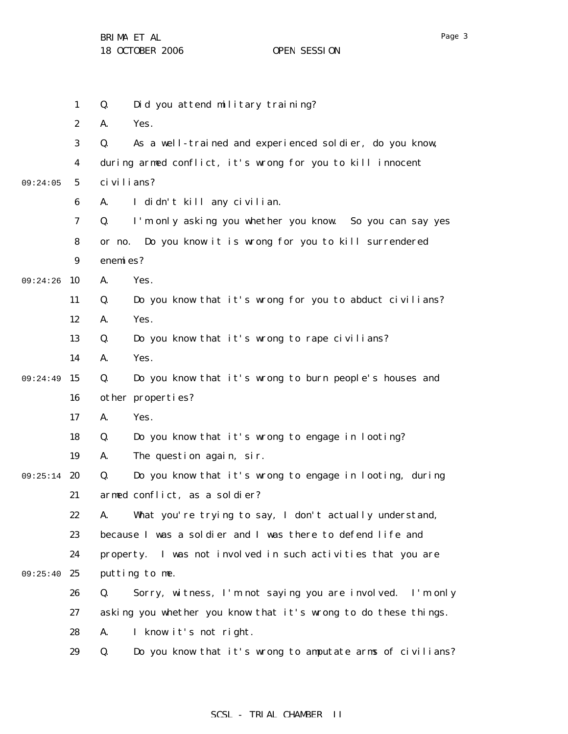Q. Did you attend military training?

A. Yes.

Q. As a well-trained and experienced soldier, do you know, during armed conflict, it's wrong for you to kill innocent civilians?

A. I didn't kill any civilian.

Q. I'm only asking you whether you know. So you can say yes or no. Do you know it is wrong for you to kill surrendered enemies?

A. Yes.

Q. Do you know that it's wrong for you to abduct civilians?

A. Yes.

Q. Do you know that it's wrong to rape civilians?

A. Yes.

Q. Do you know that it's wrong to burn people's houses and other properties?

A. Yes.

Q. Do you know that it's wrong to engage in looting?

A. The question again, sir.

Q. Do you know that it's wrong to engage in looting, during armed conflict, as a soldier?

A. What you're trying to say, I don't actually understand, because I was a soldier and I was there to defend life and property. I was not involved in such activities that you are putting to me.

Q. Sorry, witness, I'm not saying you are involved. I'm only asking you whether you know that it's wrong to do these things.

A. I know it's not right.

Q. Do you know that it's wrong to amputate arms of civilians?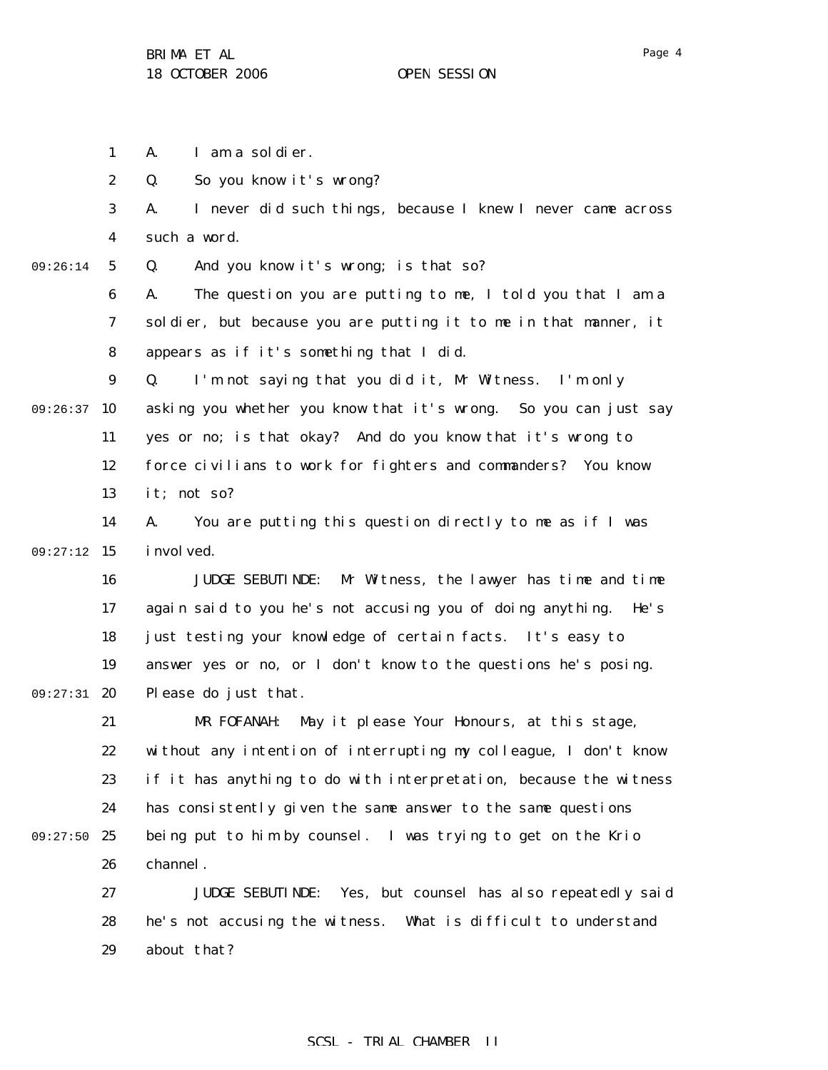A. I am a soldier.

Q. So you know it's wrong?

A. I never did such things, because I knew I never came across such a word.

Q. And you know it's wrong; is that so?

A. The question you are putting to me, I told you that I am a soldier, but because you are putting it to me in that manner, it appears as if it's something that I did.

Q. I'm not saying that you did it, Mr Witness. I'm only asking you whether you know that it's wrong. So you can just say yes or no; is that okay? And do you know that it's wrong to force civilians to work for fighters and commanders? You know it; not so?

A. You are putting this question directly to me as if I was involved.

JUDGE SEBUTINDE: Mr Witness, the lawyer has time and time again said to you he's not accusing you of doing anything. He's just testing your knowledge of certain facts. It's easy to answer yes or no, or I don't know to the questions he's posing. Please do just that.

MR FOFANAH: May it please Your Honours, at this stage, without any intention of interrupting my colleague, I don't know if it has anything to do with interpretation, because the witness has consistently given the same answer to the same questions being put to him by counsel. I was trying to get on the Krio channel.

JUDGE SEBUTINDE: Yes, but counsel has also repeatedly said he's not accusing the witness. What is difficult to understand about that?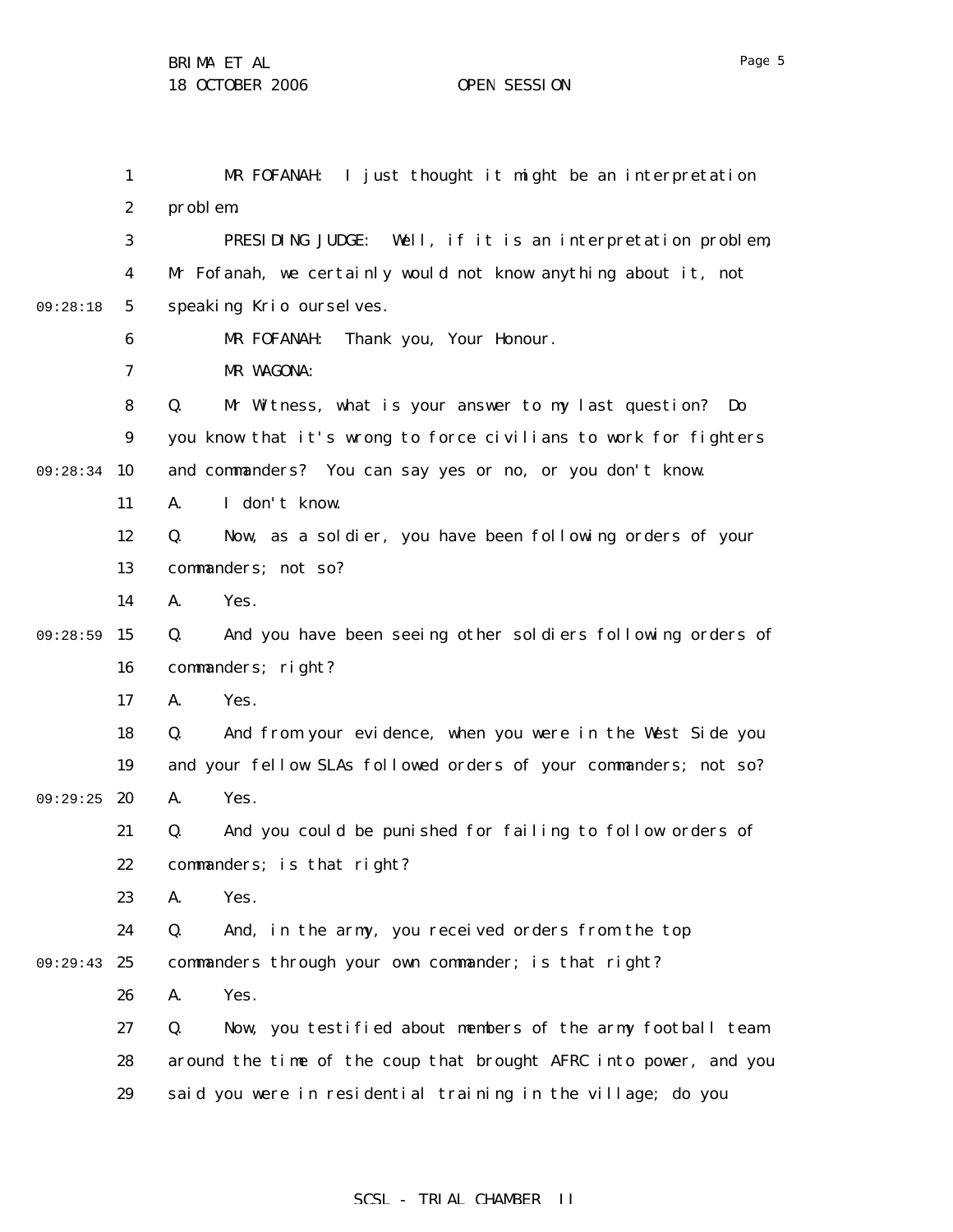MR FOFANAH: I just thought it might be an interpretation problem.

PRESIDING JUDGE: Well, if it is an interpretation problem, Mr Fofanah, we certainly would not know anything about it, not speaking Krio ourselves.

MR FOFANAH: Thank you, Your Honour.

MR WAGONA:

Q. Mr Witness, what is your answer to my last question? Do you know that it's wrong to force civilians to work for fighters and commanders? You can say yes or no, or you don't know.

A. I don't know.

Q. Now, as a soldier, you have been following orders of your commanders; not so?

A. Yes.

Q. And you have been seeing other soldiers following orders of commanders; right?

A. Yes.

Q. And from your evidence, when you were in the West Side you and your fellow SLAs followed orders of your commanders; not so?

A. Yes.

Q. And you could be punished for failing to follow orders of commanders; is that right?

A. Yes.

Q. And, in the army, you received orders from the top commanders through your own commander; is that right?

A. Yes.

Q. Now, you testified about members of the army football team around the time of the coup that brought AFRC into power, and you said you were in residential training in the village; do you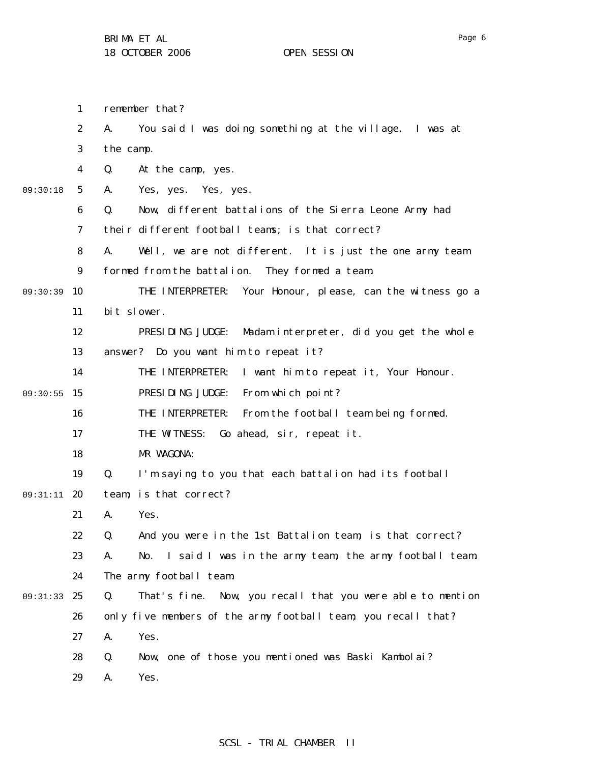remember that?

A. You said I was doing something at the village. I was at the camp.

Q. At the camp, yes.

A. Yes, yes. Yes, yes.

Q. Now, different battalions of the Sierra Leone Army had their different football teams; is that correct?

A. Well, we are not different. It is just the one army team formed from the battalion. They formed a team.

THE INTERPRETER: Your Honour, please, can the witness go a bit slower.

PRESIDING JUDGE: Madam interpreter, did you get the whole answer? Do you want him to repeat it?

THE INTERPRETER: I want him to repeat it, Your Honour.

PRESIDING JUDGE: From which point?

THE INTERPRETER: From the football team being formed.

THE WITNESS: Go ahead, sir, repeat it.

MR WAGONA:

Q. I'm saying to you that each battalion had its football team; is that correct?

A. Yes.

Q. And you were in the 1st Battalion team; is that correct?

A. No. I said I was in the army team, the army football team. The army football team.

Q. That's fine. Now, you recall that you were able to mention only five members of the army football team; you recall that?

A. Yes.

Q. Now, one of those you mentioned was Baski Kambolai?

A. Yes.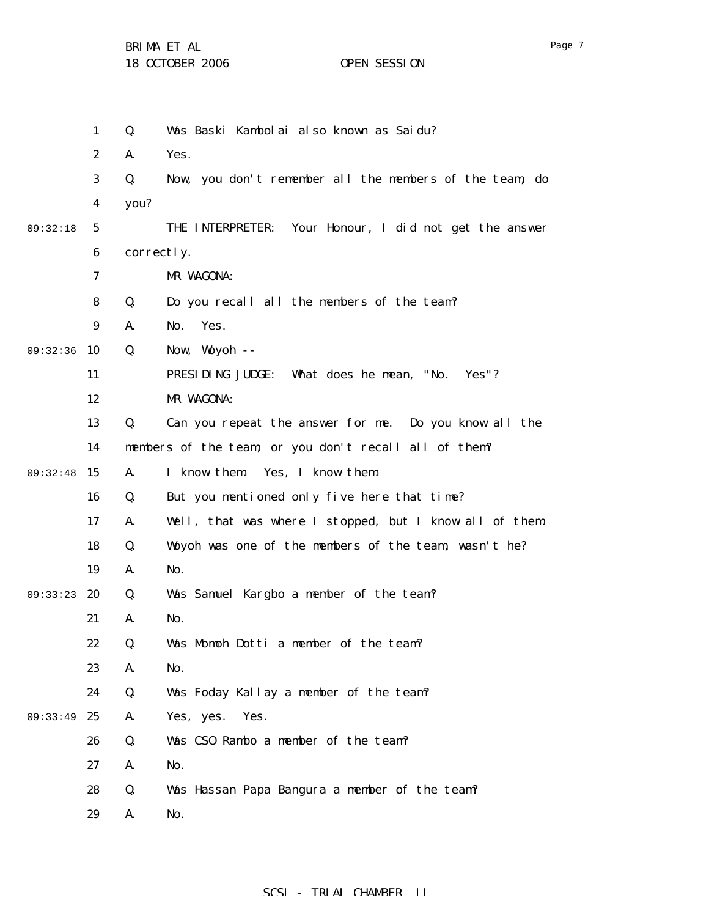Q. Was Baski Kambolai also known as Saidu?

A. Yes.

Q. Now, you don't remember all the members of the team, do you?

THE INTERPRETER: Your Honour, I did not get the answer correctly.

MR WAGONA:

Q. Do you recall all the members of the team?

A. No. Yes.

Q. Now, Woyoh --

PRESIDING JUDGE: What does he mean, "No. Yes"?

MR WAGONA:

Q. Can you repeat the answer for me. Do you know all the members of the team, or you don't recall all of them?

A. I know them. Yes, I know them.

Q. But you mentioned only five here that time?

A. Well, that was where I stopped, but I know all of them.

Q. Woyoh was one of the members of the team, wasn't he?

A. No.

Q. Was Samuel Kargbo a member of the team?

A. No.

Q. Was Momoh Dotti a member of the team?

A. No.

Q. Was Foday Kallay a member of the team?

A. Yes, yes. Yes.

Q. Was CSO Rambo a member of the team?

A. No.

Q. Was Hassan Papa Bangura a member of the team?

A. No.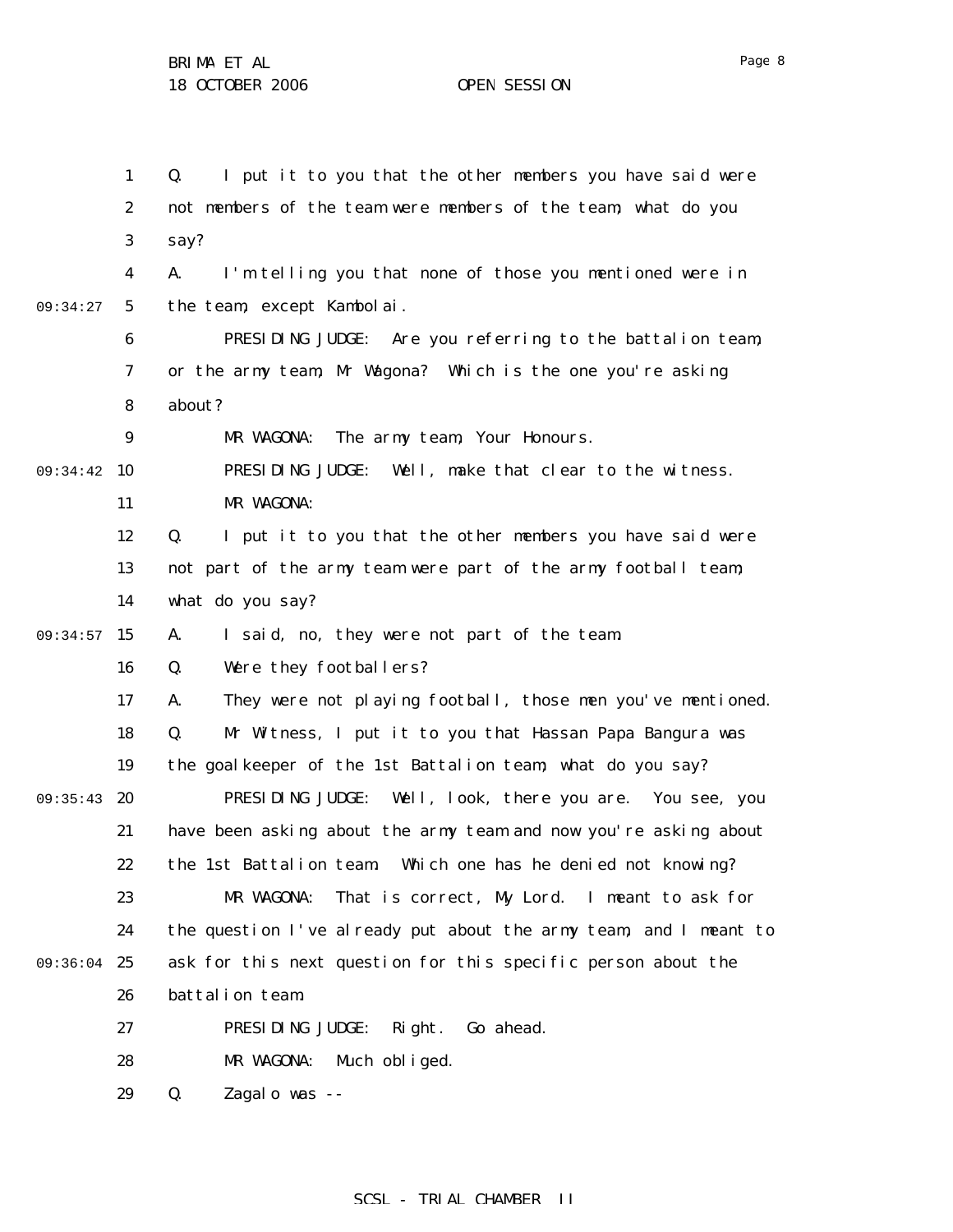Q. I put it to you that the other members you have said were not members of the team were members of the team; what do you say?

A. I'm telling you that none of those you mentioned were in the team, except Kambolai.

PRESIDING JUDGE: Are you referring to the battalion team, or the army team, Mr Wagona? Which is the one you're asking about?

MR WAGONA: The army team, Your Honours.

PRESIDING JUDGE: Well, make that clear to the witness.

MR WAGONA:

Q. I put it to you that the other members you have said were not part of the army team were part of the army football team; what do you say?

A. I said, no, they were not part of the team.

Q. Were they footballers?

A. They were not playing football, those men you've mentioned.

Q. Mr Witness, I put it to you that Hassan Papa Bangura was the goalkeeper of the 1st Battalion team; what do you say?

PRESIDING JUDGE: Well, look, there you are. You see, you have been asking about the army team and now you're asking about the 1st Battalion team. Which one has he denied not knowing?

MR WAGONA: That is correct, My Lord. I meant to ask for the question I've already put about the army team, and I meant to ask for this next question for this specific person about the battalion team.

PRESIDING JUDGE: Right. Go ahead.

MR WAGONA: Much obliged.

Q. Zagalo was --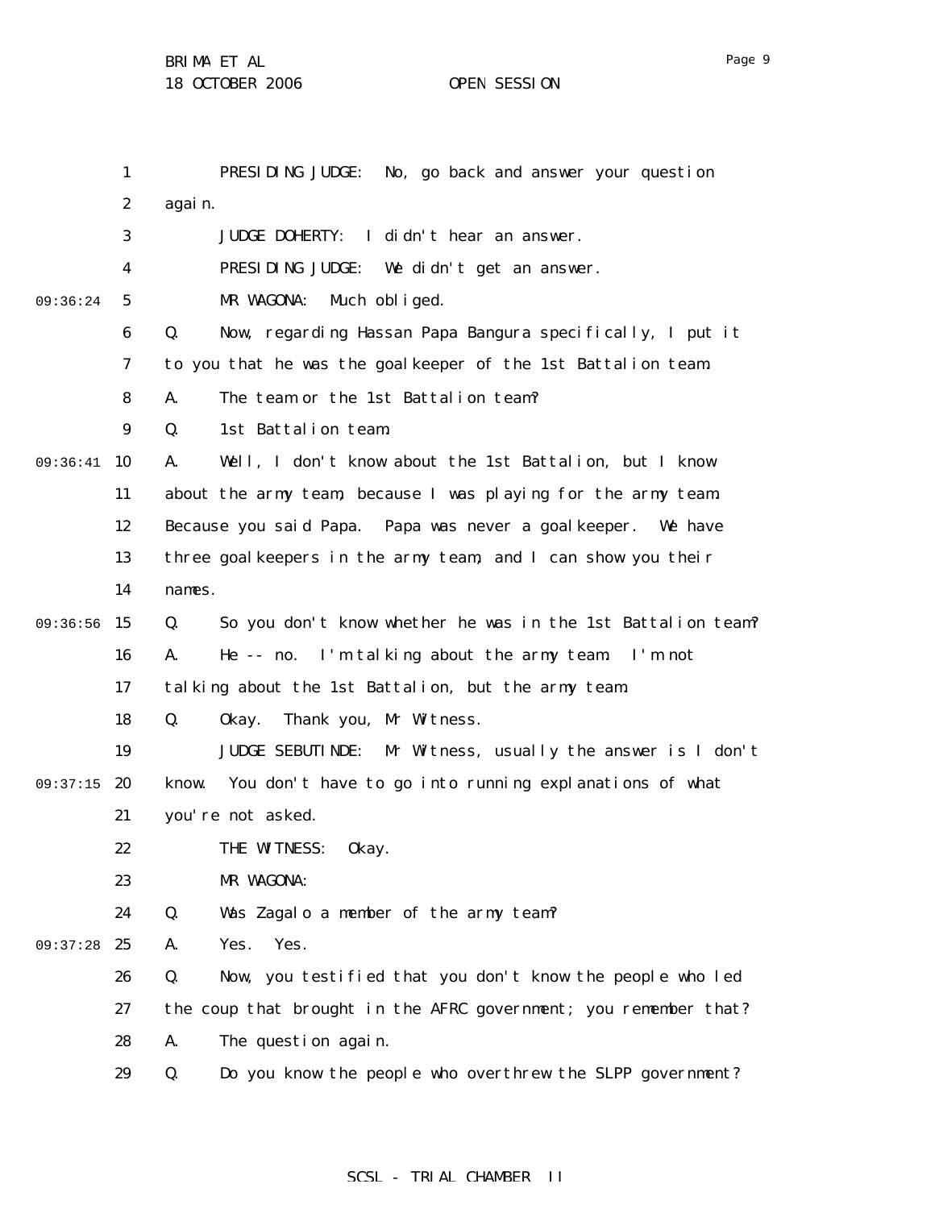PRESIDING JUDGE: No, go back and answer your question again.

JUDGE DOHERTY: I didn't hear an answer.

PRESIDING JUDGE: We didn't get an answer.

MR WAGONA: Much obliged.

Q. Now, regarding Hassan Papa Bangura specifically, I put it to you that he was the goalkeeper of the 1st Battalion team.

A. The team or the 1st Battalion team?

Q. 1st Battalion team.

A. Well, I don't know about the 1st Battalion, but I know about the army team, because I was playing for the army team. Because you said Papa. Papa was never a goalkeeper. We have three goalkeepers in the army team, and I can show you their names.

Q. So you don't know whether he was in the 1st Battalion team?

A. He -- no. I'm talking about the army team. I'm not talking about the 1st Battalion, but the army team.

Q. Okay. Thank you, Mr Witness.

JUDGE SEBUTINDE: Mr Witness, usually the answer is I don't know. You don't have to go into running explanations of what you're not asked.

THE WITNESS: Okay.

MR WAGONA:

Q. Was Zagalo a member of the army team?

A. Yes. Yes.

Q. Now, you testified that you don't know the people who led the coup that brought in the AFRC government; you remember that?

A. The question again.

Q. Do you know the people who overthrew the SLPP government?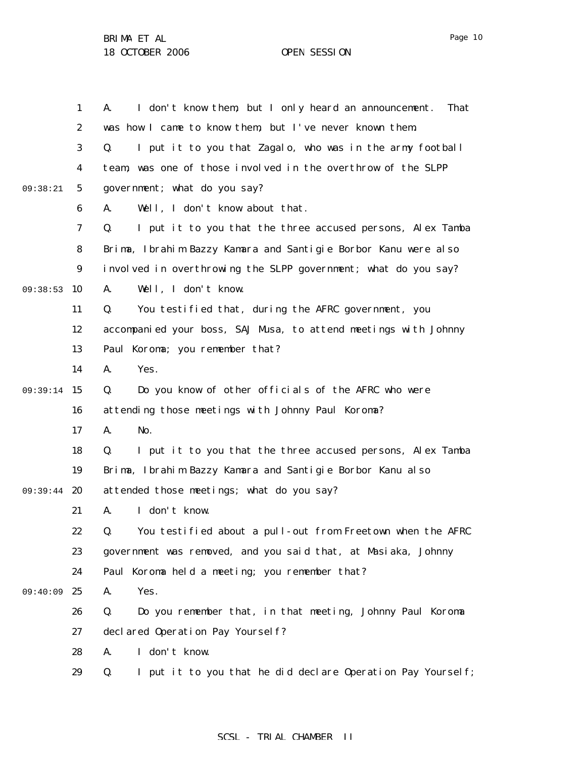A. I don't know them, but I only heard an announcement. That was how I came to know them, but I've never known them.

Q. I put it to you that Zagalo, who was in the army football team, was one of those involved in the overthrow of the SLPP government; what do you say?

A. Well, I don't know about that.

Q. I put it to you that the three accused persons, Alex Tamba Brima, Ibrahim Bazzy Kamara and Santigie Borbor Kanu were also involved in overthrowing the SLPP government; what do you say?

A. Well, I don't know.

Q. You testified that, during the AFRC government, you accompanied your boss, SAJ Musa, to attend meetings with Johnny Paul Koroma; you remember that?

A. Yes.

Q. Do you know of other officials of the AFRC who were attending those meetings with Johnny Paul Koroma?

A. No.

Q. I put it to you that the three accused persons, Alex Tamba Brima, Ibrahim Bazzy Kamara and Santigie Borbor Kanu also attended those meetings; what do you say?

A. I don't know.

Q. You testified about a pull-out from Freetown when the AFRC government was removed, and you said that, at Masiaka, Johnny Paul Koroma held a meeting; you remember that?

A. Yes.

Q. Do you remember that, in that meeting, Johnny Paul Koroma declared Operation Pay Yourself?

A. I don't know.

Q. I put it to you that he did declare Operation Pay Yourself;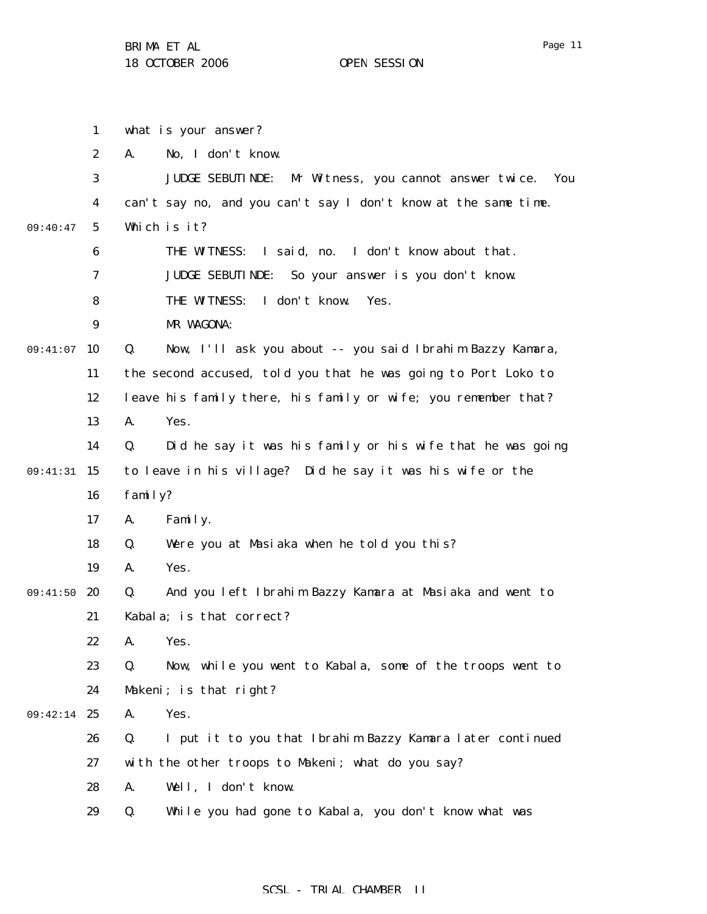what is your answer?

A. No, I don't know.

JUDGE SEBUTINDE: Mr Witness, you cannot answer twice. You can't say no, and you can't say I don't know at the same time. Which is it?

THE WITNESS: I said, no. I don't know about that.

JUDGE SEBUTINDE: So your answer is you don't know.

THE WITNESS: I don't know. Yes.

MR WAGONA:

Q. Now, I'll ask you about -- you said Ibrahim Bazzy Kamara, the second accused, told you that he was going to Port Loko to leave his family there, his family or wife; you remember that?

A. Yes.

Q. Did he say it was his family or his wife that he was going to leave in his village? Did he say it was his wife or the family?

A. Family.

Q. Were you at Masiaka when he told you this?

A. Yes.

Q. And you left Ibrahim Bazzy Kamara at Masiaka and went to Kabala; is that correct?

A. Yes.

Q. Now, while you went to Kabala, some of the troops went to Makeni; is that right?

A. Yes.

Q. I put it to you that Ibrahim Bazzy Kamara later continued with the other troops to Makeni; what do you say?

A. Well, I don't know.

Q. While you had gone to Kabala, you don't know what was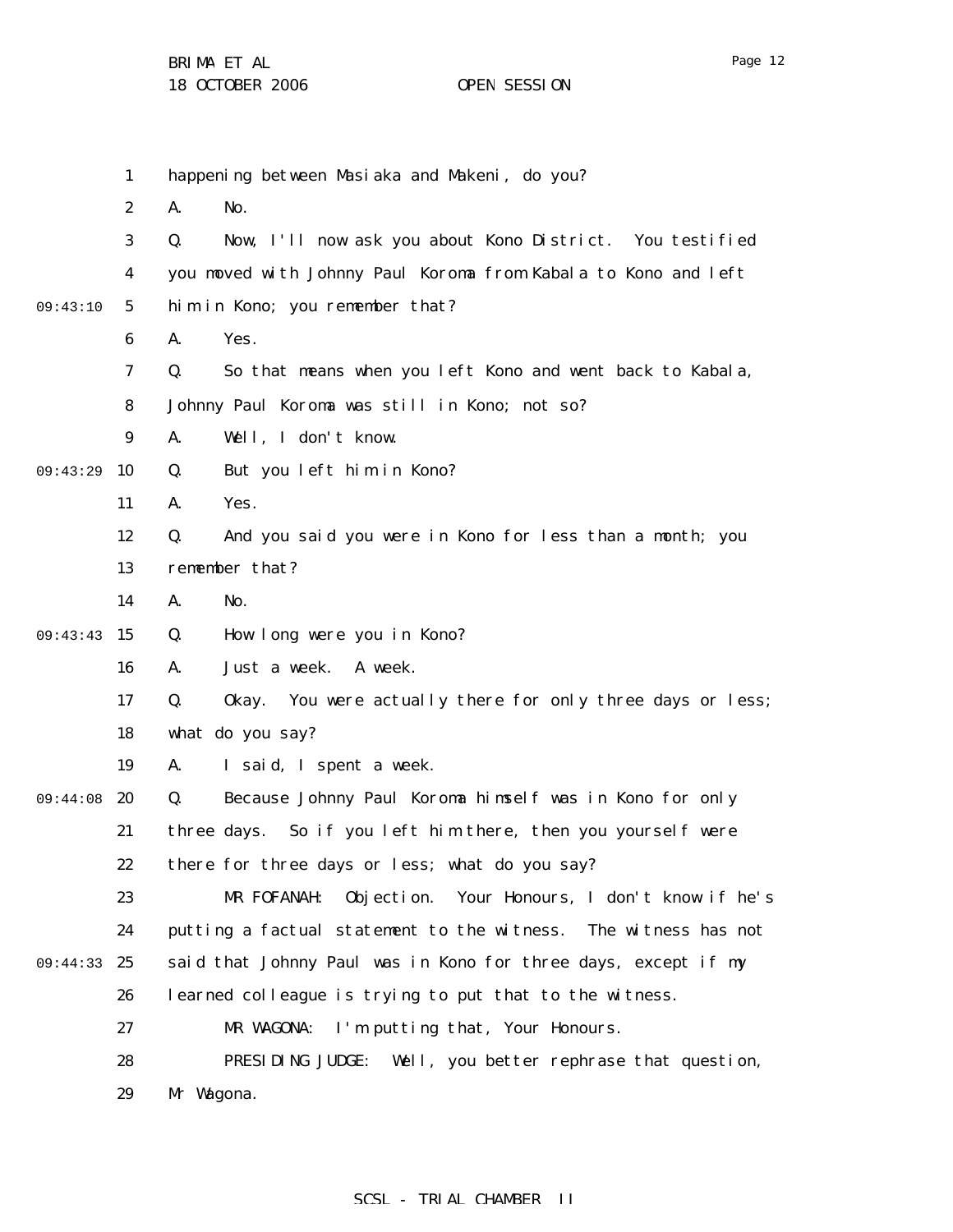happening between Masiaka and Makeni, do you?

A. No.

Q. Now, I'll now ask you about Kono District. You testified you moved with Johnny Paul Koroma from Kabala to Kono and left him in Kono; you remember that?

A. Yes.

Q. So that means when you left Kono and went back to Kabala, Johnny Paul Koroma was still in Kono; not so?

A. Well, I don't know.

Q. But you left him in Kono?

A. Yes.

Q. And you said you were in Kono for less than a month; you remember that?

A. No.

Q. How long were you in Kono?

A. Just a week. A week.

Q. Okay. You were actually there for only three days or less; what do you say?

A. I said, I spent a week.

Q. Because Johnny Paul Koroma himself was in Kono for only three days. So if you left him there, then you yourself were there for three days or less; what do you say?

MR FOFANAH: Objection. Your Honours, I don't know if he's putting a factual statement to the witness. The witness has not said that Johnny Paul was in Kono for three days, except if my learned colleague is trying to put that to the witness.

MR WAGONA: I'm putting that, Your Honours.

PRESIDING JUDGE: Well, you better rephrase that question, Mr Wagona.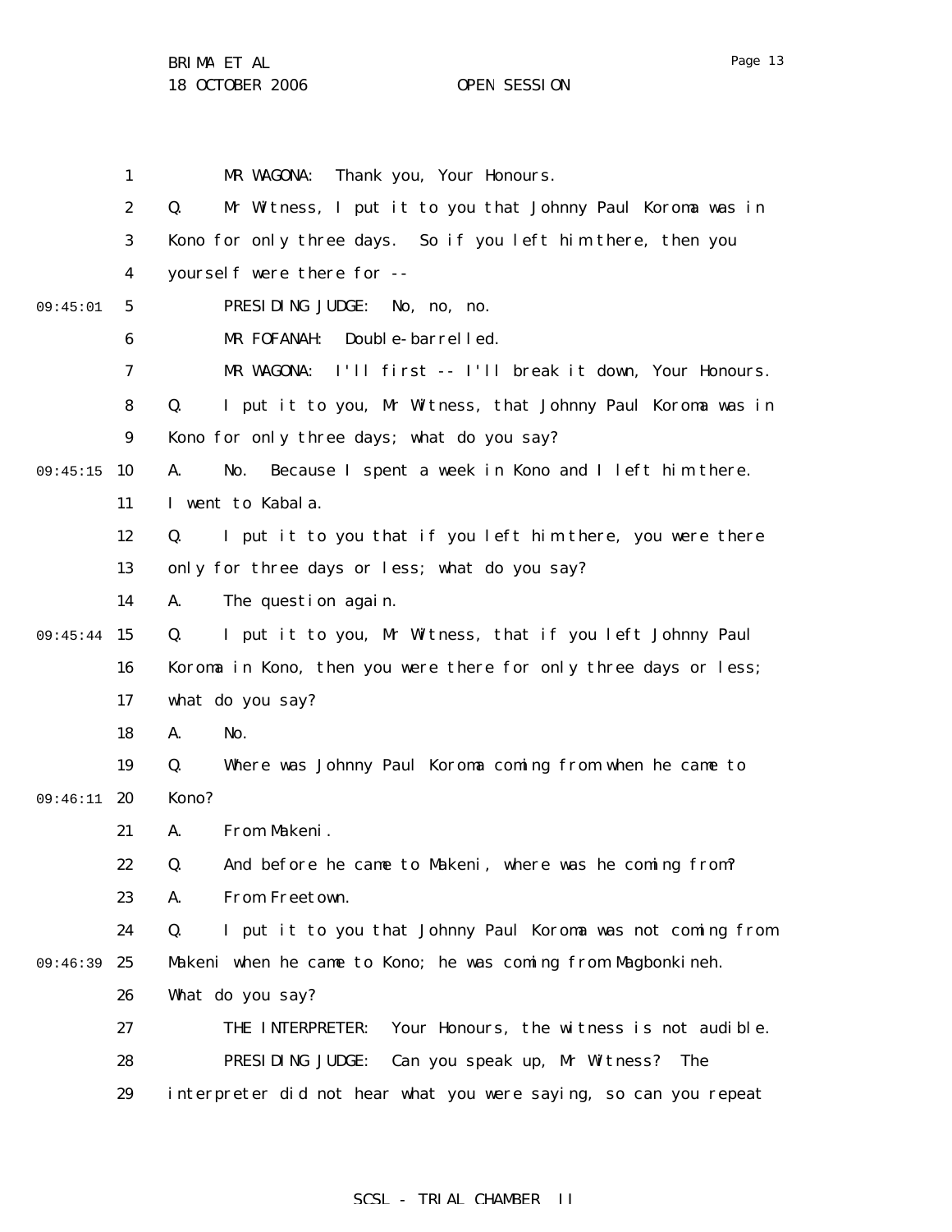MR WAGONA: Thank you, Your Honours.

Q. Mr Witness, I put it to you that Johnny Paul Koroma was in Kono for only three days. So if you left him there, then you yourself were there for --

PRESIDING JUDGE: No, no, no.

MR FOFANAH: Double-barrelled.

MR WAGONA: I'll first -- I'll break it down, Your Honours.

Q. I put it to you, Mr Witness, that Johnny Paul Koroma was in Kono for only three days; what do you say?

A. No. Because I spent a week in Kono and I left him there. I went to Kabala.

Q. I put it to you that if you left him there, you were there only for three days or less; what do you say?

A. The question again.

Q. I put it to you, Mr Witness, that if you left Johnny Paul Koroma in Kono, then you were there for only three days or less; what do you say?

A. No.

Q. Where was Johnny Paul Koroma coming from when he came to Kono?

A. From Makeni.

Q. And before he came to Makeni, where was he coming from?

A. From Freetown.

Q. I put it to you that Johnny Paul Koroma was not coming from Makeni when he came to Kono; he was coming from Magbonkineh. What do you say?

THE INTERPRETER: Your Honours, the witness is not audible.

PRESIDING JUDGE: Can you speak up, Mr Witness? The interpreter did not hear what you were saying, so can you repeat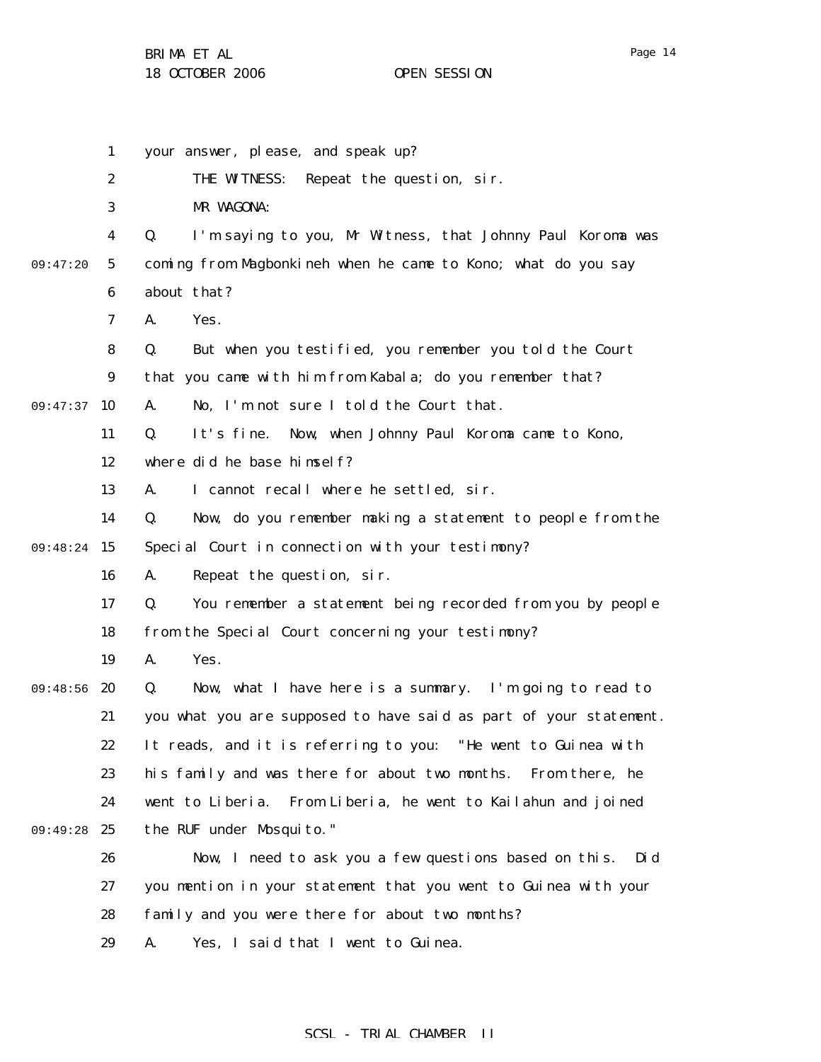your answer, please, and speak up?

THE WITNESS: Repeat the question, sir.

MR WAGONA:

Q. I'm saying to you, Mr Witness, that Johnny Paul Koroma was coming from Magbonkineh when he came to Kono; what do you say about that?

A. Yes.

Q. But when you testified, you remember you told the Court that you came with him from Kabala; do you remember that?

A. No, I'm not sure I told the Court that.

Q. It's fine. Now, when Johnny Paul Koroma came to Kono, where did he base himself?

A. I cannot recall where he settled, sir.

Q. Now, do you remember making a statement to people from the Special Court in connection with your testimony?

A. Repeat the question, sir.

Q. You remember a statement being recorded from you by people from the Special Court concerning your testimony?

A. Yes.

Q. Now, what I have here is a summary. I'm going to read to you what you are supposed to have said as part of your statement. It reads, and it is referring to you: "He went to Guinea with his family and was there for about two months. From there, he went to Liberia. From Liberia, he went to Kailahun and joined the RUF under Mosquito."

Now, I need to ask you a few questions based on this. Did you mention in your statement that you went to Guinea with your family and you were there for about two months?

A. Yes, I said that I went to Guinea.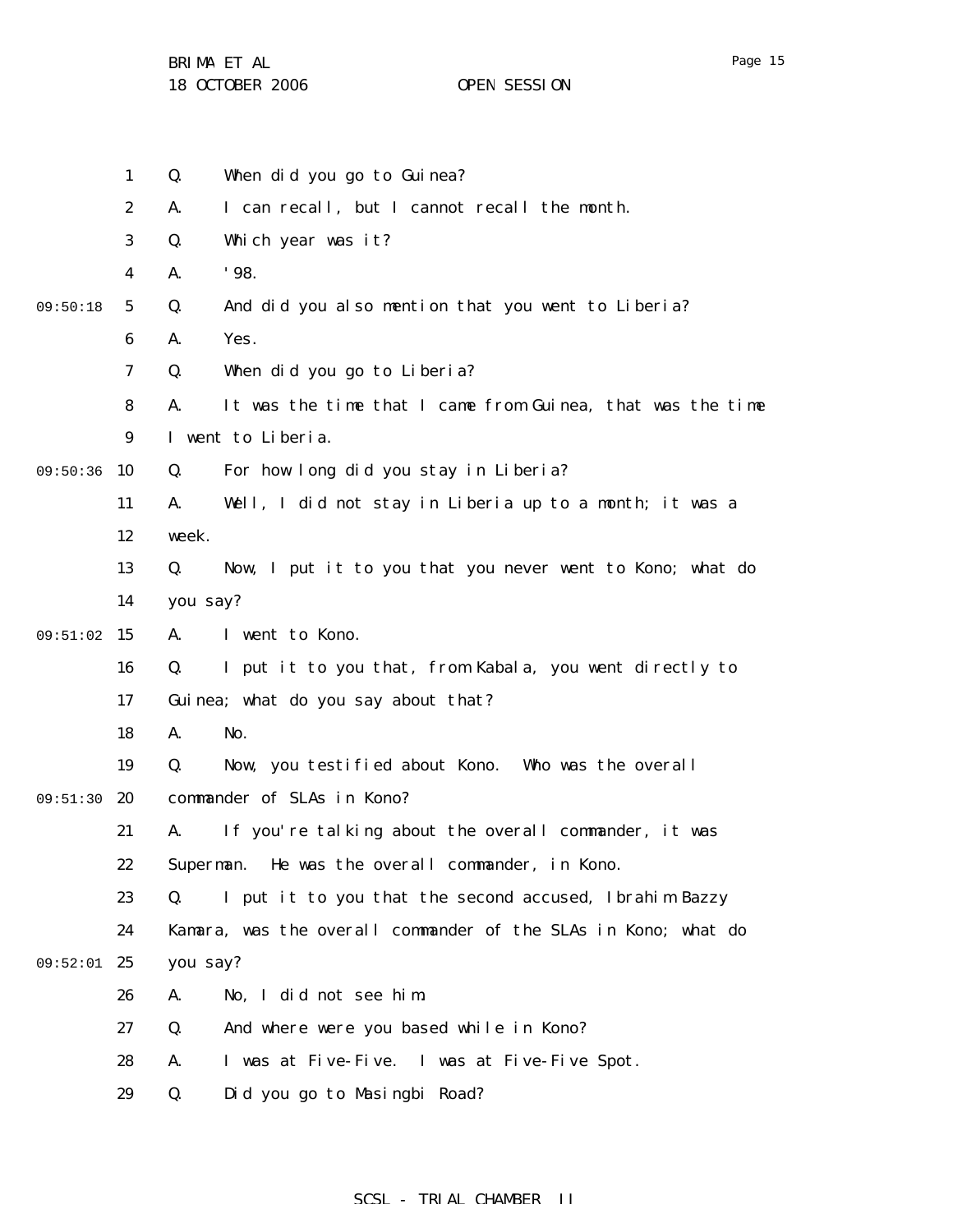Q. When did you go to Guinea?

A. I can recall, but I cannot recall the month.

Q. Which year was it?

A. '98.

Q. And did you also mention that you went to Liberia?

A. Yes.

Q. When did you go to Liberia?

A. It was the time that I came from Guinea, that was the time I went to Liberia.

Q. For how long did you stay in Liberia?

A. Well, I did not stay in Liberia up to a month; it was a week.

Q. Now, I put it to you that you never went to Kono; what do you say?

A. I went to Kono.

Q. I put it to you that, from Kabala, you went directly to Guinea; what do you say about that?

A. No.

Q. Now, you testified about Kono. Who was the overall commander of SLAs in Kono?

A. If you're talking about the overall commander, it was Superman. He was the overall commander, in Kono.

Q. I put it to you that the second accused, Ibrahim Bazzy Kamara, was the overall commander of the SLAs in Kono; what do you say?

A. No, I did not see him.

Q. And where were you based while in Kono?

A. I was at Five-Five. I was at Five-Five Spot.

Q. Did you go to Masingbi Road?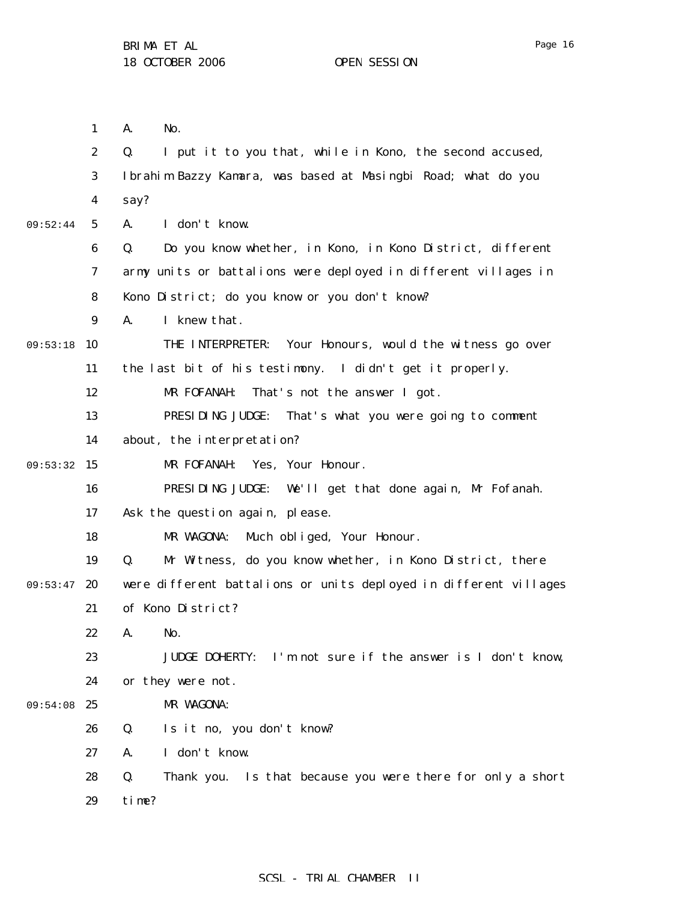A. No.

Q. I put it to you that, while in Kono, the second accused, Ibrahim Bazzy Kamara, was based at Masingbi Road; what do you say?

A. I don't know.

Q. Do you know whether, in Kono, in Kono District, different army units or battalions were deployed in different villages in Kono District; do you know or you don't know?

A. I knew that.

THE INTERPRETER: Your Honours, would the witness go over the last bit of his testimony. I didn't get it properly.

MR FOFANAH: That's not the answer I got.

PRESIDING JUDGE: That's what you were going to comment about, the interpretation?

MR FOFANAH: Yes, Your Honour.

PRESIDING JUDGE: We'll get that done again, Mr Fofanah. Ask the question again, please.

MR WAGONA: Much obliged, Your Honour.

Q. Mr Witness, do you know whether, in Kono District, there were different battalions or units deployed in different villages of Kono District?

A. No.

JUDGE DOHERTY: I'm not sure if the answer is I don't know, or they were not.

MR WAGONA:

Q. Is it no, you don't know?

A. I don't know.

Q. Thank you. Is that because you were there for only a short time?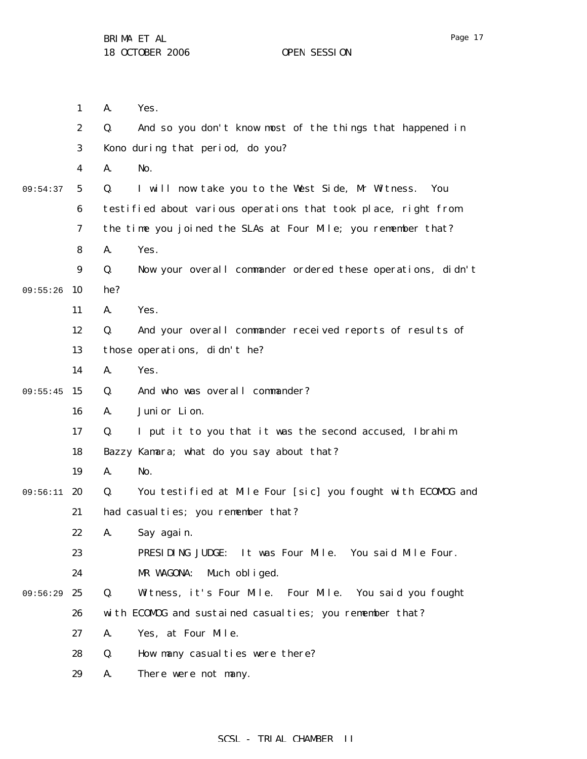A. Yes.

Q. And so you don't know most of the things that happened in Kono during that period, do you?

A. No.

Q. I will now take you to the West Side, Mr Witness. You testified about various operations that took place, right from the time you joined the SLAs at Four Mile; you remember that?

A. Yes.

Q. Now your overall commander ordered these operations, didn't he?

A. Yes.

Q. And your overall commander received reports of results of those operations, didn't he?

A. Yes.

Q. And who was overall commander?

A. Junior Lion.

Q. I put it to you that it was the second accused, Ibrahim Bazzy Kamara; what do you say about that?

A. No.

Q. You testified at Mile Four [sic] you fought with ECOMOG and had casualties; you remember that?

A. Say again.

PRESIDING JUDGE: It was Four Mile. You said Mile Four.

MR WAGONA: Much obliged.

Q. Witness, it's Four Mile. Four Mile. You said you fought with ECOMOG and sustained casualties; you remember that?

A. Yes, at Four Mile.

Q. How many casualties were there?

A. There were not many.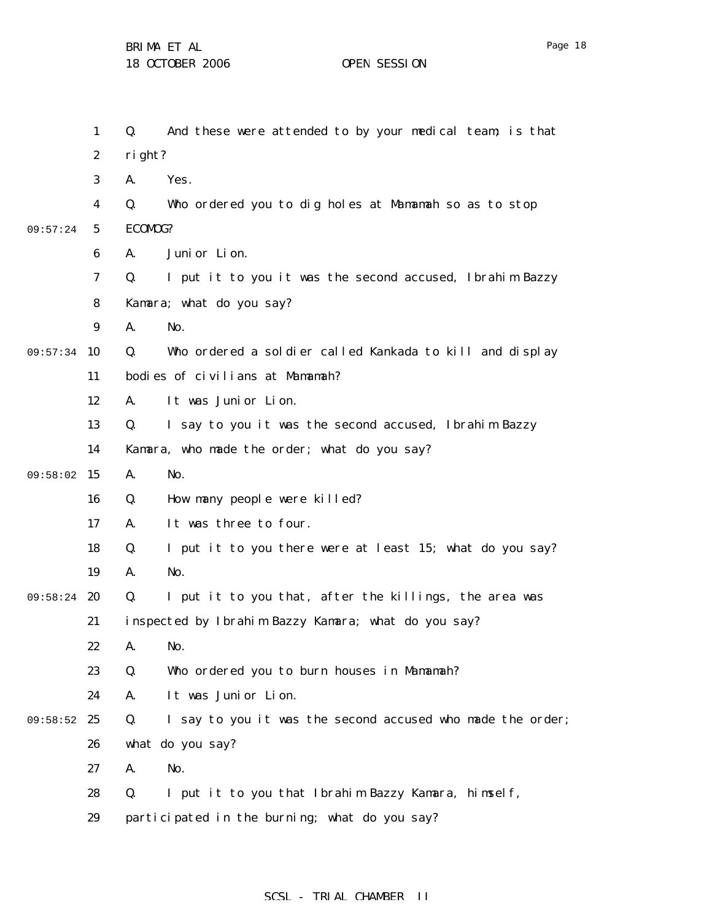Q. And these were attended to by your medical team, is that right?

A. Yes.

Q. Who ordered you to dig holes at Mamamah so as to stop ECOMOG?

A. Junior Lion.

Q. I put it to you it was the second accused, Ibrahim Bazzy Kamara; what do you say?

A. No.

Q. Who ordered a soldier called Kankada to kill and display bodies of civilians at Mamamah?

A. It was Junior Lion.

Q. I say to you it was the second accused, Ibrahim Bazzy Kamara, who made the order; what do you say?

A. No.

Q. How many people were killed?

A. It was three to four.

Q. I put it to you there were at least 15; what do you say?

A. No.

Q. I put it to you that, after the killings, the area was inspected by Ibrahim Bazzy Kamara; what do you say?

A. No.

Q. Who ordered you to burn houses in Mamamah?

A. It was Junior Lion.

Q. I say to you it was the second accused who made the order; what do you say?

A. No.

Q. I put it to you that Ibrahim Bazzy Kamara, himself, participated in the burning; what do you say?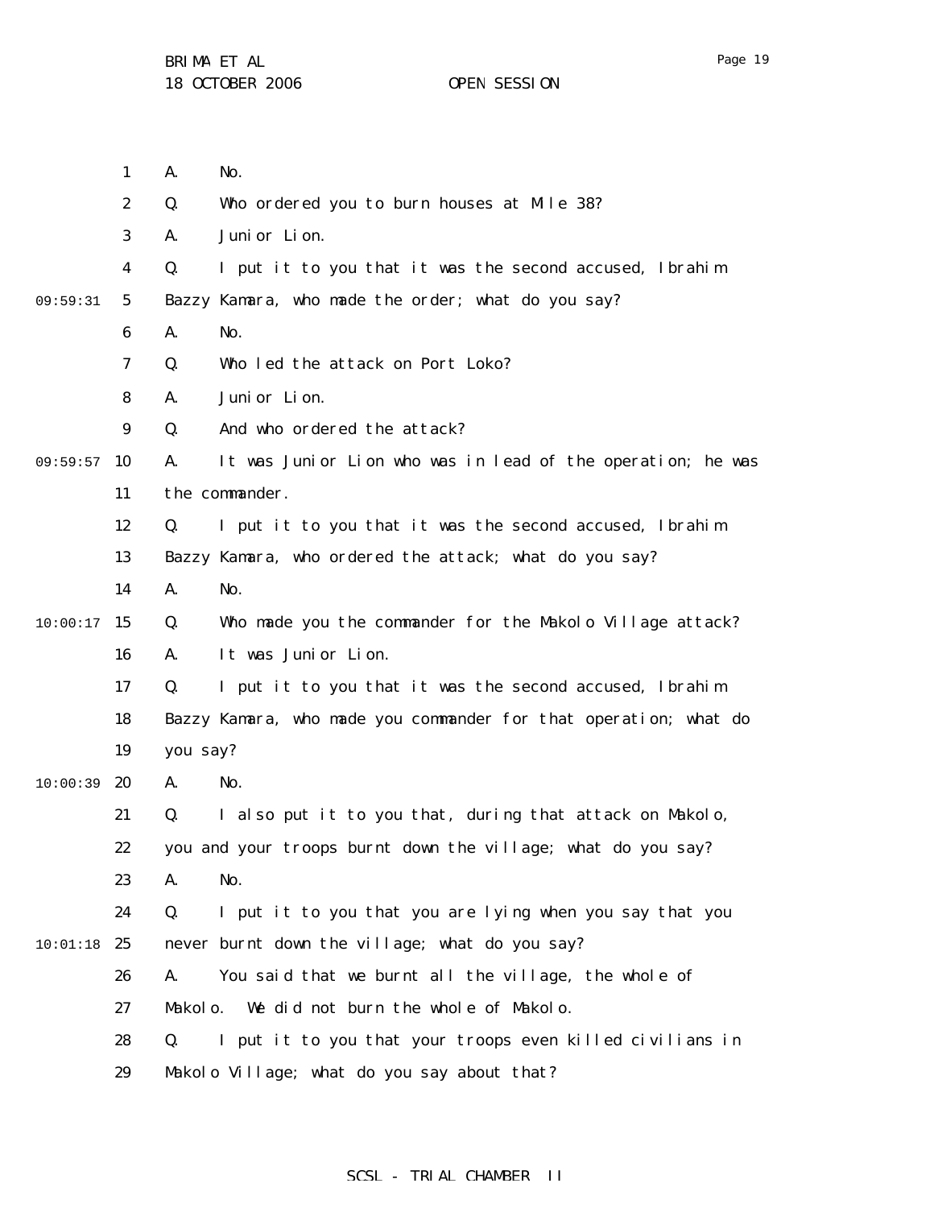A. No.

Q. Who ordered you to burn houses at Mile 38?

A. Junior Lion.

Q. I put it to you that it was the second accused, Ibrahim Bazzy Kamara, who made the order; what do you say?

A. No.

Q. Who led the attack on Port Loko?

A. Junior Lion.

Q. And who ordered the attack?

A. It was Junior Lion who was in lead of the operation; he was the commander.

Q. I put it to you that it was the second accused, Ibrahim Bazzy Kamara, who ordered the attack; what do you say?

A. No.

Q. Who made you the commander for the Makolo Village attack?

A. It was Junior Lion.

Q. I put it to you that it was the second accused, Ibrahim Bazzy Kamara, who made you commander for that operation; what do you say?

A. No.

Q. I also put it to you that, during that attack on Makolo, you and your troops burnt down the village; what do you say?

A. No.

Q. I put it to you that you are lying when you say that you never burnt down the village; what do you say?

A. You said that we burnt all the village, the whole of Makolo. We did not burn the whole of Makolo.

Q. I put it to you that your troops even killed civilians in Makolo Village; what do you say about that?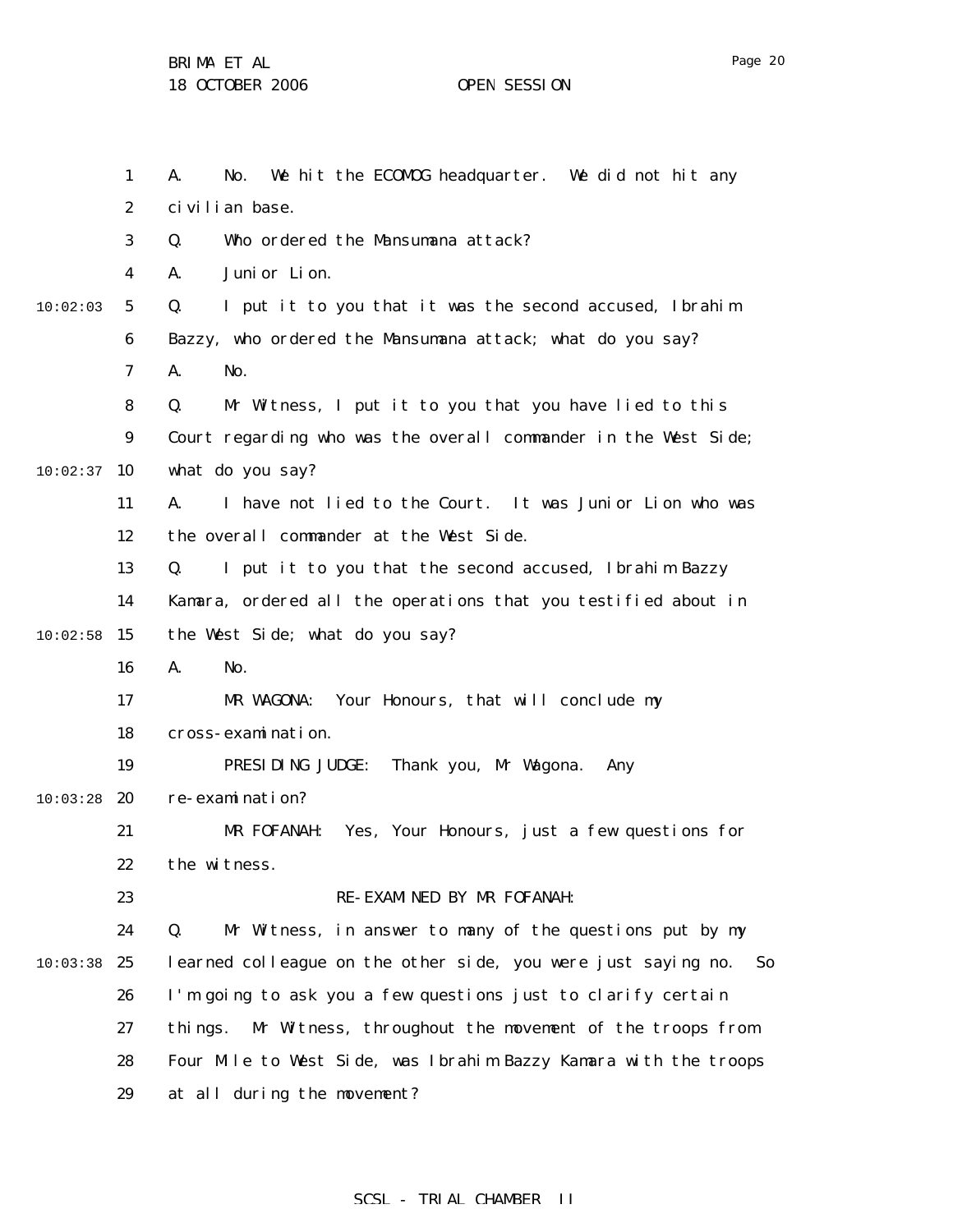A. No. We hit the ECOMOG headquarter. We did not hit any civilian base.

Q. Who ordered the Mansumana attack?

A. Junior Lion.

Q. I put it to you that it was the second accused, Ibrahim Bazzy, who ordered the Mansumana attack; what do you say?

A. No.

Q. Mr Witness, I put it to you that you have lied to this Court regarding who was the overall commander in the West Side; what do you say?

A. I have not lied to the Court. It was Junior Lion who was the overall commander at the West Side.

Q. I put it to you that the second accused, Ibrahim Bazzy Kamara, ordered all the operations that you testified about in the West Side; what do you say?

A. No.

MR WAGONA: Your Honours, that will conclude my cross-examination.

PRESIDING JUDGE: Thank you, Mr Wagona. Any re-examination?

MR FOFANAH: Yes, Your Honours, just a few questions for the witness.

RE-EXAMINED BY MR FOFANAH:

Q. Mr Witness, in answer to many of the questions put by my learned colleague on the other side, you were just saying no. So I'm going to ask you a few questions just to clarify certain things. Mr Witness, throughout the movement of the troops from Four Mile to West Side, was Ibrahim Bazzy Kamara with the troops at all during the movement?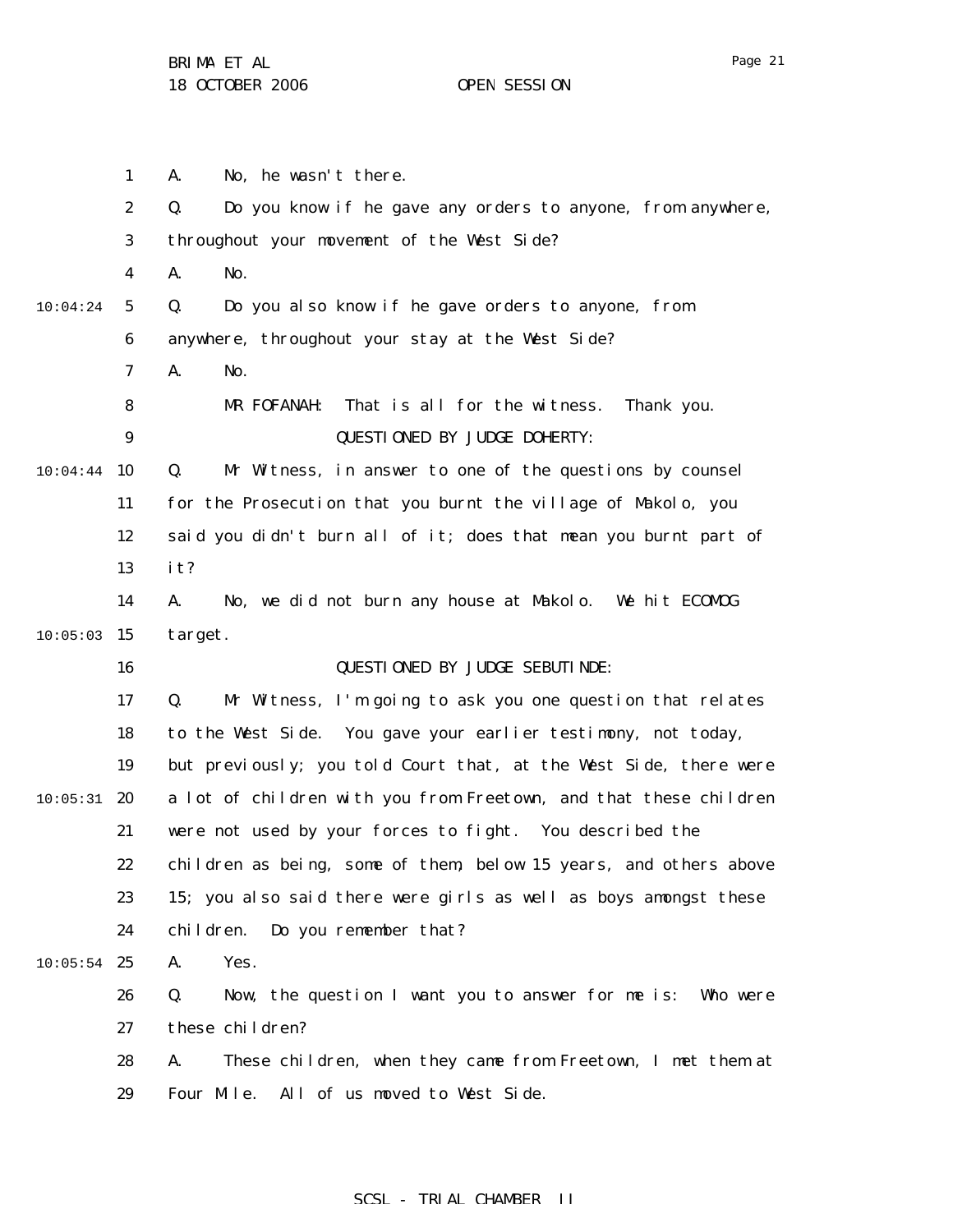A. No, he wasn't there.

Q. Do you know if he gave any orders to anyone, from anywhere, throughout your movement of the West Side?

A. No.

Q. Do you also know if he gave orders to anyone, from anywhere, throughout your stay at the West Side?

A. No.

MR FOFANAH: That is all for the witness. Thank you.

QUESTIONED BY JUDGE DOHERTY:

Q. Mr Witness, in answer to one of the questions by counsel for the Prosecution that you burnt the village of Makolo, you said you didn't burn all of it; does that mean you burnt part of it?

A. No, we did not burn any house at Makolo. We hit ECOMOG target.

QUESTIONED BY JUDGE SEBUTINDE:

Q. Mr Witness, I'm going to ask you one question that relates to the West Side. You gave your earlier testimony, not today, but previously; you told Court that, at the West Side, there were a lot of children with you from Freetown, and that these children were not used by your forces to fight. You described the children as being, some of them, below 15 years, and others above 15; you also said there were girls as well as boys amongst these children. Do you remember that?

A. Yes.

Q. Now, the question I want you to answer for me is: Who were these children?

A. These children, when they came from Freetown, I met them at Four Mile. All of us moved to West Side.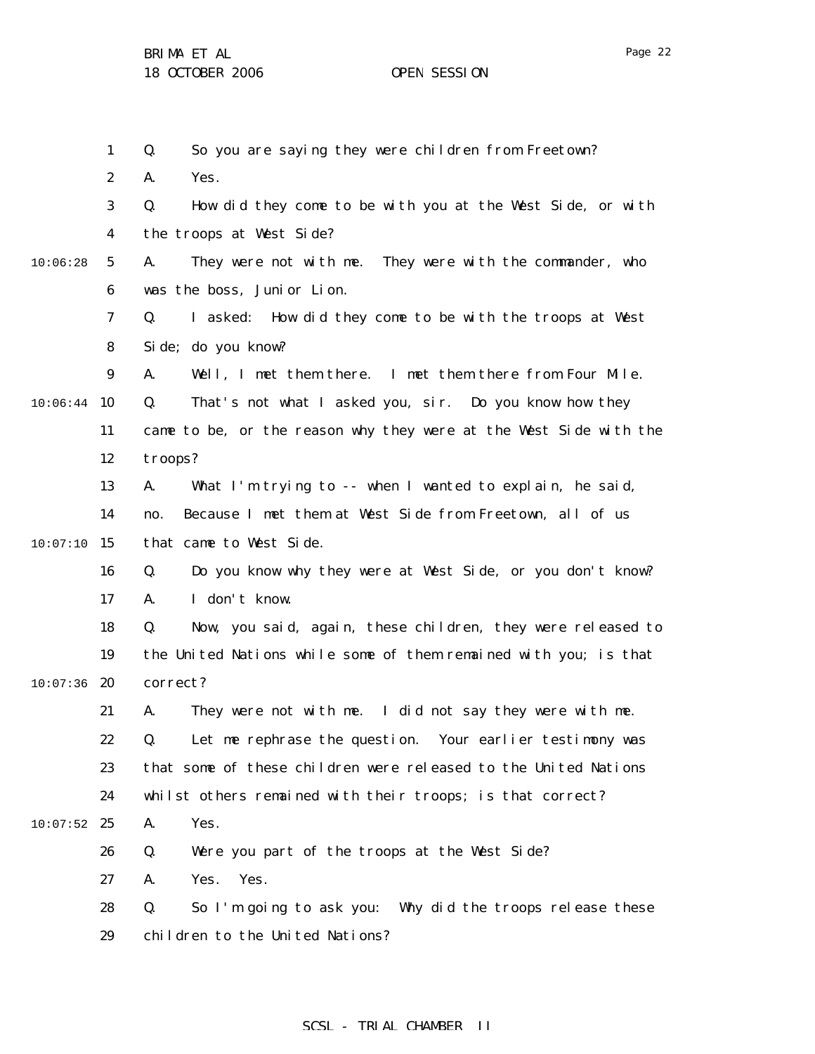Q. So you are saying they were children from Freetown?

A. Yes.

Q. How did they come to be with you at the West Side, or with the troops at West Side?

A. They were not with me. They were with the commander, who was the boss, Junior Lion.

Q. I asked: How did they come to be with the troops at West Side; do you know?

A. Well, I met them there. I met them there from Four Mile.

Q. That's not what I asked you, sir. Do you know how they came to be, or the reason why they were at the West Side with the troops?

A. What I'm trying to -- when I wanted to explain, he said, no. Because I met them at West Side from Freetown, all of us that came to West Side.

Q. Do you know why they were at West Side, or you don't know?

A. I don't know.

Q. Now, you said, again, these children, they were released to the United Nations while some of them remained with you; is that correct?

A. They were not with me. I did not say they were with me.

Q. Let me rephrase the question. Your earlier testimony was that some of these children were released to the United Nations whilst others remained with their troops; is that correct?

A. Yes.

Q. Were you part of the troops at the West Side?

A. Yes. Yes.

Q. So I'm going to ask you: Why did the troops release these children to the United Nations?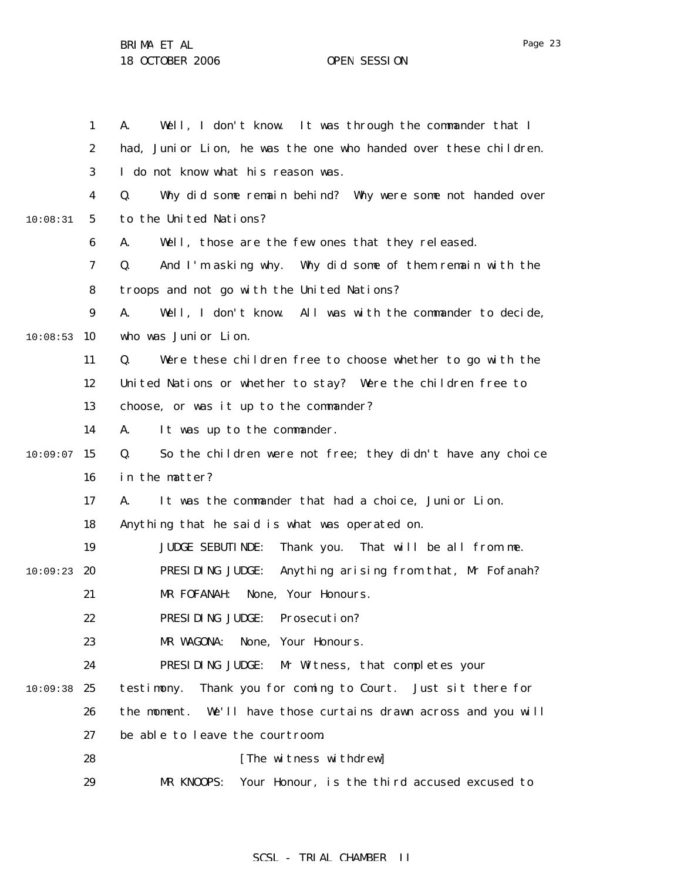A. Well, I don't know. It was through the commander that I had, Junior Lion, he was the one who handed over these children. I do not know what his reason was.

Q. Why did some remain behind? Why were some not handed over to the United Nations?

A. Well, those are the few ones that they released.

Q. And I'm asking why. Why did some of them remain with the troops and not go with the United Nations?

A. Well, I don't know. All was with the commander to decide, who was Junior Lion.

Q. Were these children free to choose whether to go with the United Nations or whether to stay? Were the children free to choose, or was it up to the commander?

A. It was up to the commander.

Q. So the children were not free; they didn't have any choice in the matter?

A. It was the commander that had a choice, Junior Lion. Anything that he said is what was operated on.

JUDGE SEBUTINDE: Thank you. That will be all from me.

PRESIDING JUDGE: Anything arising from that, Mr Fofanah?

MR FOFANAH: None, Your Honours.

PRESIDING JUDGE: Prosecution?

MR WAGONA: None, Your Honours.

PRESIDING JUDGE: Mr Witness, that completes your testimony. Thank you for coming to Court. Just sit there for the moment. We'll have those curtains drawn across and you will be able to leave the courtroom.

[The witness withdrew]

MR KNOOPS: Your Honour, is the third accused excused to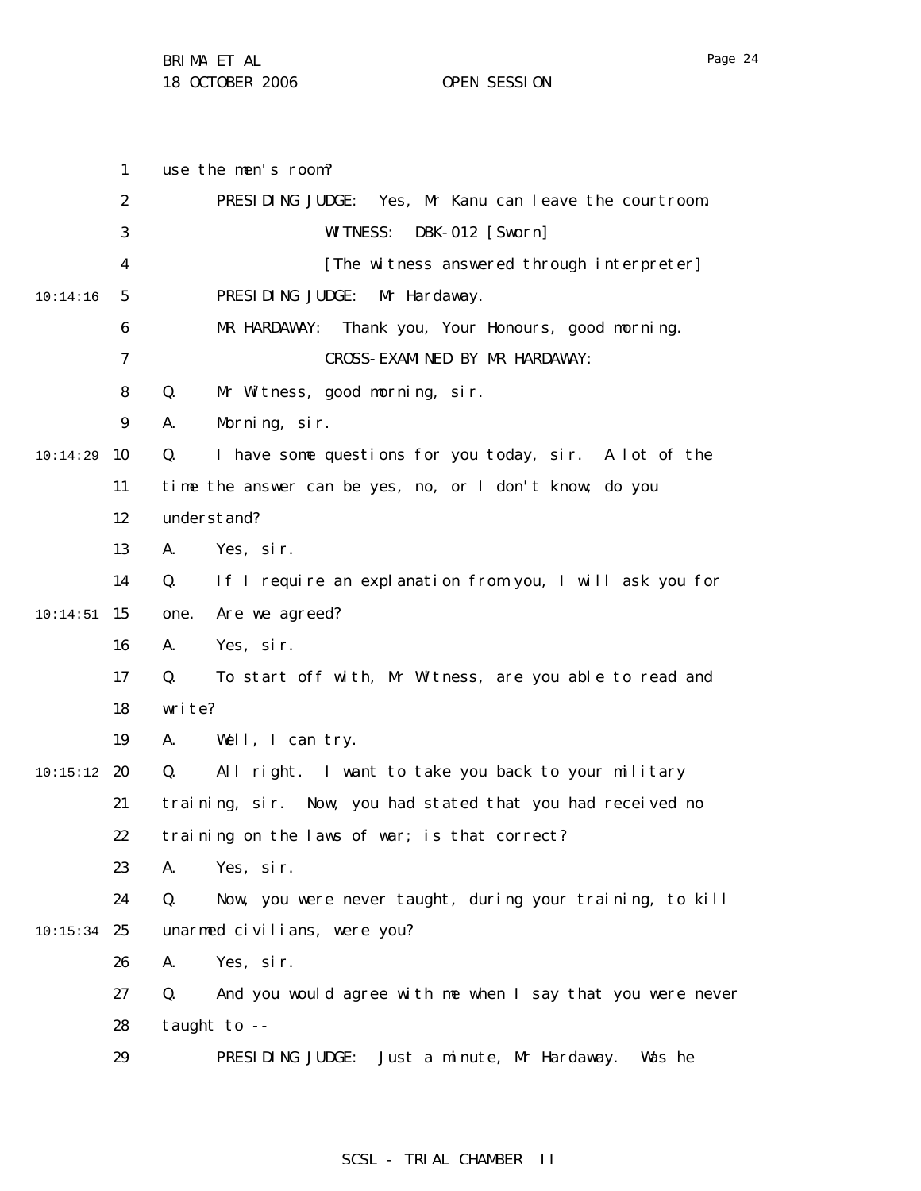use the men's room?

PRESIDING JUDGE: Yes, Mr Kanu can leave the courtroom.

WITNESS: DBK-012 [Sworn]

[The witness answered through interpreter]

PRESIDING JUDGE: Mr Hardaway.

MR HARDAWAY: Thank you, Your Honours, good morning.

CROSS-EXAMINED BY MR HARDAWAY:

Q. Mr Witness, good morning, sir.

A. Morning, sir.

Q. I have some questions for you today, sir. A lot of the time the answer can be yes, no, or I don't know; do you understand?

A. Yes, sir.

Q. If I require an explanation from you, I will ask you for one. Are we agreed?

A. Yes, sir.

Q. To start off with, Mr Witness, are you able to read and write?

A. Well, I can try.

Q. All right. I want to take you back to your military training, sir. Now, you had stated that you had received no training on the laws of war; is that correct?

A. Yes, sir.

Q. Now, you were never taught, during your training, to kill unarmed civilians, were you?

A. Yes, sir.

Q. And you would agree with me when I say that you were never taught to --

PRESIDING JUDGE: Just a minute, Mr Hardaway. Was he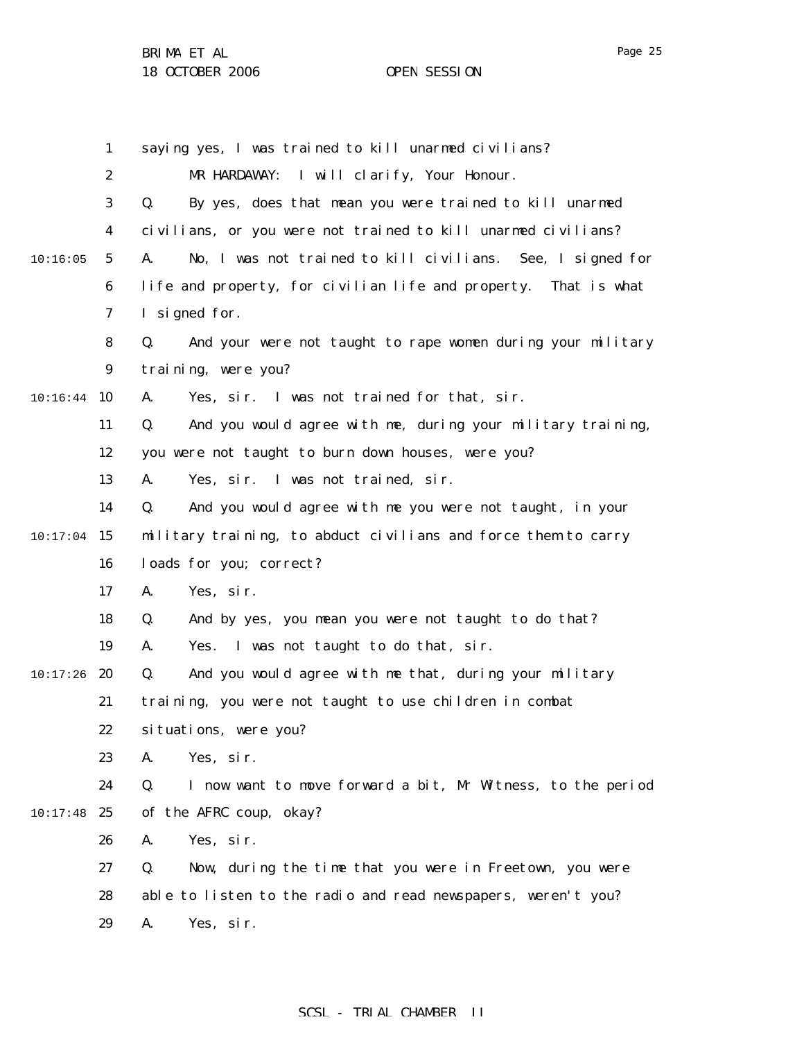saying yes, I was trained to kill unarmed civilians?

MR HARDAWAY: I will clarify, Your Honour.

Q. By yes, does that mean you were trained to kill unarmed civilians, or you were not trained to kill unarmed civilians?

A. No, I was not trained to kill civilians. See, I signed for life and property, for civilian life and property. That is what I signed for.

Q. And your were not taught to rape women during your military training, were you?

A. Yes, sir. I was not trained for that, sir.

Q. And you would agree with me, during your military training, you were not taught to burn down houses, were you?

A. Yes, sir. I was not trained, sir.

Q. And you would agree with me you were not taught, in your military training, to abduct civilians and force them to carry loads for you; correct?

A. Yes, sir.

Q. And by yes, you mean you were not taught to do that?

A. Yes. I was not taught to do that, sir.

Q. And you would agree with me that, during your military training, you were not taught to use children in combat situations, were you?

A. Yes, sir.

Q. I now want to move forward a bit, Mr Witness, to the period of the AFRC coup, okay?

A. Yes, sir.

Q. Now, during the time that you were in Freetown, you were able to listen to the radio and read newspapers, weren't you?

A. Yes, sir.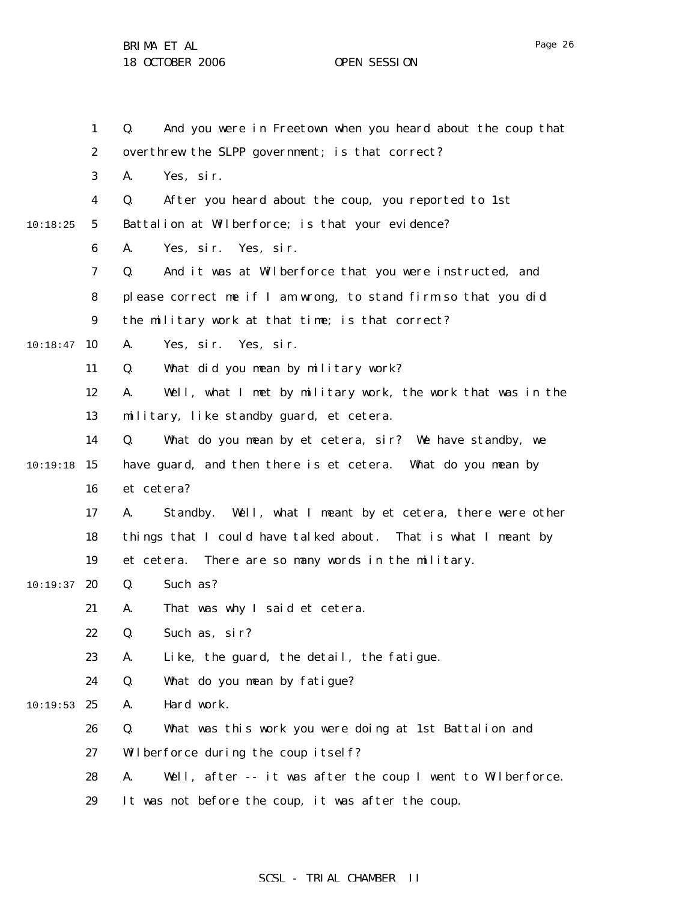Q. And you were in Freetown when you heard about the coup that overthrew the SLPP government; is that correct?

A. Yes, sir.

Q. After you heard about the coup, you reported to 1st Battalion at Wilberforce; is that your evidence?

A. Yes, sir. Yes, sir.

Q. And it was at Wilberforce that you were instructed, and please correct me if I am wrong, to stand firm so that you did the military work at that time; is that correct?

A. Yes, sir. Yes, sir.

Q. What did you mean by military work?

A. Well, what I met by military work, the work that was in the military, like standby guard, et cetera.

Q. What do you mean by et cetera, sir? We have standby, we have guard, and then there is et cetera. What do you mean by et cetera?

A. Standby. Well, what I meant by et cetera, there were other things that I could have talked about. That is what I meant by et cetera. There are so many words in the military.

Q. Such as?

A. That was why I said et cetera.

Q. Such as, sir?

A. Like, the guard, the detail, the fatigue.

Q. What do you mean by fatigue?

A. Hard work.

Q. What was this work you were doing at 1st Battalion and Wilberforce during the coup itself?

A. Well, after -- it was after the coup I went to Wilberforce. It was not before the coup, it was after the coup.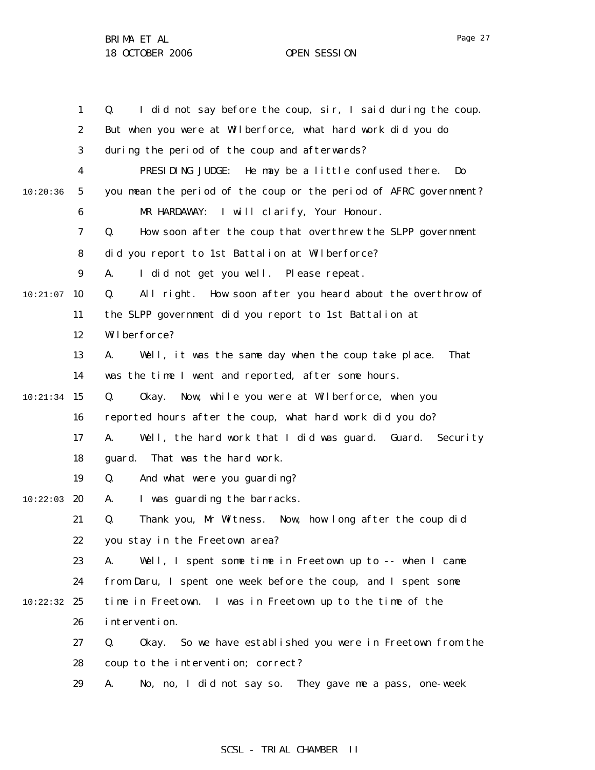Q. I did not say before the coup, sir, I said during the coup. But when you were at Wilberforce, what hard work did you do during the period of the coup and afterwards?

PRESIDING JUDGE: He may be a little confused there. Do you mean the period of the coup or the period of AFRC government?

MR HARDAWAY: I will clarify, Your Honour.

Q. How soon after the coup that overthrew the SLPP government did you report to 1st Battalion at Wilberforce?

A. I did not get you well. Please repeat.

Q. All right. How soon after you heard about the overthrow of the SLPP government did you report to 1st Battalion at Wilberforce?

A. Well, it was the same day when the coup take place. That was the time I went and reported, after some hours.

Q. Okay. Now, while you were at Wilberforce, when you reported hours after the coup, what hard work did you do?

A. Well, the hard work that I did was guard. Guard. Security guard. That was the hard work.

Q. And what were you guarding?

A. I was guarding the barracks.

Q. Thank you, Mr Witness. Now, how long after the coup did you stay in the Freetown area?

A. Well, I spent some time in Freetown up to -- when I came from Daru, I spent one week before the coup, and I spent some time in Freetown. I was in Freetown up to the time of the intervention.

Q. Okay. So we have established you were in Freetown from the coup to the intervention; correct?

A. No, no, I did not say so. They gave me a pass, one-week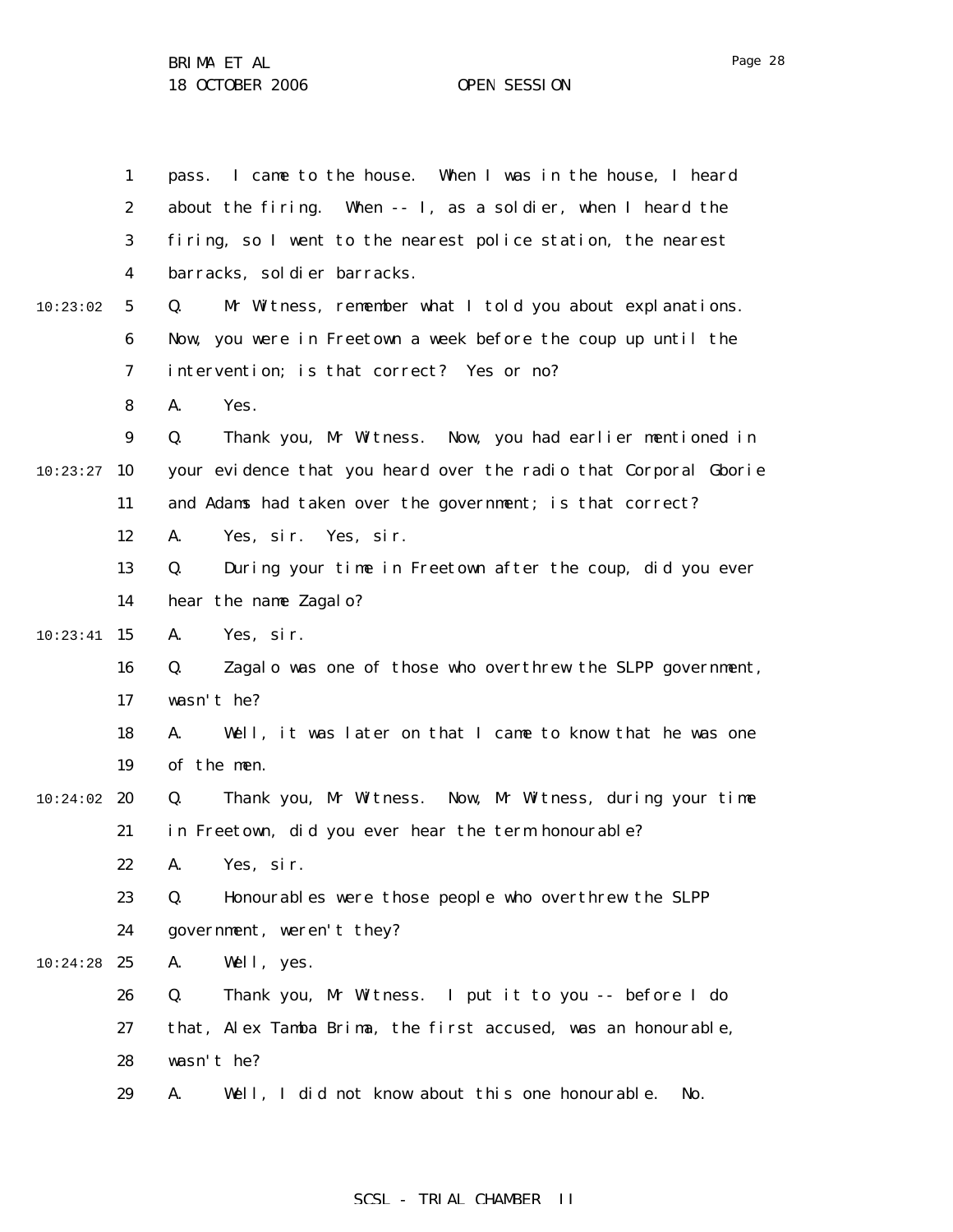pass. I came to the house. When I was in the house, I heard about the firing. When -- I, as a soldier, when I heard the firing, so I went to the nearest police station, the nearest barracks, soldier barracks.

Q. Mr Witness, remember what I told you about explanations. Now, you were in Freetown a week before the coup up until the intervention; is that correct? Yes or no?

A. Yes.

Q. Thank you, Mr Witness. Now, you had earlier mentioned in your evidence that you heard over the radio that Corporal Gborie and Adams had taken over the government; is that correct?

A. Yes, sir. Yes, sir.

Q. During your time in Freetown after the coup, did you ever hear the name Zagalo?

A. Yes, sir.

Q. Zagalo was one of those who overthrew the SLPP government, wasn't he?

A. Well, it was later on that I came to know that he was one of the men.

Q. Thank you, Mr Witness. Now, Mr Witness, during your time in Freetown, did you ever hear the term honourable?

A. Yes, sir.

Q. Honourables were those people who overthrew the SLPP government, weren't they?

A. Well, yes.

Q. Thank you, Mr Witness. I put it to you -- before I do that, Alex Tamba Brima, the first accused, was an honourable, wasn't he?

A. Well, I did not know about this one honourable. No.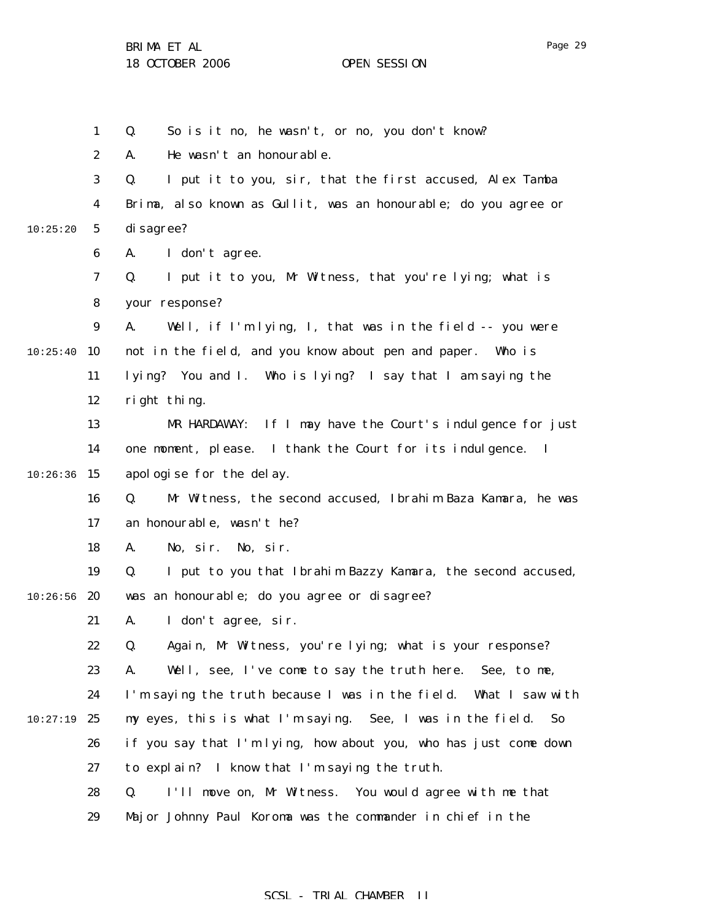Q. So is it no, he wasn't, or no, you don't know?

A. He wasn't an honourable.

Q. I put it to you, sir, that the first accused, Alex Tamba Brima, also known as Gullit, was an honourable; do you agree or disagree?

A. I don't agree.

Q. I put it to you, Mr Witness, that you're lying; what is your response?

A. Well, if I'm lying, I, that was in the field -- you were not in the field, and you know about pen and paper. Who is lying? You and I. Who is lying? I say that I am saying the right thing.

MR HARDAWAY: If I may have the Court's indulgence for just one moment, please. I thank the Court for its indulgence. I apologise for the delay.

Q. Mr Witness, the second accused, Ibrahim Baza Kamara, he was an honourable, wasn't he?

A. No, sir. No, sir.

Q. I put to you that Ibrahim Bazzy Kamara, the second accused, was an honourable; do you agree or disagree?

A. I don't agree, sir.

Q. Again, Mr Witness, you're lying; what is your response?

A. Well, see, I've come to say the truth here. See, to me, I'm saying the truth because I was in the field. What I saw with my eyes, this is what I'm saying. See, I was in the field. So if you say that I'm lying, how about you, who has just come down to explain? I know that I'm saying the truth.

Q. I'll move on, Mr Witness. You would agree with me that Major Johnny Paul Koroma was the commander in chief in the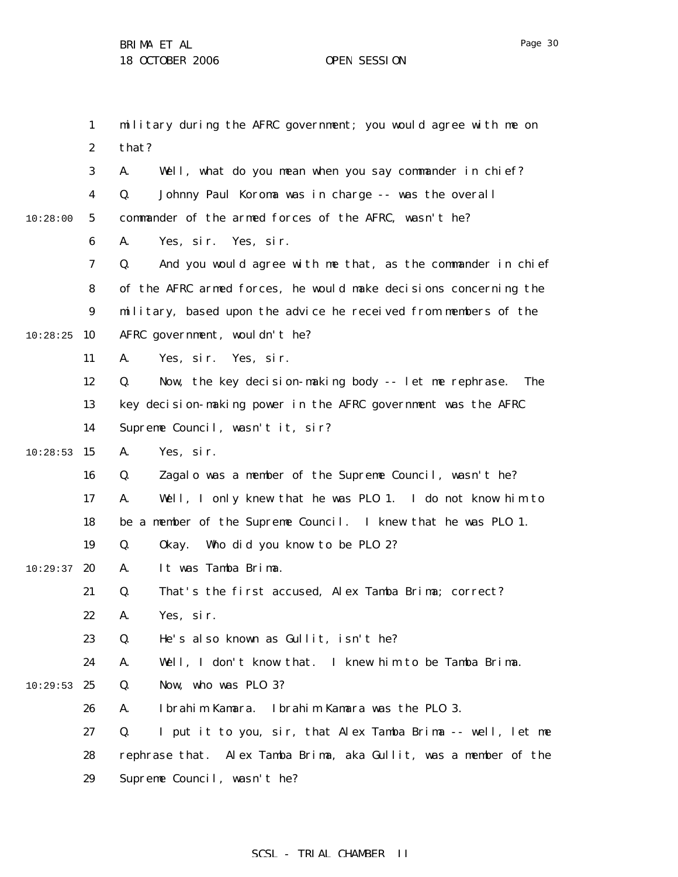military during the AFRC government; you would agree with me on that?

A. Well, what do you mean when you say commander in chief?

Q. Johnny Paul Koroma was in charge -- was the overall commander of the armed forces of the AFRC, wasn't he?

A. Yes, sir. Yes, sir.

Q. And you would agree with me that, as the commander in chief of the AFRC armed forces, he would make decisions concerning the military, based upon the advice he received from members of the AFRC government, wouldn't he?

A. Yes, sir. Yes, sir.

Q. Now, the key decision-making body -- let me rephrase. The key decision-making power in the AFRC government was the AFRC Supreme Council, wasn't it, sir?

A. Yes, sir.

Q. Zagalo was a member of the Supreme Council, wasn't he?

A. Well, I only knew that he was PLO 1. I do not know him to be a member of the Supreme Council. I knew that he was PLO 1.

Q. Okay. Who did you know to be PLO 2?

A. It was Tamba Brima.

Q. That's the first accused, Alex Tamba Brima; correct?

A. Yes, sir.

Q. He's also known as Gullit, isn't he?

A. Well, I don't know that. I knew him to be Tamba Brima.

Q. Now, who was PLO 3?

A. Ibrahim Kamara. Ibrahim Kamara was the PLO 3.

Q. I put it to you, sir, that Alex Tamba Brima -- well, let me rephrase that. Alex Tamba Brima, aka Gullit, was a member of the Supreme Council, wasn't he?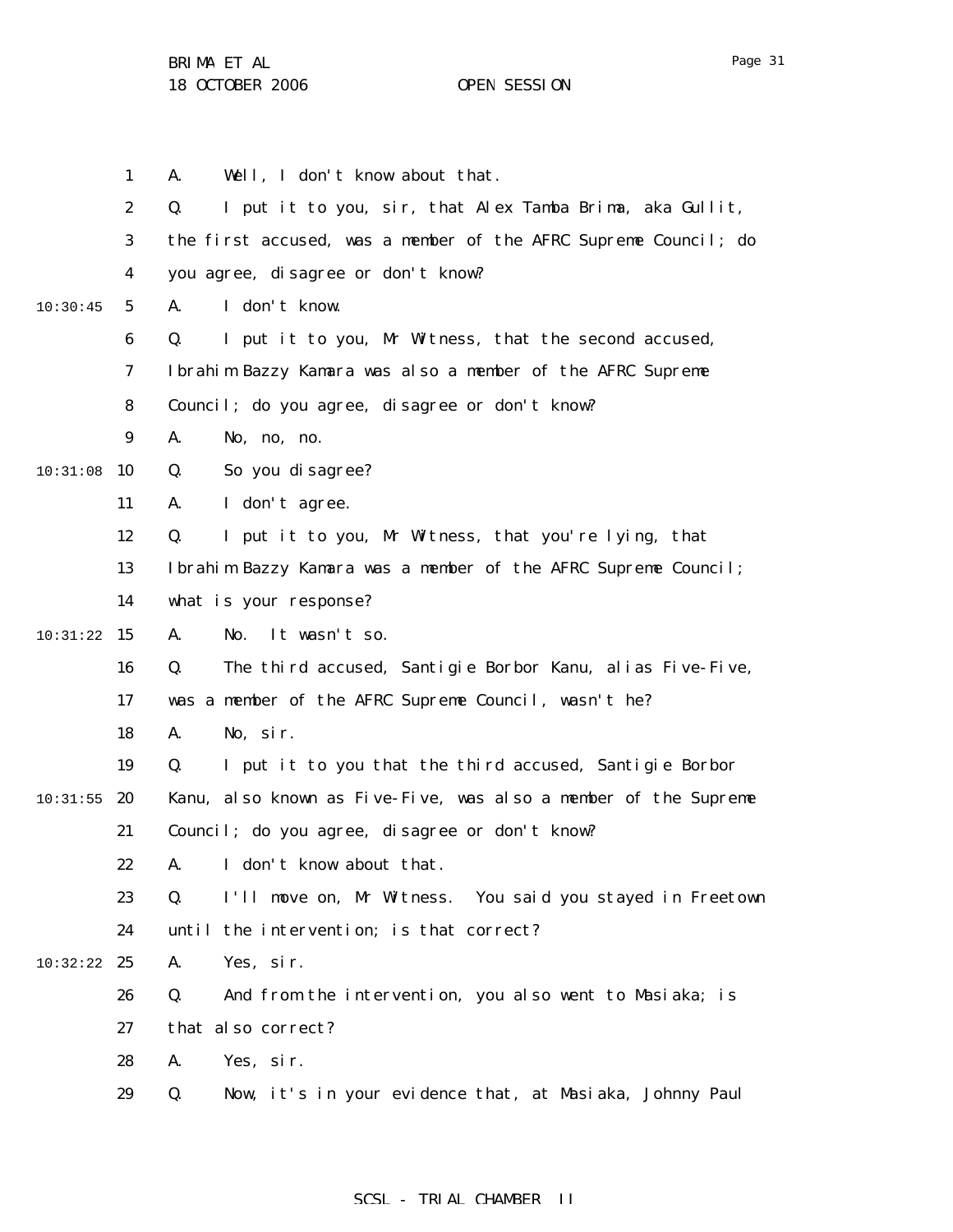A. Well, I don't know about that.

Q. I put it to you, sir, that Alex Tamba Brima, aka Gullit, the first accused, was a member of the AFRC Supreme Council; do you agree, disagree or don't know?

A. I don't know.

Q. I put it to you, Mr Witness, that the second accused, Ibrahim Bazzy Kamara was also a member of the AFRC Supreme Council; do you agree, disagree or don't know?

A. No, no, no.

Q. So you disagree?

A. I don't agree.

Q. I put it to you, Mr Witness, that you're lying, that Ibrahim Bazzy Kamara was a member of the AFRC Supreme Council; what is your response?

A. No. It wasn't so.

Q. The third accused, Santigie Borbor Kanu, alias Five-Five, was a member of the AFRC Supreme Council, wasn't he?

A. No, sir.

Q. I put it to you that the third accused, Santigie Borbor Kanu, also known as Five-Five, was also a member of the Supreme Council; do you agree, disagree or don't know?

A. I don't know about that.

Q. I'll move on, Mr Witness. You said you stayed in Freetown until the intervention; is that correct?

A. Yes, sir.

Q. And from the intervention, you also went to Masiaka; is that also correct?

A. Yes, sir.

Q. Now, it's in your evidence that, at Masiaka, Johnny Paul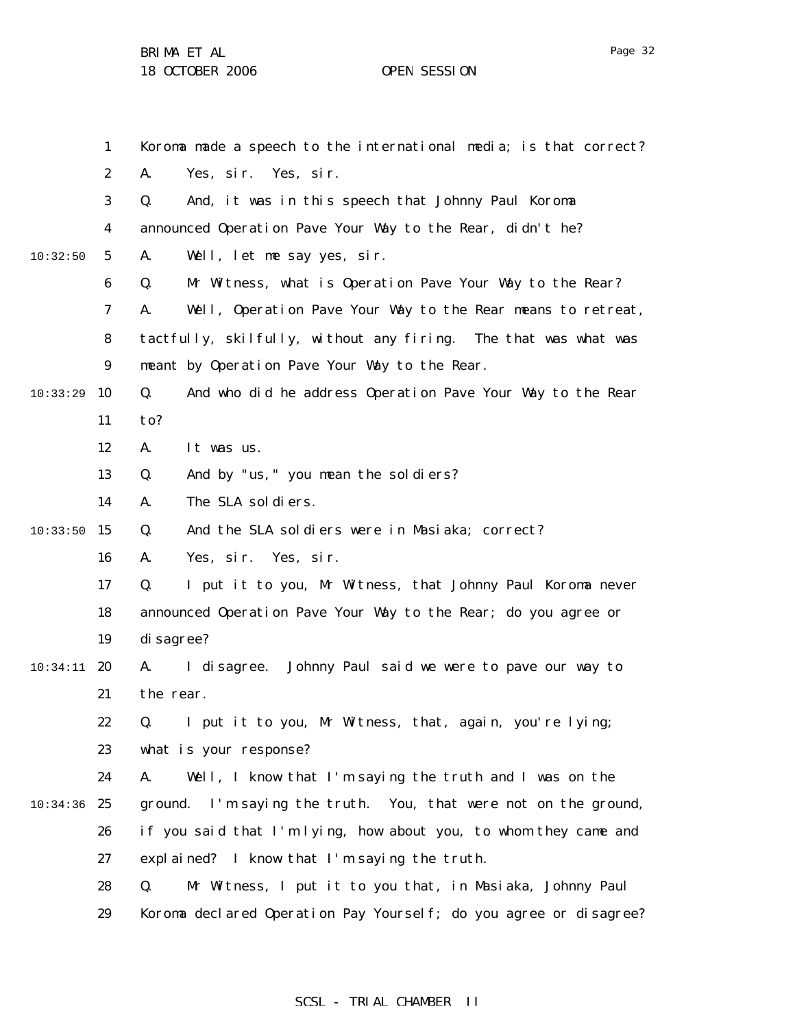Koroma made a speech to the international media; is that correct?

A. Yes, sir. Yes, sir.

Q. And, it was in this speech that Johnny Paul Koroma announced Operation Pave Your Way to the Rear, didn't he?

A. Well, let me say yes, sir.

Q. Mr Witness, what is Operation Pave Your Way to the Rear?

A. Well, Operation Pave Your Way to the Rear means to retreat, tactfully, skilfully, without any firing. The that was what was meant by Operation Pave Your Way to the Rear.

Q. And who did he address Operation Pave Your Way to the Rear to?

A. It was us.

Q. And by "us," you mean the soldiers?

A. The SLA soldiers.

Q. And the SLA soldiers were in Masiaka; correct?

A. Yes, sir. Yes, sir.

Q. I put it to you, Mr Witness, that Johnny Paul Koroma never announced Operation Pave Your Way to the Rear; do you agree or disagree?

A. I disagree. Johnny Paul said we were to pave our way to the rear.

Q. I put it to you, Mr Witness, that, again, you're lying; what is your response?

A. Well, I know that I'm saying the truth and I was on the ground. I'm saying the truth. You, that were not on the ground, if you said that I'm lying, how about you, to whom they came and explained? I know that I'm saying the truth.

Q. Mr Witness, I put it to you that, in Masiaka, Johnny Paul Koroma declared Operation Pay Yourself; do you agree or disagree?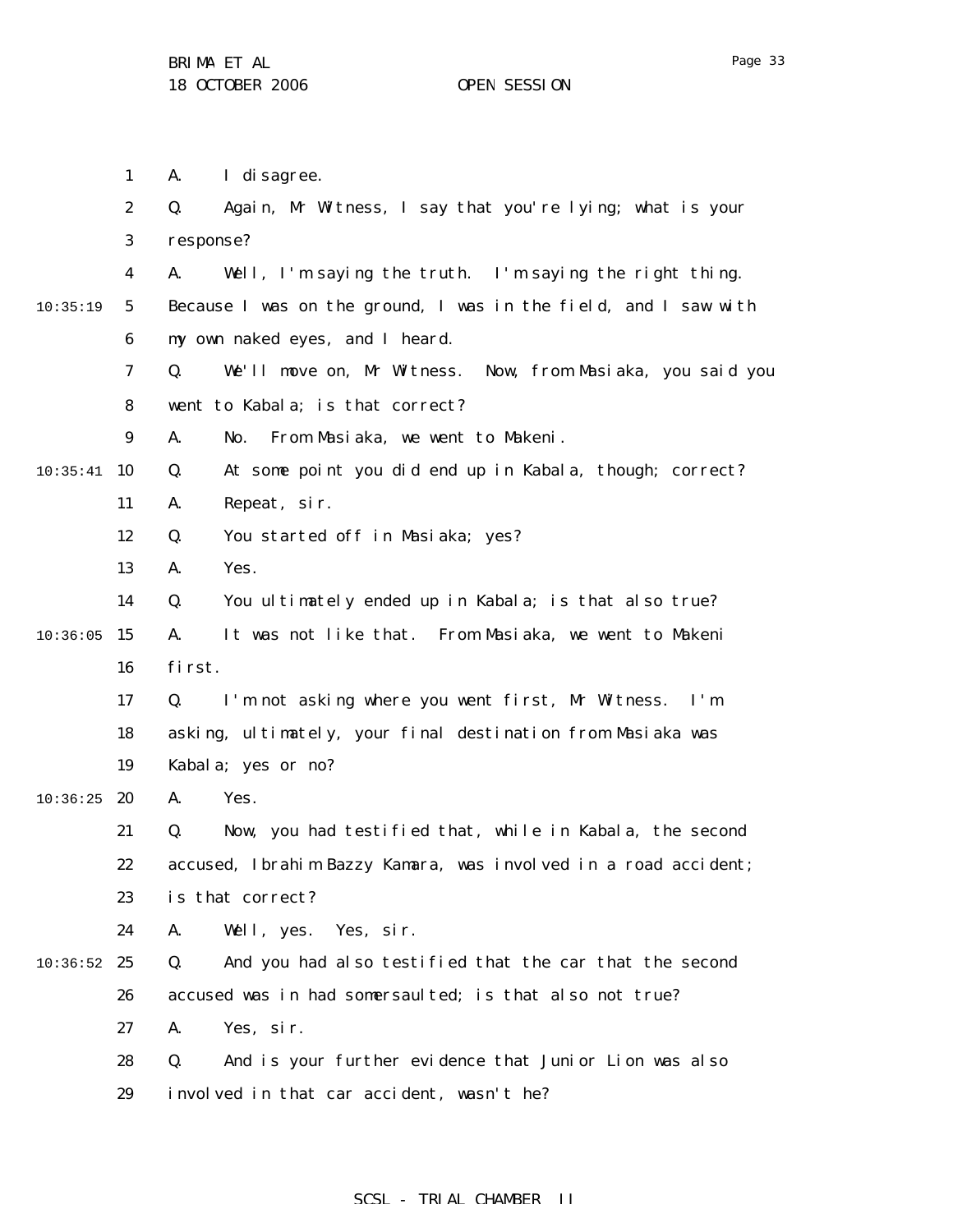A. I disagree.

Q. Again, Mr Witness, I say that you're lying; what is your response?

A. Well, I'm saying the truth. I'm saying the right thing. Because I was on the ground, I was in the field, and I saw with my own naked eyes, and I heard.

Q. We'll move on, Mr Witness. Now, from Masiaka, you said you went to Kabala; is that correct?

A. No. From Masiaka, we went to Makeni.

Q. At some point you did end up in Kabala, though; correct?

A. Repeat, sir.

Q. You started off in Masiaka; yes?

A. Yes.

Q. You ultimately ended up in Kabala; is that also true?

A. It was not like that. From Masiaka, we went to Makeni first.

Q. I'm not asking where you went first, Mr Witness. I'm asking, ultimately, your final destination from Masiaka was Kabala; yes or no?

A. Yes.

Q. Now, you had testified that, while in Kabala, the second accused, Ibrahim Bazzy Kamara, was involved in a road accident; is that correct?

A. Well, yes. Yes, sir.

Q. And you had also testified that the car that the second accused was in had somersaulted; is that also not true?

A. Yes, sir.

Q. And is your further evidence that Junior Lion was also involved in that car accident, wasn't he?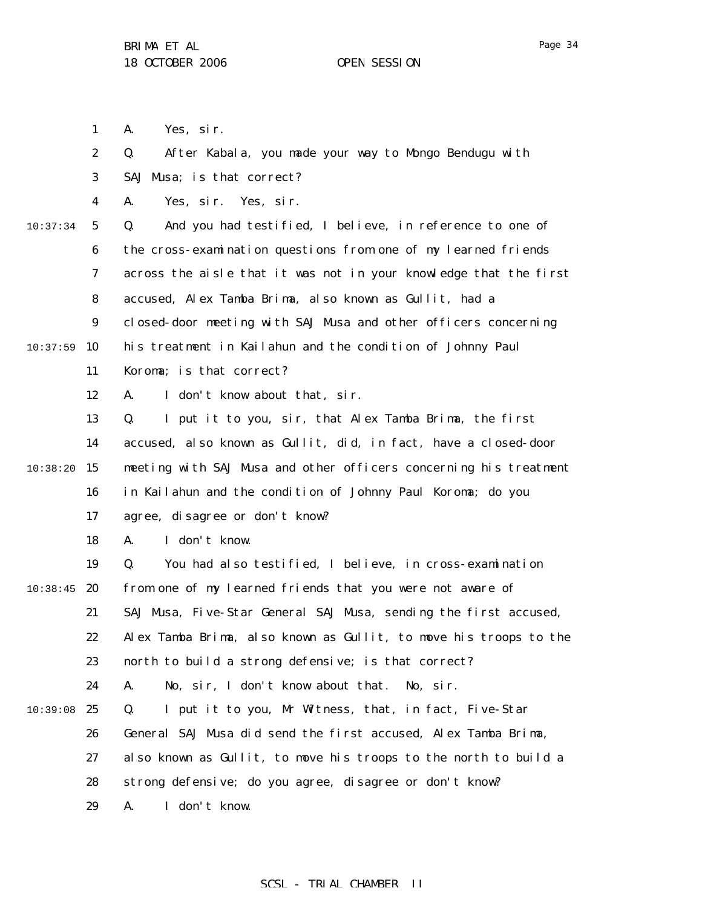A. Yes, sir.

Q. After Kabala, you made your way to Mongo Bendugu with SAJ Musa; is that correct?

A. Yes, sir. Yes, sir.

Q. And you had testified, I believe, in reference to one of the cross-examination questions from one of my learned friends across the aisle that it was not in your knowledge that the first accused, Alex Tamba Brima, also known as Gullit, had a closed-door meeting with SAJ Musa and other officers concerning his treatment in Kailahun and the condition of Johnny Paul Koroma; is that correct?

A. I don't know about that, sir.

Q. I put it to you, sir, that Alex Tamba Brima, the first accused, also known as Gullit, did, in fact, have a closed-door meeting with SAJ Musa and other officers concerning his treatment in Kailahun and the condition of Johnny Paul Koroma; do you agree, disagree or don't know?

A. I don't know.

Q. You had also testified, I believe, in cross-examination from one of my learned friends that you were not aware of SAJ Musa, Five-Star General SAJ Musa, sending the first accused, Alex Tamba Brima, also known as Gullit, to move his troops to the north to build a strong defensive; is that correct?

A. No, sir, I don't know about that. No, sir.

Q. I put it to you, Mr Witness, that, in fact, Five-Star General SAJ Musa did send the first accused, Alex Tamba Brima, also known as Gullit, to move his troops to the north to build a strong defensive; do you agree, disagree or don't know?

A. I don't know.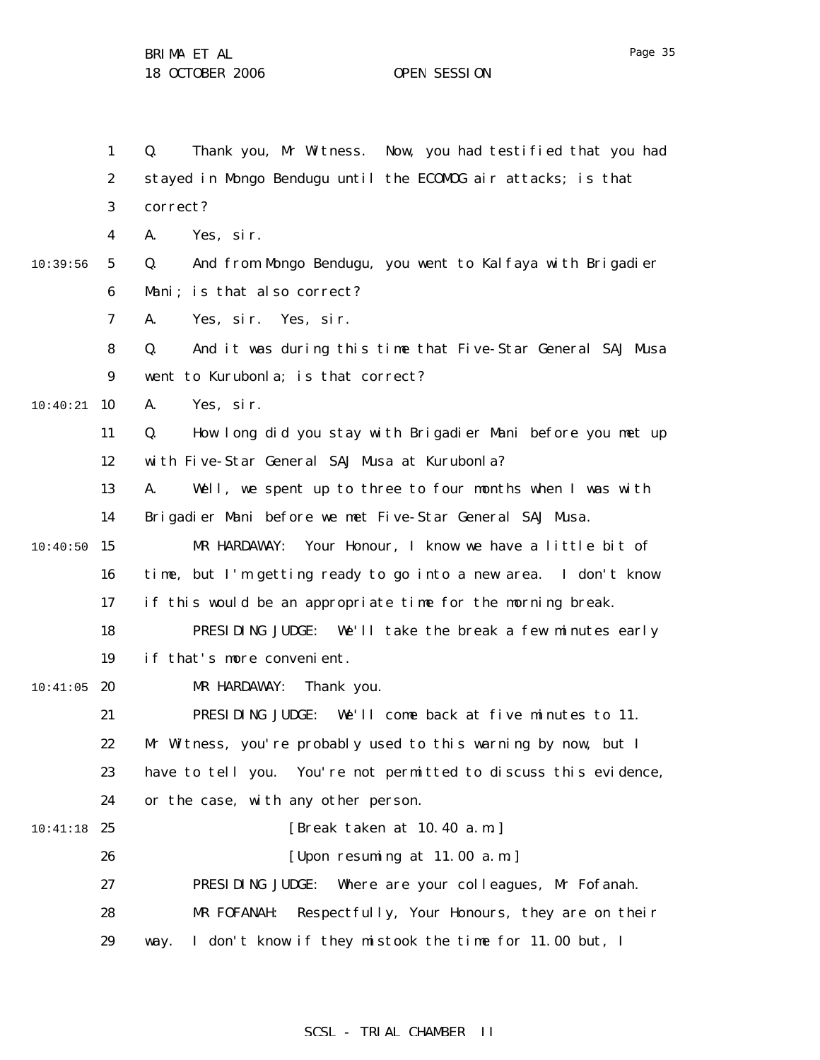Q. Thank you, Mr Witness. Now, you had testified that you had stayed in Mongo Bendugu until the ECOMOG air attacks; is that correct?

A. Yes, sir.

Q. And from Mongo Bendugu, you went to Kalfaya with Brigadier Mani; is that also correct?

A. Yes, sir. Yes, sir.

Q. And it was during this time that Five-Star General SAJ Musa went to Kurubonla; is that correct?

A. Yes, sir.

Q. How long did you stay with Brigadier Mani before you met up with Five-Star General SAJ Musa at Kurubonla?

A. Well, we spent up to three to four months when I was with Brigadier Mani before we met Five-Star General SAJ Musa.

MR HARDAWAY: Your Honour, I know we have a little bit of time, but I'm getting ready to go into a new area. I don't know if this would be an appropriate time for the morning break.

PRESIDING JUDGE: We'll take the break a few minutes early if that's more convenient.

MR HARDAWAY: Thank you.

PRESIDING JUDGE: We'll come back at five minutes to 11. Mr Witness, you're probably used to this warning by now, but I have to tell you. You're not permitted to discuss this evidence, or the case, with any other person.

[Break taken at 10.40 a.m.]

[Upon resuming at 11.00 a.m.]

PRESIDING JUDGE: Where are your colleagues, Mr Fofanah.

MR FOFANAH: Respectfully, Your Honours, they are on their way. I don't know if they mistook the time for 11.00 but, I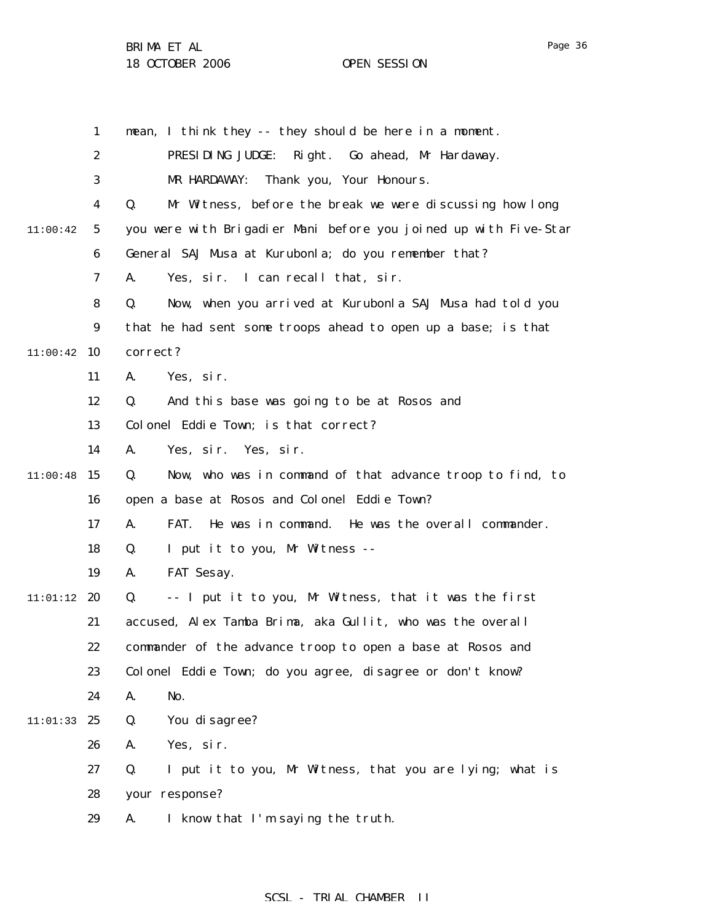mean, I think they -- they should be here in a moment.

PRESIDING JUDGE: Right. Go ahead, Mr Hardaway.

MR HARDAWAY: Thank you, Your Honours.

Q. Mr Witness, before the break we were discussing how long you were with Brigadier Mani before you joined up with Five-Star General SAJ Musa at Kurubonla; do you remember that?

A. Yes, sir. I can recall that, sir.

Q. Now, when you arrived at Kurubonla SAJ Musa had told you that he had sent some troops ahead to open up a base; is that correct?

A. Yes, sir.

Q. And this base was going to be at Rosos and Colonel Eddie Town; is that correct?

A. Yes, sir. Yes, sir.

Q. Now, who was in command of that advance troop to find, to open a base at Rosos and Colonel Eddie Town?

A. FAT. He was in command. He was the overall commander.

Q. I put it to you, Mr Witness --

A. FAT Sesay.

Q. -- I put it to you, Mr Witness, that it was the first accused, Alex Tamba Brima, aka Gullit, who was the overall commander of the advance troop to open a base at Rosos and Colonel Eddie Town; do you agree, disagree or don't know?

A. No.

Q. You disagree?

A. Yes, sir.

Q. I put it to you, Mr Witness, that you are lying; what is your response?

A. I know that I'm saying the truth.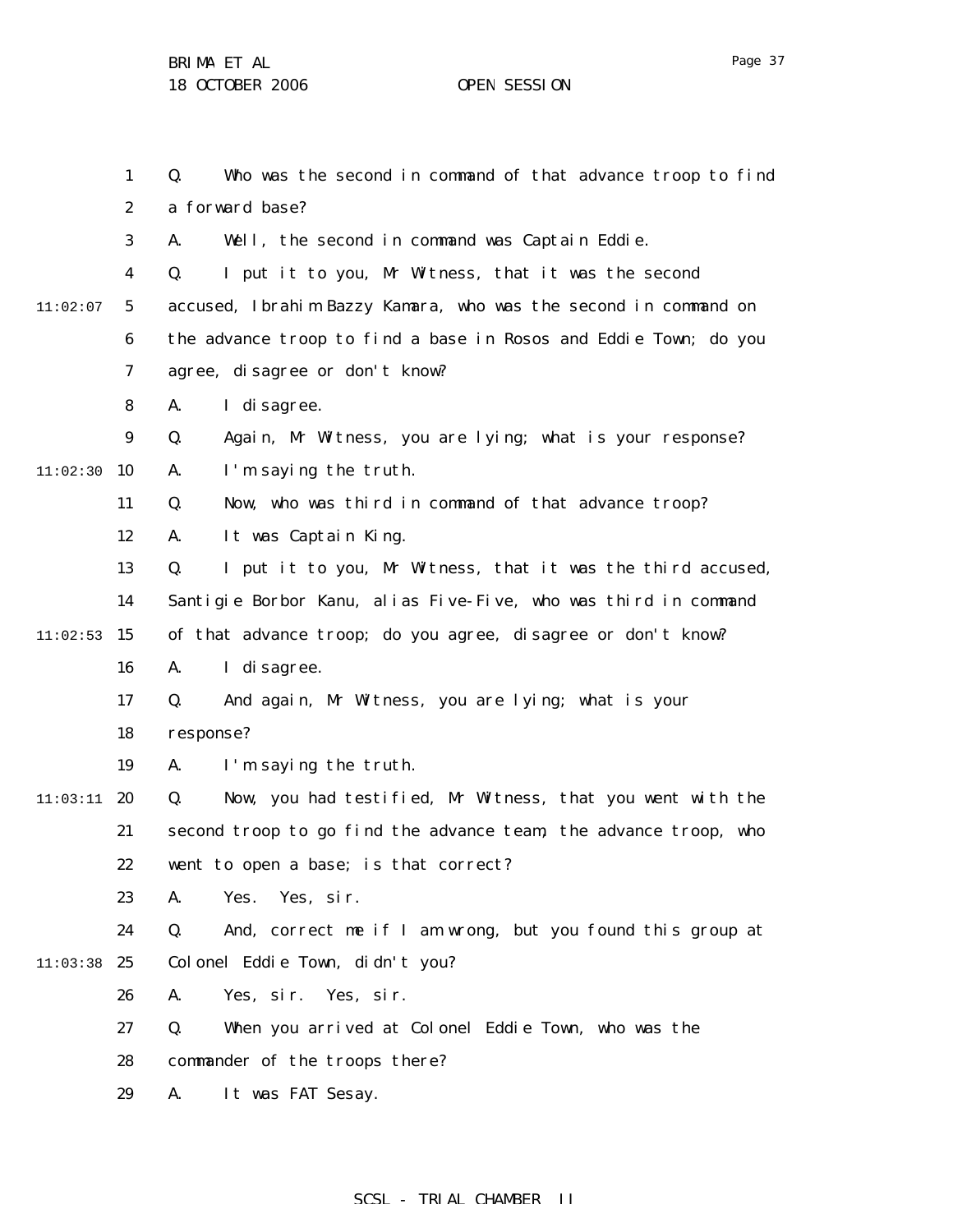Q. Who was the second in command of that advance troop to find a forward base?

A. Well, the second in command was Captain Eddie.

Q. I put it to you, Mr Witness, that it was the second accused, Ibrahim Bazzy Kamara, who was the second in command on the advance troop to find a base in Rosos and Eddie Town; do you agree, disagree or don't know?

A. I disagree.

Q. Again, Mr Witness, you are lying; what is your response?

A. I'm saying the truth.

Q. Now, who was third in command of that advance troop?

A. It was Captain King.

Q. I put it to you, Mr Witness, that it was the third accused, Santigie Borbor Kanu, alias Five-Five, who was third in command of that advance troop; do you agree, disagree or don't know?

A. I disagree.

Q. And again, Mr Witness, you are lying; what is your response?

A. I'm saying the truth.

Q. Now, you had testified, Mr Witness, that you went with the second troop to go find the advance team, the advance troop, who went to open a base; is that correct?

A. Yes. Yes, sir.

Q. And, correct me if I am wrong, but you found this group at Colonel Eddie Town, didn't you?

A. Yes, sir. Yes, sir.

Q. When you arrived at Colonel Eddie Town, who was the commander of the troops there?

A. It was FAT Sesay.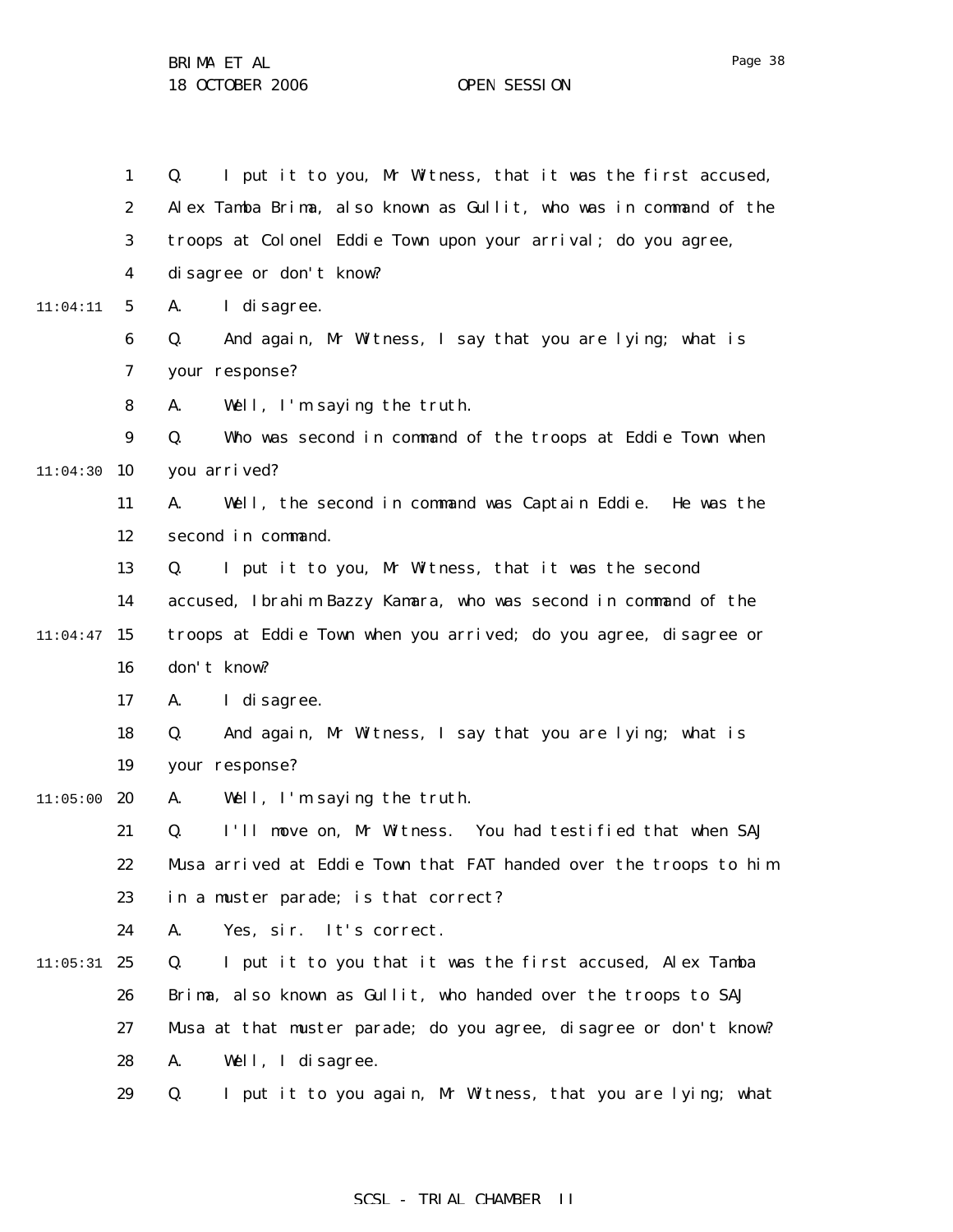Q. I put it to you, Mr Witness, that it was the first accused, Alex Tamba Brima, also known as Gullit, who was in command of the troops at Colonel Eddie Town upon your arrival; do you agree, disagree or don't know?

A. I disagree.

Q. And again, Mr Witness, I say that you are lying; what is your response?

A. Well, I'm saying the truth.

Q. Who was second in command of the troops at Eddie Town when you arrived?

A. Well, the second in command was Captain Eddie. He was the second in command.

Q. I put it to you, Mr Witness, that it was the second accused, Ibrahim Bazzy Kamara, who was second in command of the troops at Eddie Town when you arrived; do you agree, disagree or don't know?

A. I disagree.

Q. And again, Mr Witness, I say that you are lying; what is your response?

A. Well, I'm saying the truth.

Q. I'll move on, Mr Witness. You had testified that when SAJ Musa arrived at Eddie Town that FAT handed over the troops to him in a muster parade; is that correct?

A. Yes, sir. It's correct.

Q. I put it to you that it was the first accused, Alex Tamba Brima, also known as Gullit, who handed over the troops to SAJ Musa at that muster parade; do you agree, disagree or don't know?

A. Well, I disagree.

Q. I put it to you again, Mr Witness, that you are lying; what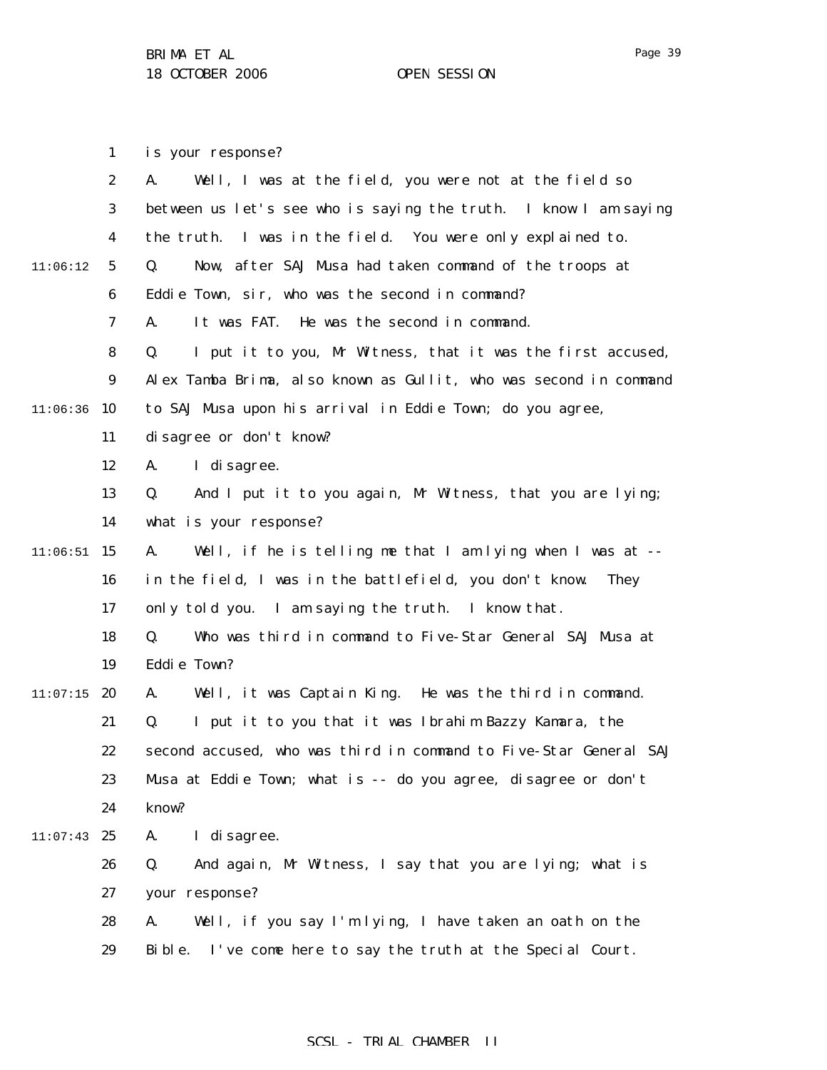is your response?

A. Well, I was at the field, you were not at the field so between us let's see who is saying the truth. I know I am saying the truth. I was in the field. You were only explained to.

Q. Now, after SAJ Musa had taken command of the troops at Eddie Town, sir, who was the second in command?

A. It was FAT. He was the second in command.

Q. I put it to you, Mr Witness, that it was the first accused, Alex Tamba Brima, also known as Gullit, who was second in command to SAJ Musa upon his arrival in Eddie Town; do you agree, disagree or don't know?

A. I disagree.

Q. And I put it to you again, Mr Witness, that you are lying; what is your response?

A. Well, if he is telling me that I am lying when I was at -- in the field, I was in the battlefield, you don't know. They only told you. I am saying the truth. I know that.

Q. Who was third in command to Five-Star General SAJ Musa at Eddie Town?

A. Well, it was Captain King. He was the third in command.

Q. I put it to you that it was Ibrahim Bazzy Kamara, the second accused, who was third in command to Five-Star General SAJ Musa at Eddie Town; what is -- do you agree, disagree or don't know?

A. I disagree.

Q. And again, Mr Witness, I say that you are lying; what is your response?

A. Well, if you say I'm lying, I have taken an oath on the Bible. I've come here to say the truth at the Special Court.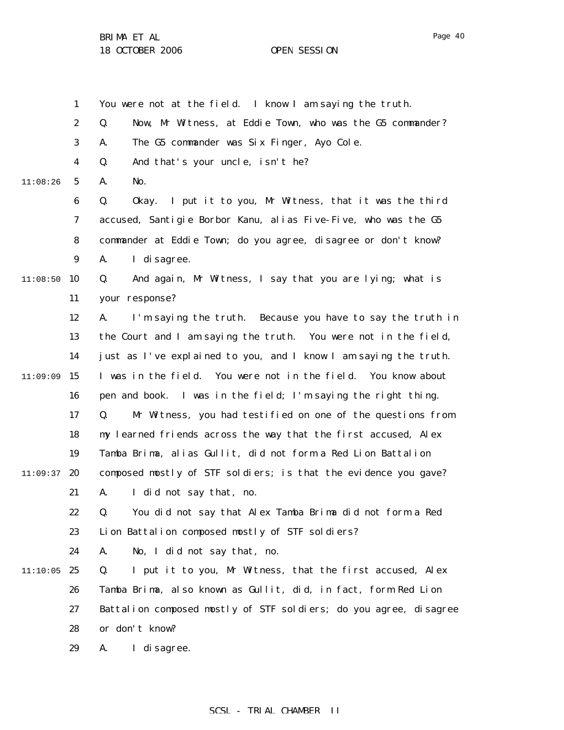You were not at the field. I know I am saying the truth.

Q. Now, Mr Witness, at Eddie Town, who was the G5 commander?

A. The G5 commander was Six Finger, Ayo Cole.

Q. And that's your uncle, isn't he?

A. No.

Q. Okay. I put it to you, Mr Witness, that it was the third accused, Santigie Borbor Kanu, alias Five-Five, who was the G5 commander at Eddie Town; do you agree, disagree or don't know?

A. I disagree.

Q. And again, Mr Witness, I say that you are lying; what is your response?

A. I'm saying the truth. Because you have to say the truth in the Court and I am saying the truth. You were not in the field, just as I've explained to you, and I know I am saying the truth. I was in the field. You were not in the field. You know about pen and book. I was in the field; I'm saying the right thing.

Q. Mr Witness, you had testified on one of the questions from my learned friends across the way that the first accused, Alex Tamba Brima, alias Gullit, did not form a Red Lion Battalion composed mostly of STF soldiers; is that the evidence you gave?

A. I did not say that, no.

Q. You did not say that Alex Tamba Brima did not form a Red Lion Battalion composed mostly of STF soldiers?

A. No, I did not say that, no.

Q. I put it to you, Mr Witness, that the first accused, Alex Tamba Brima, also known as Gullit, did, in fact, form Red Lion Battalion composed mostly of STF soldiers; do you agree, disagree or don't know?

A. I disagree.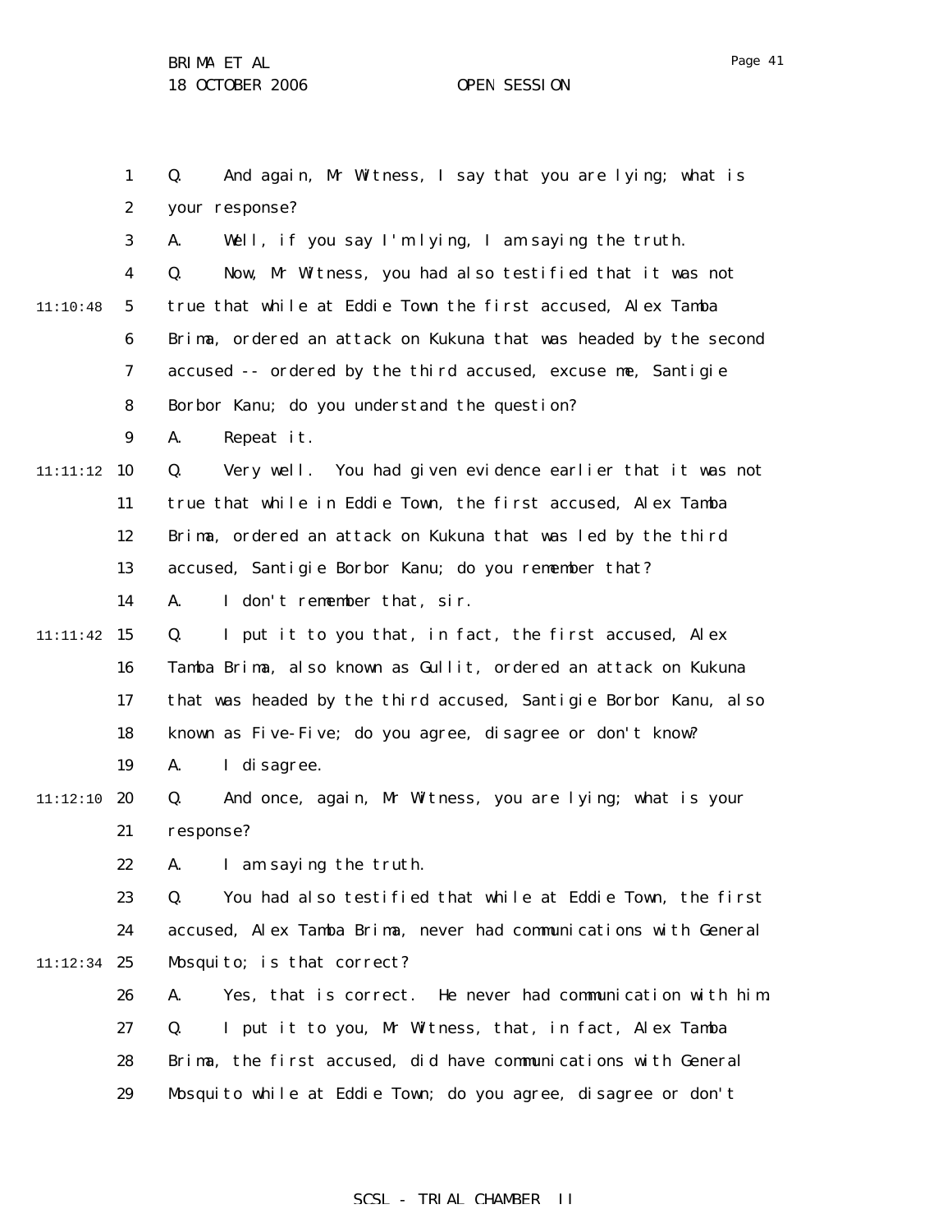Q. And again, Mr Witness, I say that you are lying; what is your response?

A. Well, if you say I'm lying, I am saying the truth.

Q. Now, Mr Witness, you had also testified that it was not true that while at Eddie Town the first accused, Alex Tamba Brima, ordered an attack on Kukuna that was headed by the second accused -- ordered by the third accused, excuse me, Santigie Borbor Kanu; do you understand the question?

A. Repeat it.

Q. Very well. You had given evidence earlier that it was not true that while in Eddie Town, the first accused, Alex Tamba Brima, ordered an attack on Kukuna that was led by the third accused, Santigie Borbor Kanu; do you remember that?

A. I don't remember that, sir.

Q. I put it to you that, in fact, the first accused, Alex Tamba Brima, also known as Gullit, ordered an attack on Kukuna that was headed by the third accused, Santigie Borbor Kanu, also known as Five-Five; do you agree, disagree or don't know?

A. I disagree.

Q. And once, again, Mr Witness, you are lying; what is your response?

A. I am saying the truth.

Q. You had also testified that while at Eddie Town, the first accused, Alex Tamba Brima, never had communications with General Mosquito; is that correct?

A. Yes, that is correct. He never had communication with him.

Q. I put it to you, Mr Witness, that, in fact, Alex Tamba Brima, the first accused, did have communications with General Mosquito while at Eddie Town; do you agree, disagree or don't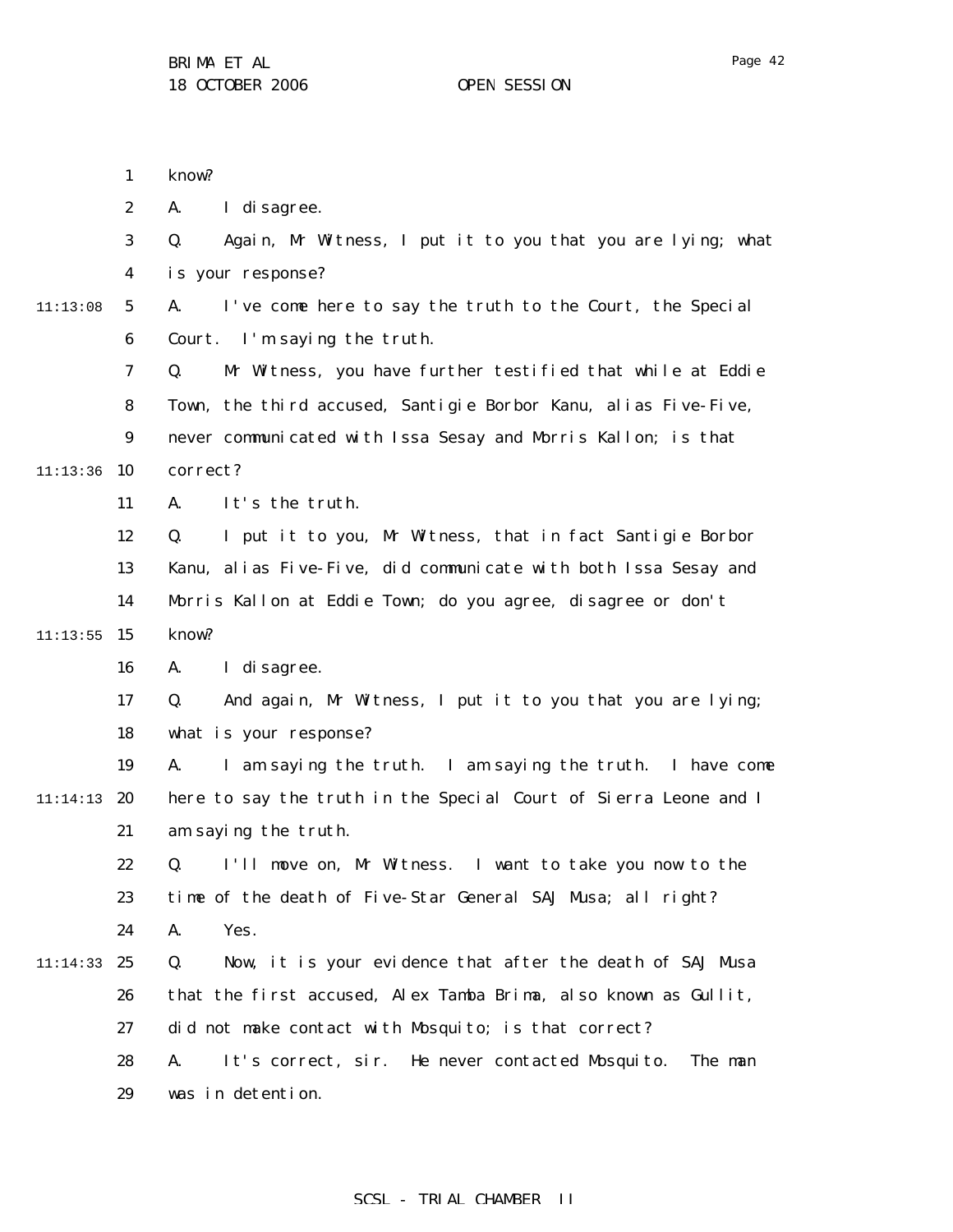know?

A. I disagree.

Q. Again, Mr Witness, I put it to you that you are lying; what is your response?

A. I've come here to say the truth to the Court, the Special Court. I'm saying the truth.

Q. Mr Witness, you have further testified that while at Eddie Town, the third accused, Santigie Borbor Kanu, alias Five-Five, never communicated with Issa Sesay and Morris Kallon; is that correct?

A. It's the truth.

Q. I put it to you, Mr Witness, that in fact Santigie Borbor Kanu, alias Five-Five, did communicate with both Issa Sesay and Morris Kallon at Eddie Town; do you agree, disagree or don't know?

A. I disagree.

Q. And again, Mr Witness, I put it to you that you are lying; what is your response?

A. I am saying the truth. I am saying the truth. I have come here to say the truth in the Special Court of Sierra Leone and I am saying the truth.

Q. I'll move on, Mr Witness. I want to take you now to the time of the death of Five-Star General SAJ Musa; all right?

A. Yes.

Q. Now, it is your evidence that after the death of SAJ Musa that the first accused, Alex Tamba Brima, also known as Gullit, did not make contact with Mosquito; is that correct?

A. It's correct, sir. He never contacted Mosquito. The man was in detention.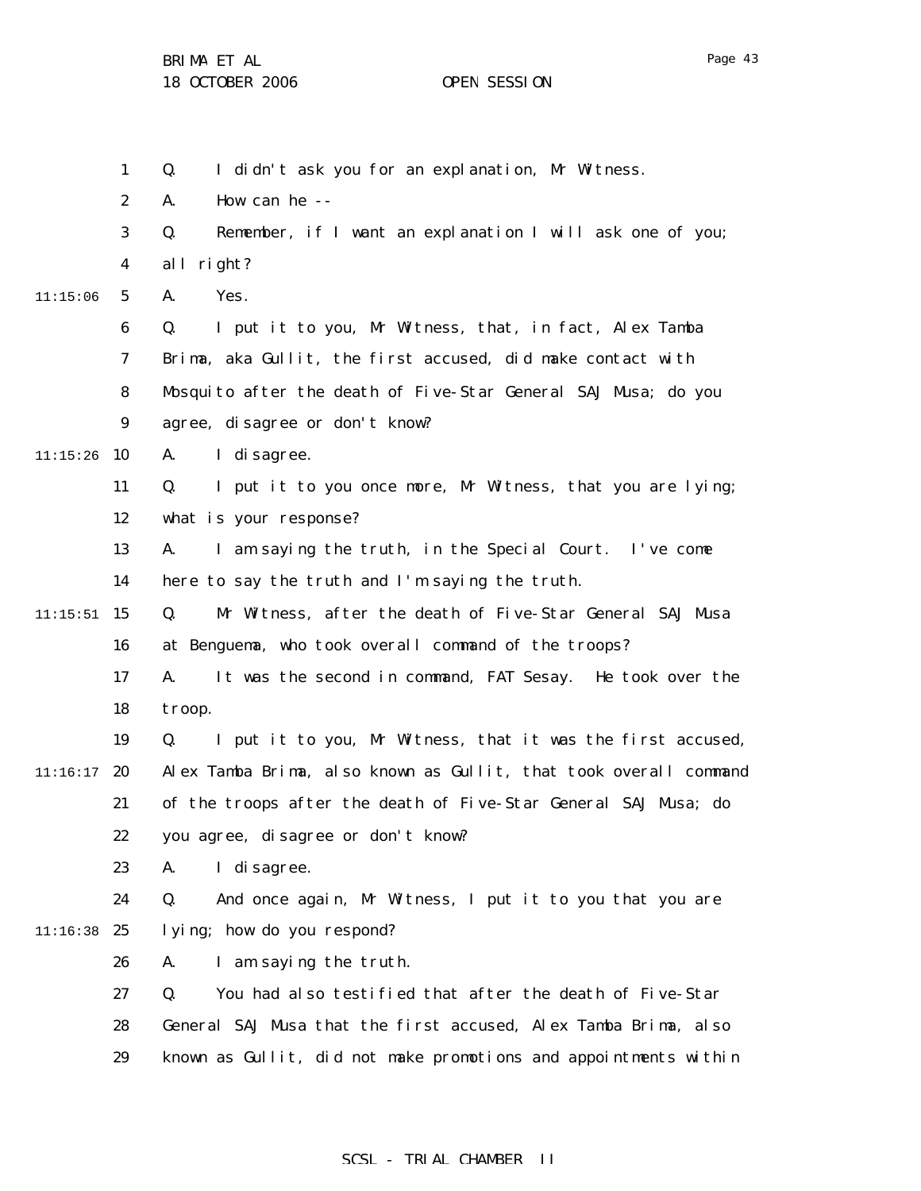Q. I didn't ask you for an explanation, Mr Witness.

A. How can he --

Q. Remember, if I want an explanation I will ask one of you; all right?

A. Yes.

Q. I put it to you, Mr Witness, that, in fact, Alex Tamba Brima, aka Gullit, the first accused, did make contact with Mosquito after the death of Five-Star General SAJ Musa; do you agree, disagree or don't know?

A. I disagree.

Q. I put it to you once more, Mr Witness, that you are lying; what is your response?

A. I am saying the truth, in the Special Court. I've come here to say the truth and I'm saying the truth.

Q. Mr Witness, after the death of Five-Star General SAJ Musa at Benguema, who took overall command of the troops?

A. It was the second in command, FAT Sesay. He took over the troop.

Q. I put it to you, Mr Witness, that it was the first accused, Alex Tamba Brima, also known as Gullit, that took overall command of the troops after the death of Five-Star General SAJ Musa; do you agree, disagree or don't know?

A. I disagree.

Q. And once again, Mr Witness, I put it to you that you are lying; how do you respond?

A. I am saying the truth.

Q. You had also testified that after the death of Five-Star General SAJ Musa that the first accused, Alex Tamba Brima, also known as Gullit, did not make promotions and appointments within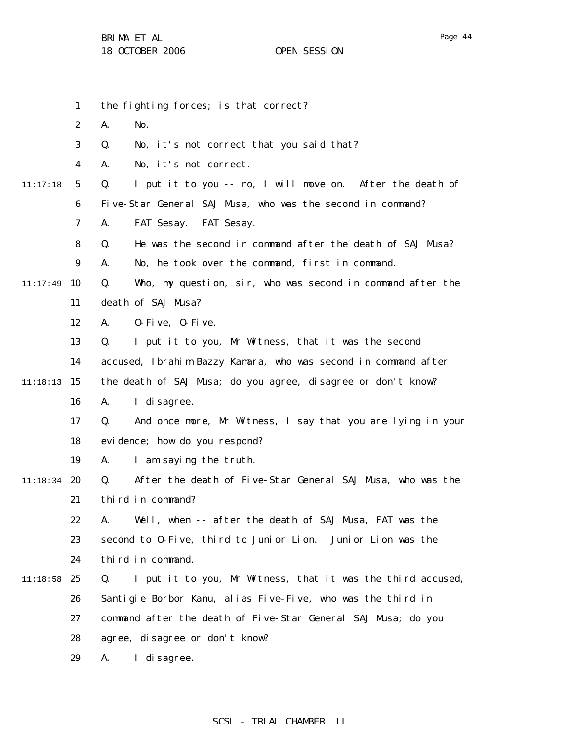the fighting forces; is that correct?

A. No.

Q. No, it's not correct that you said that?

A. No, it's not correct.

Q. I put it to you -- no, I will move on. After the death of Five-Star General SAJ Musa, who was the second in command?

A. FAT Sesay. FAT Sesay.

Q. He was the second in command after the death of SAJ Musa?

A. No, he took over the command, first in command.

Q. Who, my question, sir, who was second in command after the death of SAJ Musa?

A. O-Five, O-Five.

Q. I put it to you, Mr Witness, that it was the second accused, Ibrahim Bazzy Kamara, who was second in command after the death of SAJ Musa; do you agree, disagree or don't know?

A. I disagree.

Q. And once more, Mr Witness, I say that you are lying in your evidence; how do you respond?

A. I am saying the truth.

Q. After the death of Five-Star General SAJ Musa, who was the third in command?

A. Well, when -- after the death of SAJ Musa, FAT was the second to O-Five, third to Junior Lion. Junior Lion was the third in command.

Q. I put it to you, Mr Witness, that it was the third accused, Santigie Borbor Kanu, alias Five-Five, who was the third in command after the death of Five-Star General SAJ Musa; do you agree, disagree or don't know?

A. I disagree.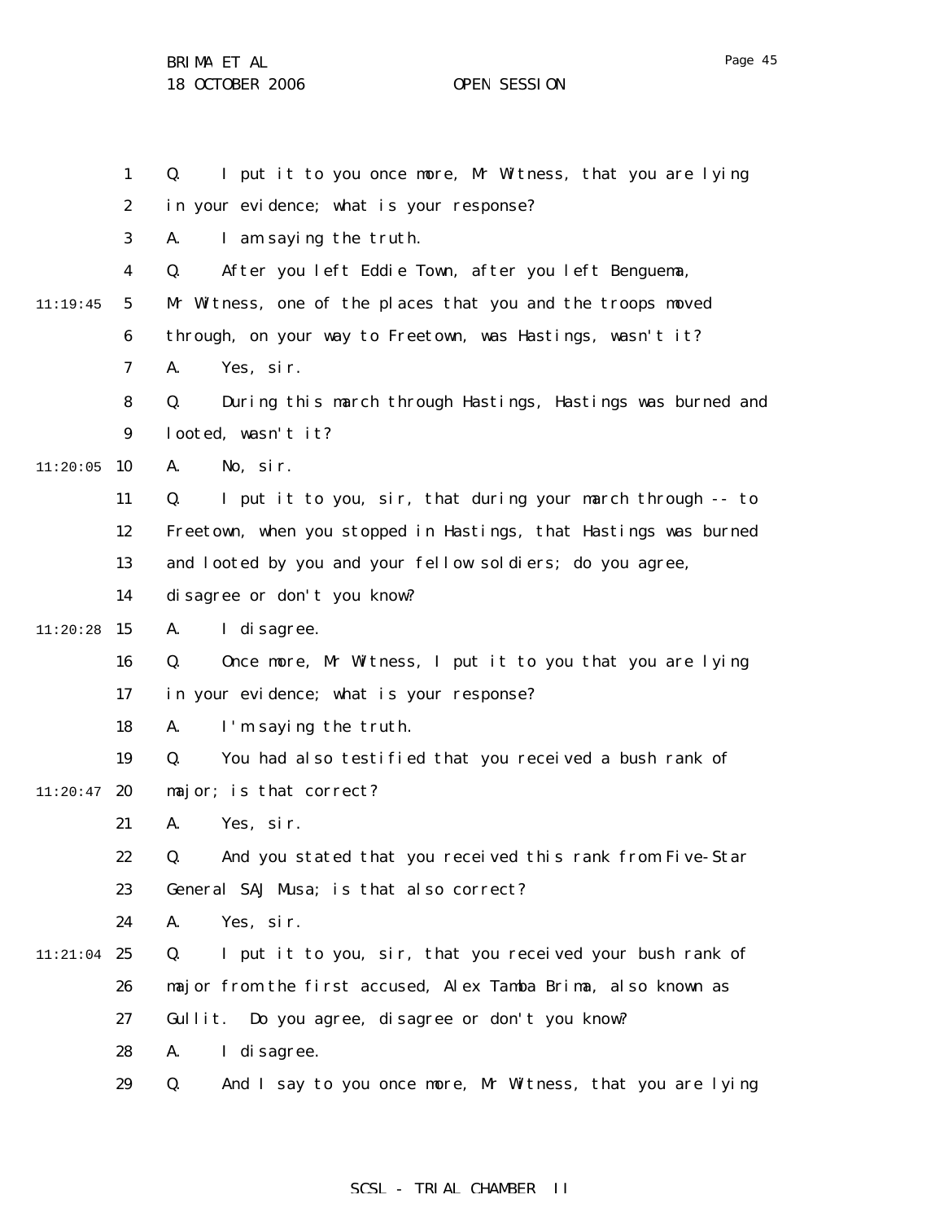1 Q. I put it to you once more, Mr Witness, that you are lying
2 in your evidence; what is your response?
3 A. I am saying the truth.
4 Q. After you left Eddie Town, after you left Benguema,
11:19:45 5 Mr Witness, one of the places that you and the troops moved
6 through, on your way to Freetown, was Hastings, wasn't it?
7 A. Yes, sir.
8 Q. During this march through Hastings, Hastings was burned and
9 looted, wasn't it?
11:20:05 10 A. No, sir.
11 Q. I put it to you, sir, that during your march through -- to
12 Freetown, when you stopped in Hastings, that Hastings was burned
13 and looted by you and your fellow soldiers; do you agree,
14 disagree or don't you know?
11:20:28 15 A. I disagree.
16 Q. Once more, Mr Witness, I put it to you that you are lying
17 in your evidence; what is your response?
18 A. I'm saying the truth.
19 Q. You had also testified that you received a bush rank of
11:20:47 20 major; is that correct?
21 A. Yes, sir.
22 Q. And you stated that you received this rank from Five-Star
23 General SAJ Musa; is that also correct?
24 A. Yes, sir.
11:21:04 25 Q. I put it to you, sir, that you received your bush rank of
26 major from the first accused, Alex Tamba Brima, also known as
27 Gullit. Do you agree, disagree or don't you know?
28 A. I disagree.
29 Q. And I say to you once more, Mr Witness, that you are lying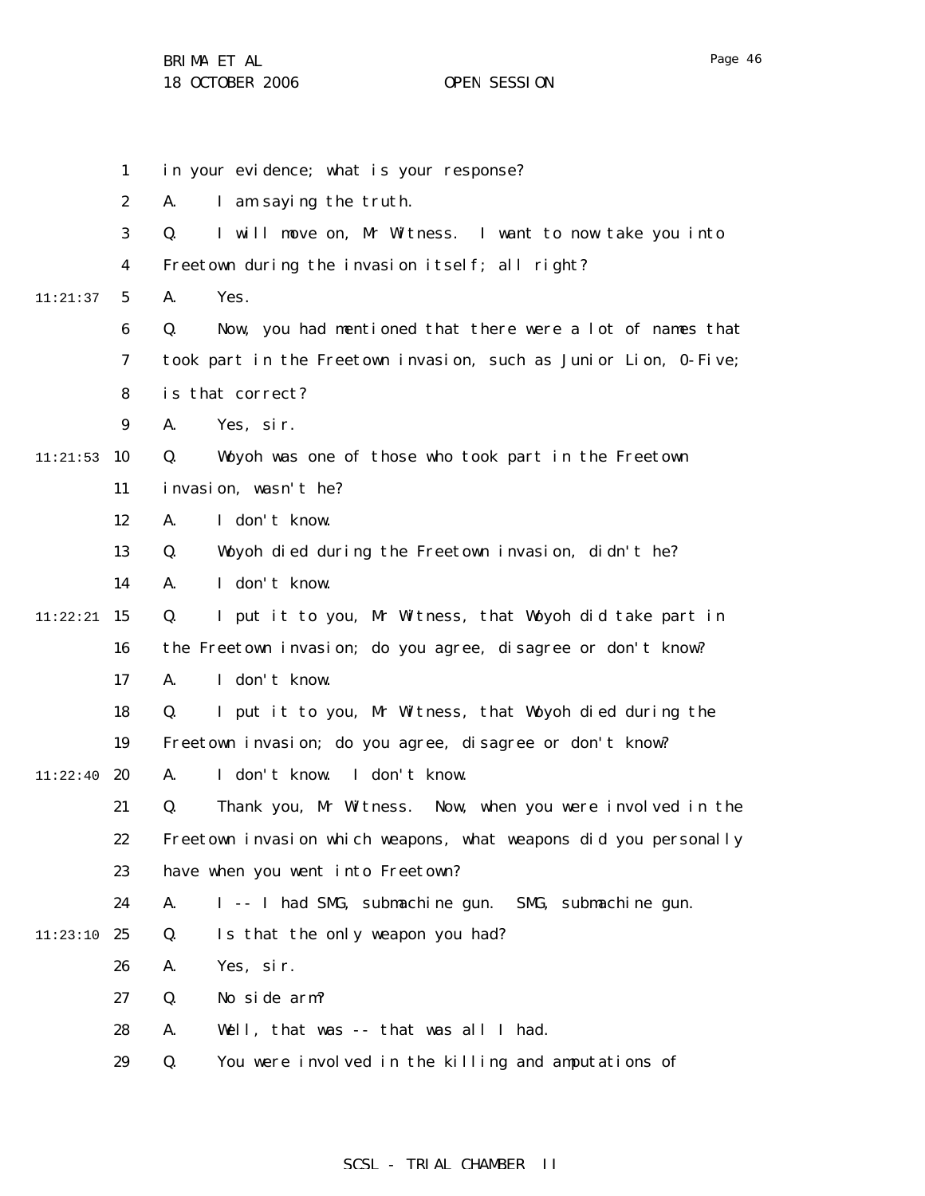in your evidence; what is your response?

A. I am saying the truth.

Q. I will move on, Mr Witness. I want to now take you into Freetown during the invasion itself; all right?

A. Yes.

Q. Now, you had mentioned that there were a lot of names that took part in the Freetown invasion, such as Junior Lion, O-Five; is that correct?

A. Yes, sir.

Q. Woyoh was one of those who took part in the Freetown invasion, wasn't he?

A. I don't know.

Q. Woyoh died during the Freetown invasion, didn't he?

A. I don't know.

Q. I put it to you, Mr Witness, that Woyoh did take part in the Freetown invasion; do you agree, disagree or don't know?

A. I don't know.

Q. I put it to you, Mr Witness, that Woyoh died during the Freetown invasion; do you agree, disagree or don't know?

A. I don't know. I don't know.

Q. Thank you, Mr Witness. Now, when you were involved in the Freetown invasion which weapons, what weapons did you personally have when you went into Freetown?

A. I -- I had SMG, submachine gun. SMG, submachine gun.

Q. Is that the only weapon you had?

A. Yes, sir.

Q. No side arm?

A. Well, that was -- that was all I had.

Q. You were involved in the killing and amputations of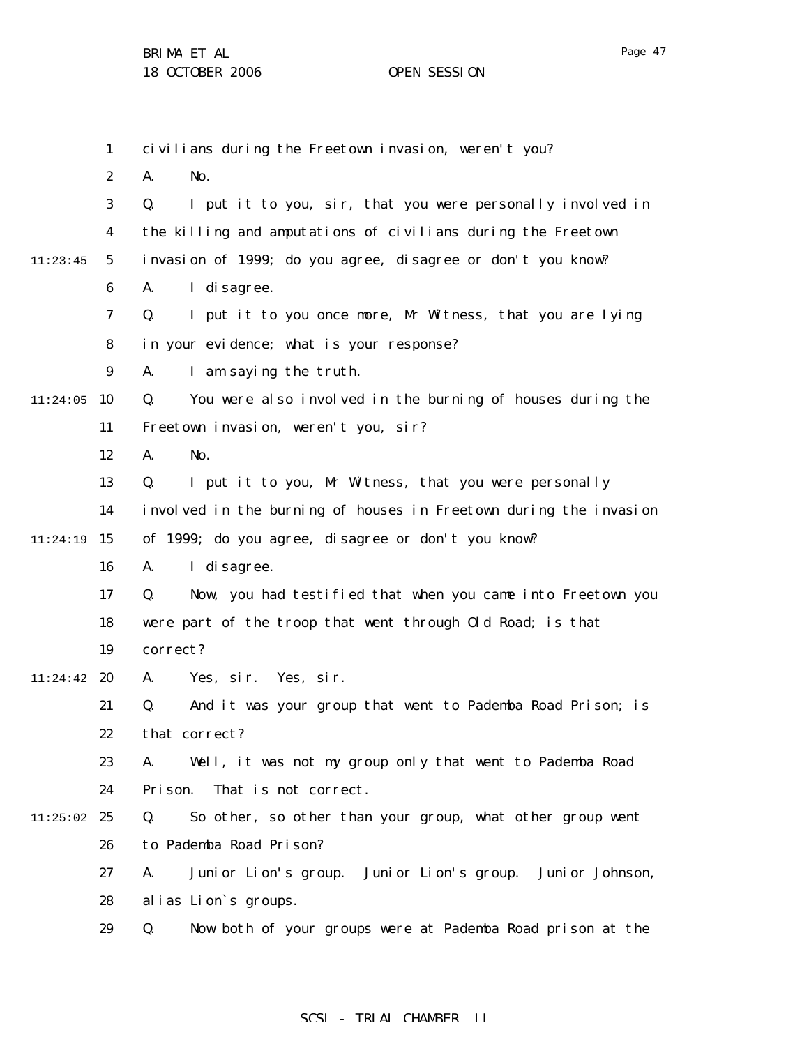civilians during the Freetown invasion, weren't you?

A. No.

Q. I put it to you, sir, that you were personally involved in the killing and amputations of civilians during the Freetown invasion of 1999; do you agree, disagree or don't you know?

A. I disagree.

Q. I put it to you once more, Mr Witness, that you are lying in your evidence; what is your response?

A. I am saying the truth.

Q. You were also involved in the burning of houses during the Freetown invasion, weren't you, sir?

A. No.

Q. I put it to you, Mr Witness, that you were personally involved in the burning of houses in Freetown during the invasion of 1999; do you agree, disagree or don't you know?

A. I disagree.

Q. Now, you had testified that when you came into Freetown you were part of the troop that went through Old Road; is that correct?

A. Yes, sir. Yes, sir.

Q. And it was your group that went to Pademba Road Prison; is that correct?

A. Well, it was not my group only that went to Pademba Road Prison. That is not correct.

Q. So other, so other than your group, what other group went to Pademba Road Prison?

A. Junior Lion's group. Junior Lion's group. Junior Johnson, alias Lion`s groups.

Q. Now both of your groups were at Pademba Road prison at the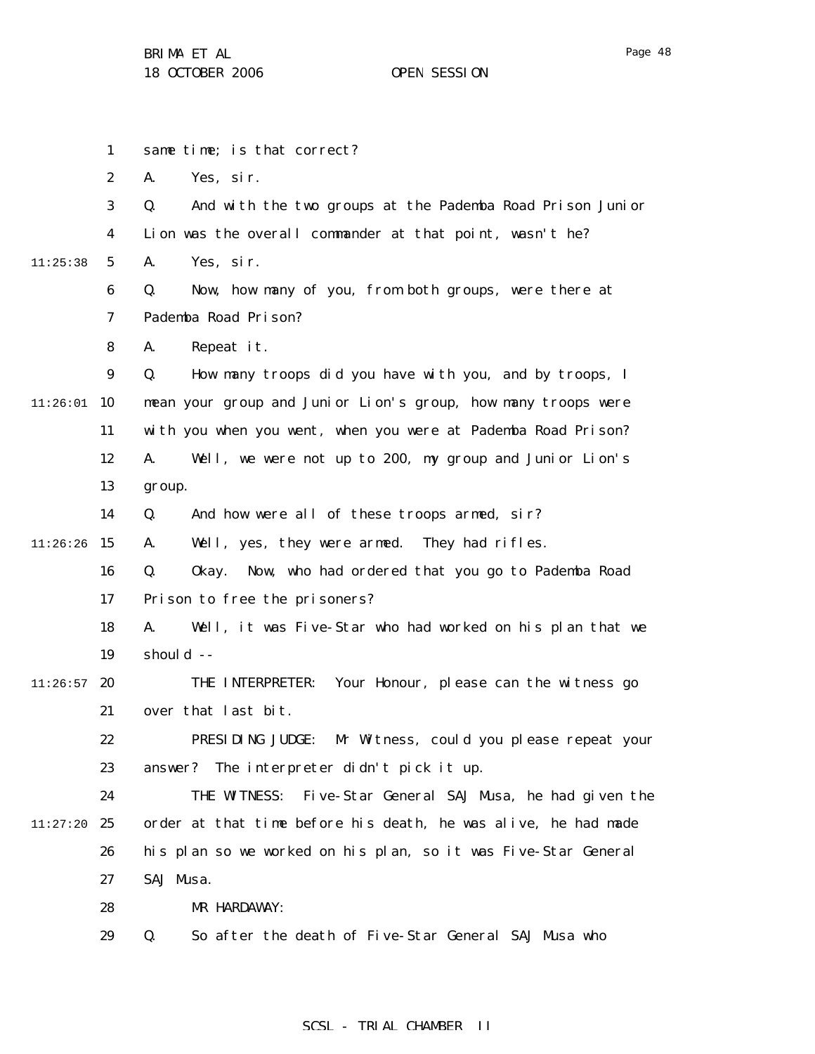same time; is that correct?

A. Yes, sir.

Q. And with the two groups at the Pademba Road Prison Junior Lion was the overall commander at that point, wasn't he?

A. Yes, sir.

Q. Now, how many of you, from both groups, were there at Pademba Road Prison?

A. Repeat it.

Q. How many troops did you have with you, and by troops, I mean your group and Junior Lion's group, how many troops were with you when you went, when you were at Pademba Road Prison?

A. Well, we were not up to 200, my group and Junior Lion's group.

Q. And how were all of these troops armed, sir?

A. Well, yes, they were armed. They had rifles.

Q. Okay. Now, who had ordered that you go to Pademba Road Prison to free the prisoners?

A. Well, it was Five-Star who had worked on his plan that we should --

THE INTERPRETER: Your Honour, please can the witness go over that last bit.

PRESIDING JUDGE: Mr Witness, could you please repeat your answer? The interpreter didn't pick it up.

THE WITNESS: Five-Star General SAJ Musa, he had given the order at that time before his death, he was alive, he had made his plan so we worked on his plan, so it was Five-Star General SAJ Musa.

MR HARDAWAY:

Q. So after the death of Five-Star General SAJ Musa who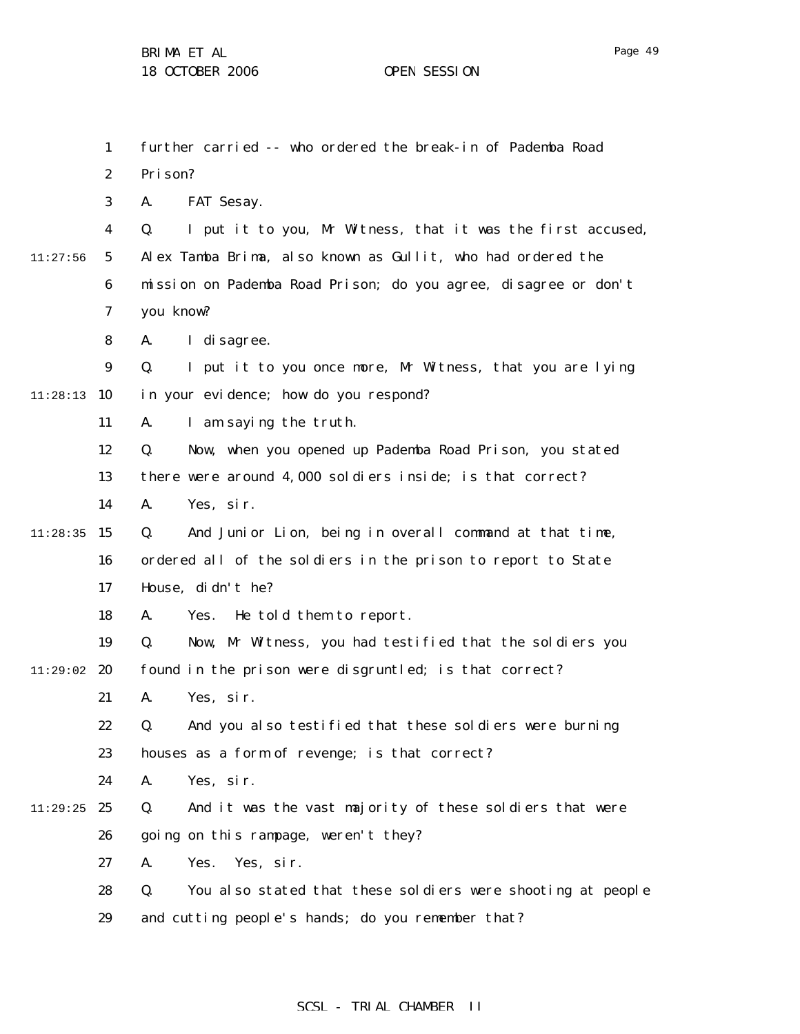further carried -- who ordered the break-in of Pademba Road Prison?

A. FAT Sesay.

Q. I put it to you, Mr Witness, that it was the first accused, Alex Tamba Brima, also known as Gullit, who had ordered the mission on Pademba Road Prison; do you agree, disagree or don't you know?

A. I disagree.

Q. I put it to you once more, Mr Witness, that you are lying in your evidence; how do you respond?

A. I am saying the truth.

Q. Now, when you opened up Pademba Road Prison, you stated there were around 4,000 soldiers inside; is that correct?

A. Yes, sir.

Q. And Junior Lion, being in overall command at that time, ordered all of the soldiers in the prison to report to State House, didn't he?

A. Yes. He told them to report.

Q. Now, Mr Witness, you had testified that the soldiers you found in the prison were disgruntled; is that correct?

A. Yes, sir.

Q. And you also testified that these soldiers were burning houses as a form of revenge; is that correct?

A. Yes, sir.

Q. And it was the vast majority of these soldiers that were going on this rampage, weren't they?

A. Yes. Yes, sir.

Q. You also stated that these soldiers were shooting at people and cutting people's hands; do you remember that?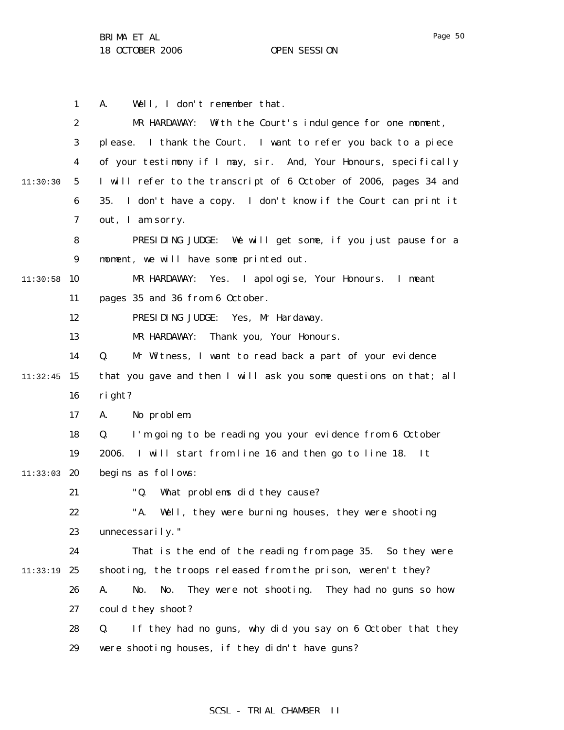A. Well, I don't remember that.

MR HARDAWAY: With the Court's indulgence for one moment, please. I thank the Court. I want to refer you back to a piece of your testimony if I may, sir. And, Your Honours, specifically I will refer to the transcript of 6 October of 2006, pages 34 and 35. I don't have a copy. I don't know if the Court can print it out, I am sorry.

PRESIDING JUDGE: We will get some, if you just pause for a moment, we will have some printed out.

MR HARDAWAY: Yes. I apologise, Your Honours. I meant pages 35 and 36 from 6 October.

PRESIDING JUDGE: Yes, Mr Hardaway.

MR HARDAWAY: Thank you, Your Honours.

Q. Mr Witness, I want to read back a part of your evidence that you gave and then I will ask you some questions on that; all right?

A. No problem.

Q. I'm going to be reading you your evidence from 6 October 2006. I will start from line 16 and then go to line 18. It begins as follows:

"Q. What problems did they cause?

"A. Well, they were burning houses, they were shooting unnecessarily."

That is the end of the reading from page 35. So they were shooting, the troops released from the prison, weren't they?

A. No. No. They were not shooting. They had no guns so how could they shoot?

Q. If they had no guns, why did you say on 6 October that they were shooting houses, if they didn't have guns?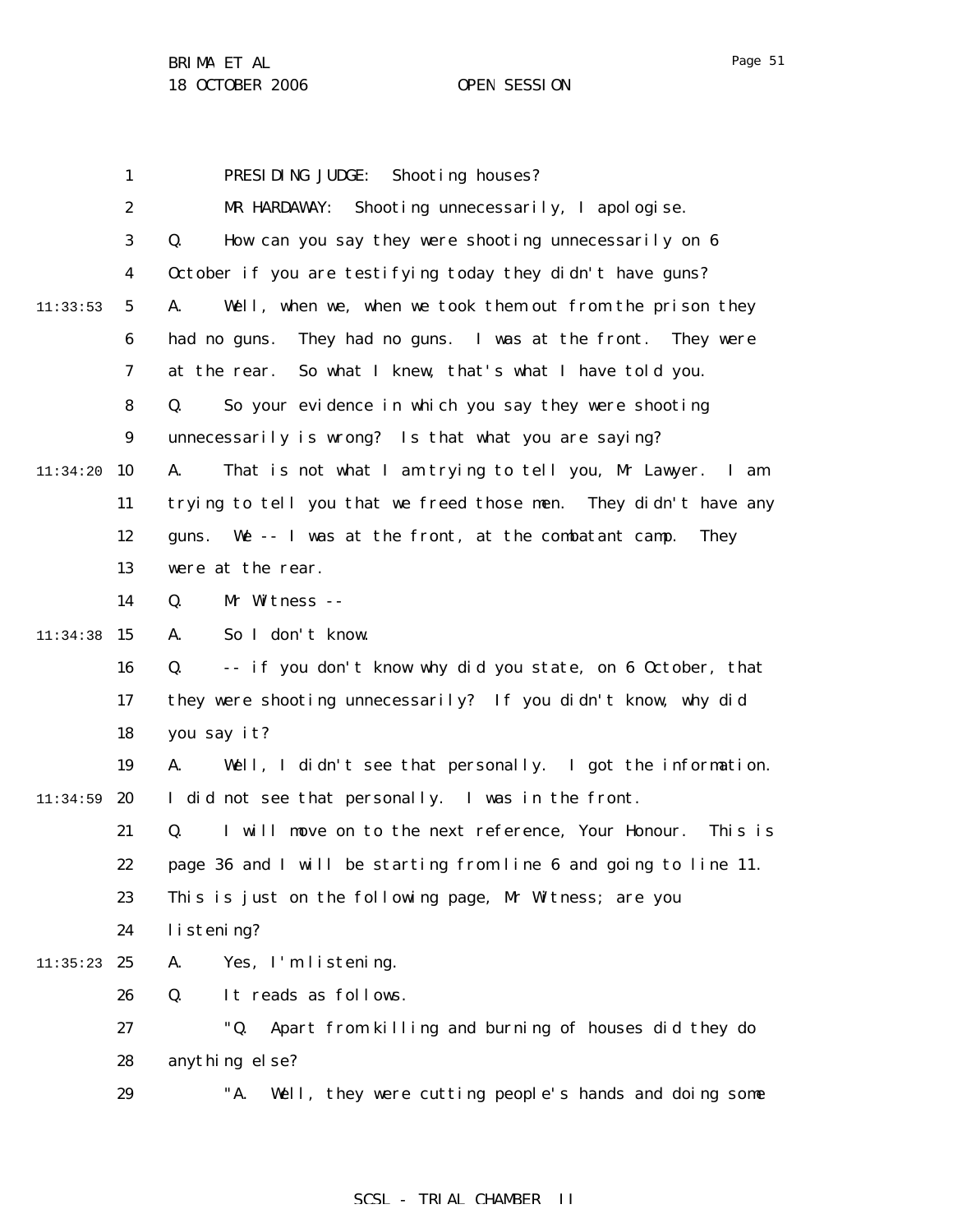PRESIDING JUDGE: Shooting houses?

MR HARDAWAY: Shooting unnecessarily, I apologise.

Q. How can you say they were shooting unnecessarily on 6 October if you are testifying today they didn't have guns?

A. Well, when we, when we took them out from the prison they had no guns. They had no guns. I was at the front. They were at the rear. So what I knew, that's what I have told you.

Q. So your evidence in which you say they were shooting unnecessarily is wrong? Is that what you are saying?

A. That is not what I am trying to tell you, Mr Lawyer. I am trying to tell you that we freed those men. They didn't have any guns. We -- I was at the front, at the combatant camp. They were at the rear.

Q. Mr Witness --

A. So I don't know.

Q. -- if you don't know why did you state, on 6 October, that they were shooting unnecessarily? If you didn't know, why did you say it?

A. Well, I didn't see that personally. I got the information. I did not see that personally. I was in the front.

Q. I will move on to the next reference, Your Honour. This is page 36 and I will be starting from line 6 and going to line 11. This is just on the following page, Mr Witness; are you listening?

A. Yes, I'm listening.

Q. It reads as follows.

"Q. Apart from killing and burning of houses did they do anything else?

"A. Well, they were cutting people's hands and doing some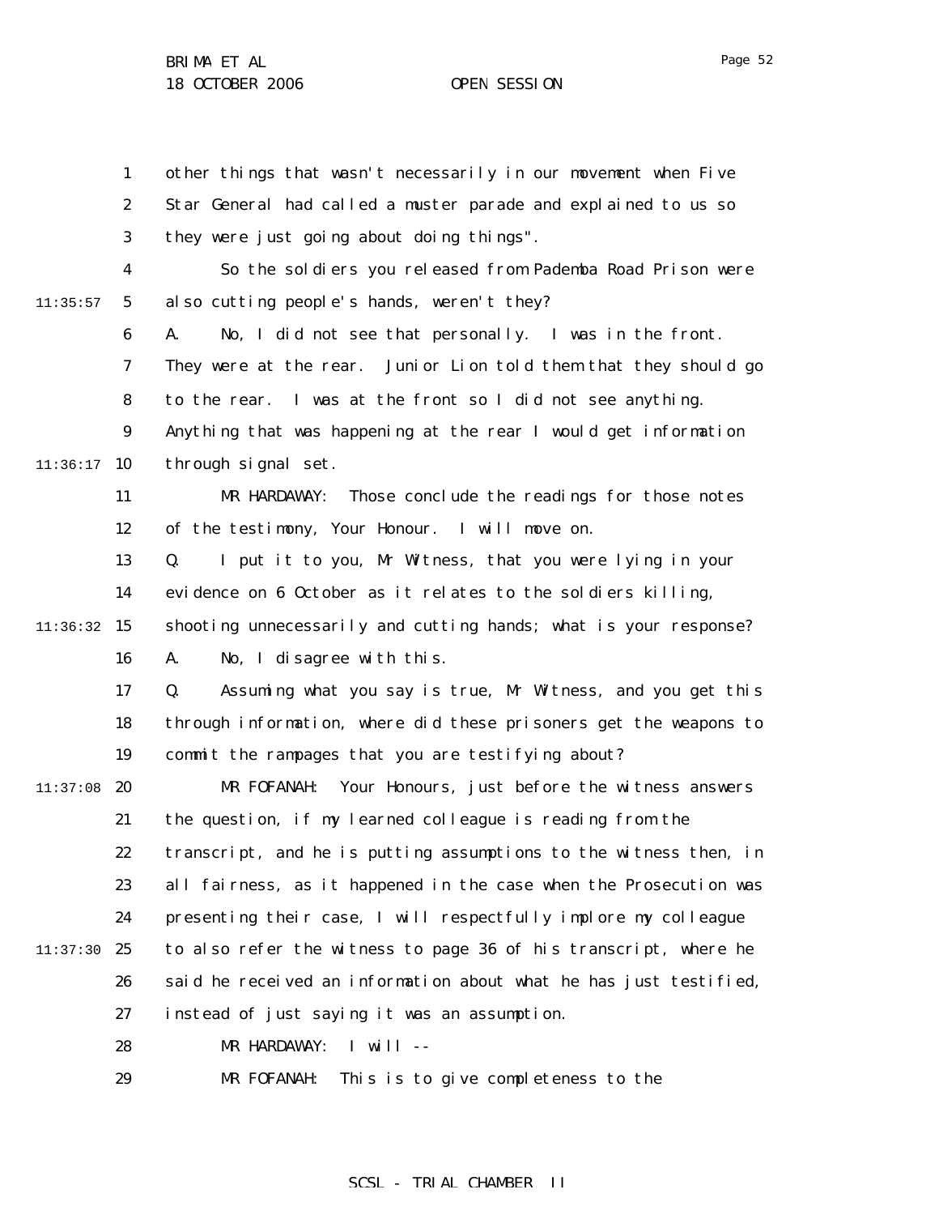other things that wasn't necessarily in our movement when Five Star General had called a muster parade and explained to us so they were just going about doing things".

So the soldiers you released from Pademba Road Prison were also cutting people's hands, weren't they?

A. No, I did not see that personally. I was in the front. They were at the rear. Junior Lion told them that they should go to the rear. I was at the front so I did not see anything. Anything that was happening at the rear I would get information through signal set.

MR HARDAWAY: Those conclude the readings for those notes of the testimony, Your Honour. I will move on.

Q. I put it to you, Mr Witness, that you were lying in your evidence on 6 October as it relates to the soldiers killing, shooting unnecessarily and cutting hands; what is your response?

A. No, I disagree with this.

Q. Assuming what you say is true, Mr Witness, and you get this through information, where did these prisoners get the weapons to commit the rampages that you are testifying about?

MR FOFANAH: Your Honours, just before the witness answers the question, if my learned colleague is reading from the transcript, and he is putting assumptions to the witness then, in all fairness, as it happened in the case when the Prosecution was presenting their case, I will respectfully implore my colleague to also refer the witness to page 36 of his transcript, where he said he received an information about what he has just testified, instead of just saying it was an assumption.

MR HARDAWAY: I will --

MR FOFANAH: This is to give completeness to the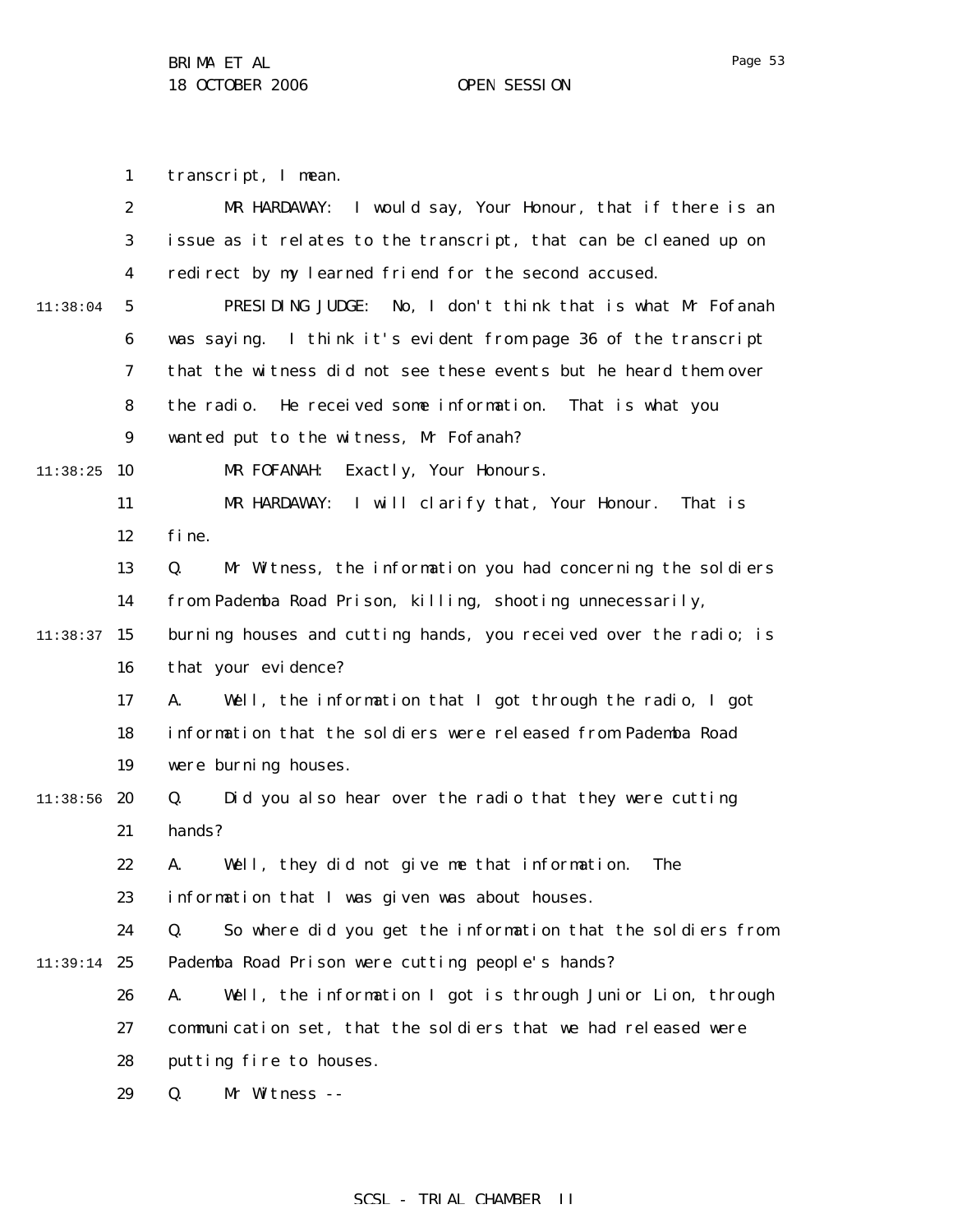transcript, I mean.

MR HARDAWAY: I would say, Your Honour, that if there is an issue as it relates to the transcript, that can be cleaned up on redirect by my learned friend for the second accused.

PRESIDING JUDGE: No, I don't think that is what Mr Fofanah was saying. I think it's evident from page 36 of the transcript that the witness did not see these events but he heard them over the radio. He received some information. That is what you wanted put to the witness, Mr Fofanah?

MR FOFANAH: Exactly, Your Honours.

MR HARDAWAY: I will clarify that, Your Honour. That is fine.

Q. Mr Witness, the information you had concerning the soldiers from Pademba Road Prison, killing, shooting unnecessarily, burning houses and cutting hands, you received over the radio; is that your evidence?

A. Well, the information that I got through the radio, I got information that the soldiers were released from Pademba Road were burning houses.

Q. Did you also hear over the radio that they were cutting hands?

A. Well, they did not give me that information. The information that I was given was about houses.

Q. So where did you get the information that the soldiers from Pademba Road Prison were cutting people's hands?

A. Well, the information I got is through Junior Lion, through communication set, that the soldiers that we had released were putting fire to houses.

Q. Mr Witness --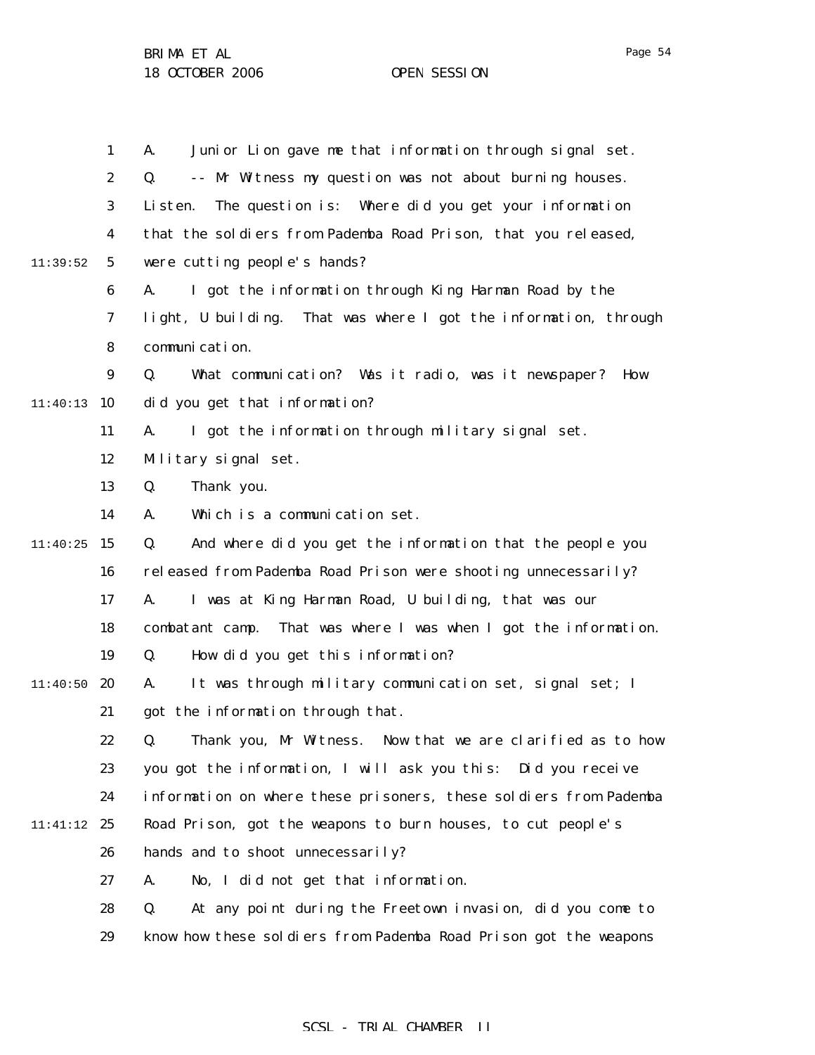A. Junior Lion gave me that information through signal set.

Q. -- Mr Witness my question was not about burning houses. Listen. The question is: Where did you get your information that the soldiers from Pademba Road Prison, that you released, were cutting people's hands?

A. I got the information through King Harman Road by the light, U building. That was where I got the information, through communication.

Q. What communication? Was it radio, was it newspaper? How did you get that information?

A. I got the information through military signal set. Military signal set.

Q. Thank you.

A. Which is a communication set.

Q. And where did you get the information that the people you released from Pademba Road Prison were shooting unnecessarily?

A. I was at King Harman Road, U building, that was our combatant camp. That was where I was when I got the information.

Q. How did you get this information?

A. It was through military communication set, signal set; I got the information through that.

Q. Thank you, Mr Witness. Now that we are clarified as to how you got the information, I will ask you this: Did you receive information on where these prisoners, these soldiers from Pademba Road Prison, got the weapons to burn houses, to cut people's hands and to shoot unnecessarily?

A. No, I did not get that information.

Q. At any point during the Freetown invasion, did you come to know how these soldiers from Pademba Road Prison got the weapons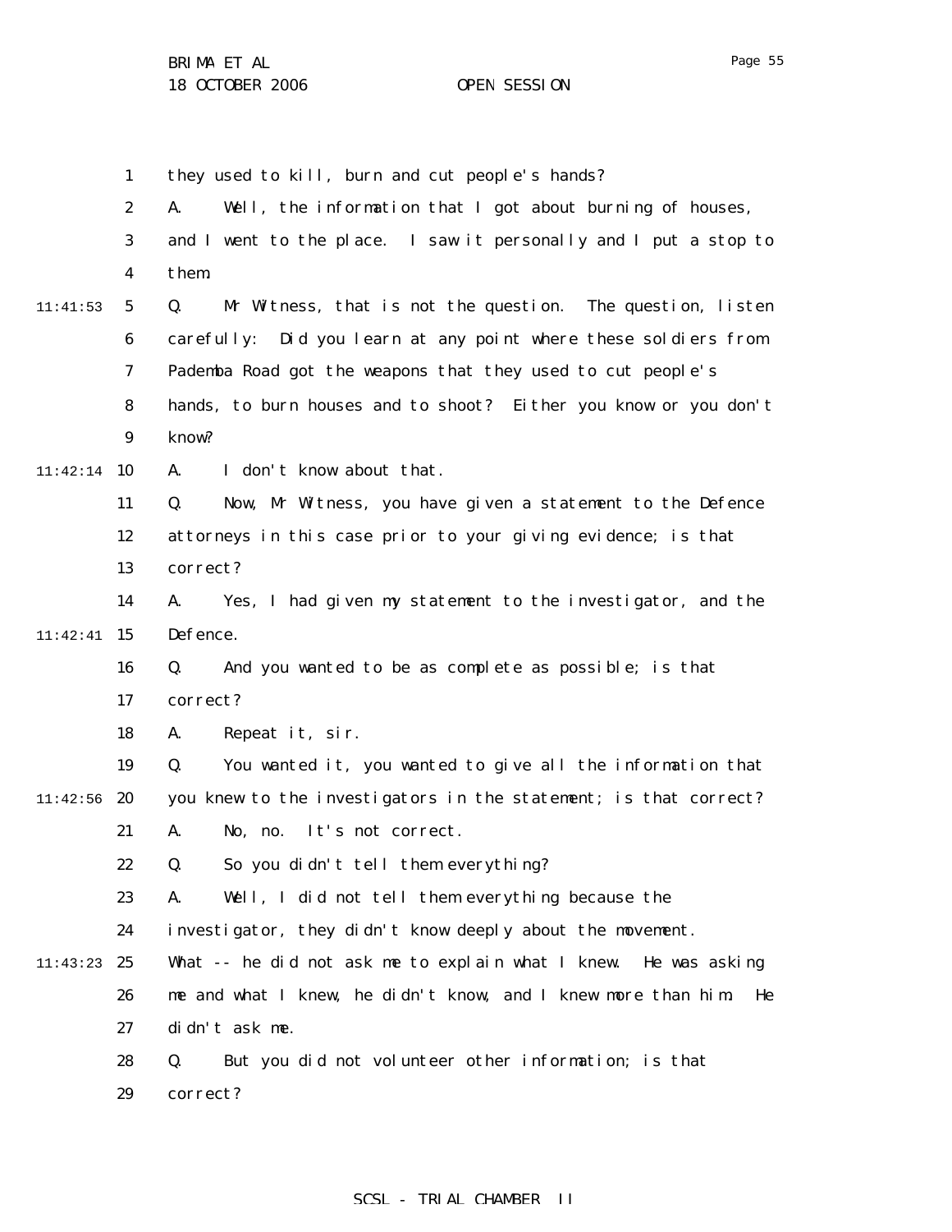they used to kill, burn and cut people's hands?

A. Well, the information that I got about burning of houses, and I went to the place. I saw it personally and I put a stop to them.

Q. Mr Witness, that is not the question. The question, listen carefully: Did you learn at any point where these soldiers from Pademba Road got the weapons that they used to cut people's hands, to burn houses and to shoot? Either you know or you don't know?

A. I don't know about that.

Q. Now, Mr Witness, you have given a statement to the Defence attorneys in this case prior to your giving evidence; is that correct?

A. Yes, I had given my statement to the investigator, and the Defence.

Q. And you wanted to be as complete as possible; is that correct?

A. Repeat it, sir.

Q. You wanted it, you wanted to give all the information that you knew to the investigators in the statement; is that correct?

A. No, no. It's not correct.

Q. So you didn't tell them everything?

A. Well, I did not tell them everything because the investigator, they didn't know deeply about the movement. What -- he did not ask me to explain what I knew. He was asking me and what I knew, he didn't know, and I knew more than him. He didn't ask me.

Q. But you did not volunteer other information; is that correct?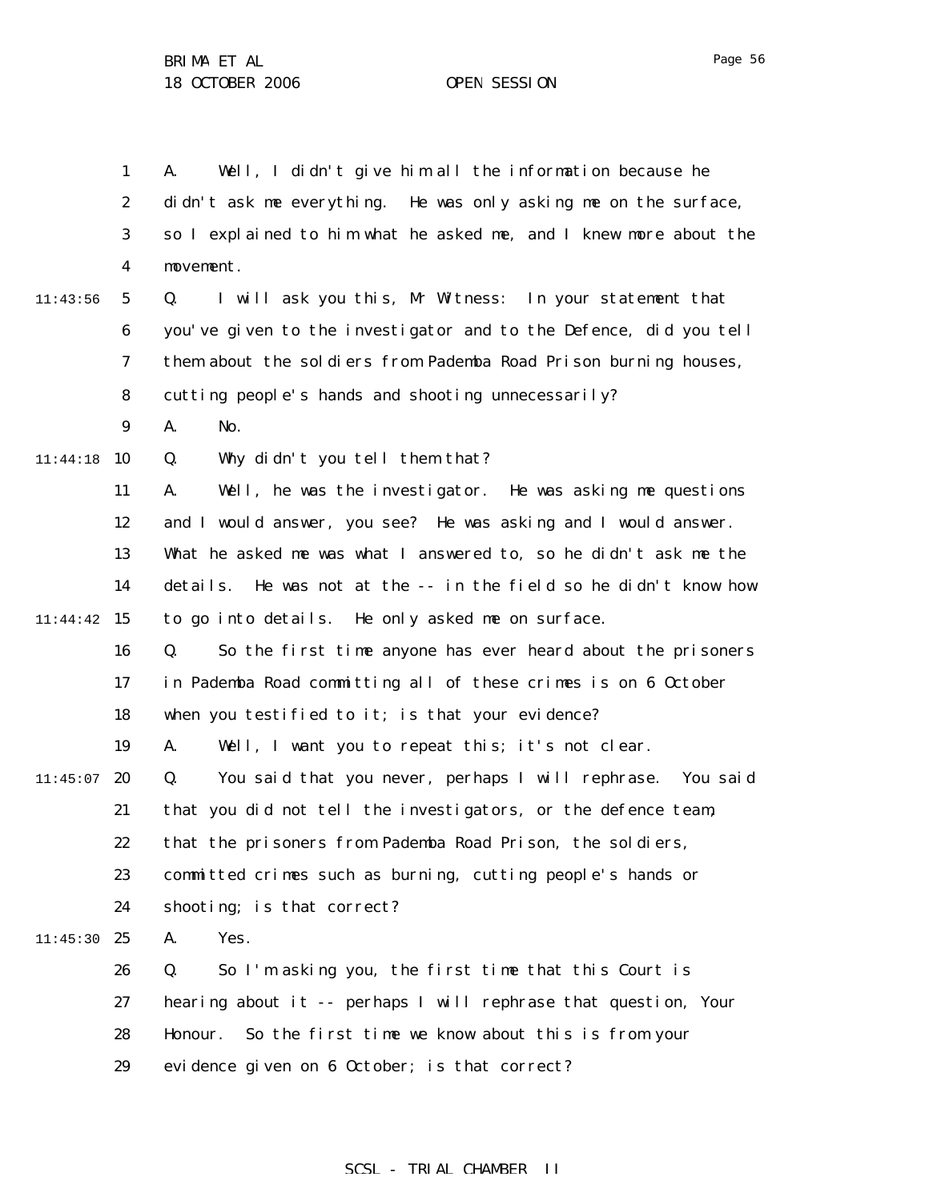A. Well, I didn't give him all the information because he didn't ask me everything. He was only asking me on the surface, so I explained to him what he asked me, and I knew more about the movement.

Q. I will ask you this, Mr Witness: In your statement that you've given to the investigator and to the Defence, did you tell them about the soldiers from Pademba Road Prison burning houses, cutting people's hands and shooting unnecessarily?

A. No.

Q. Why didn't you tell them that?

A. Well, he was the investigator. He was asking me questions and I would answer, you see? He was asking and I would answer. What he asked me was what I answered to, so he didn't ask me the details. He was not at the -- in the field so he didn't know how to go into details. He only asked me on surface.

Q. So the first time anyone has ever heard about the prisoners in Pademba Road committing all of these crimes is on 6 October when you testified to it; is that your evidence?

A. Well, I want you to repeat this; it's not clear.

Q. You said that you never, perhaps I will rephrase. You said that you did not tell the investigators, or the defence team, that the prisoners from Pademba Road Prison, the soldiers, committed crimes such as burning, cutting people's hands or shooting; is that correct?

A. Yes.

Q. So I'm asking you, the first time that this Court is hearing about it -- perhaps I will rephrase that question, Your Honour. So the first time we know about this is from your evidence given on 6 October; is that correct?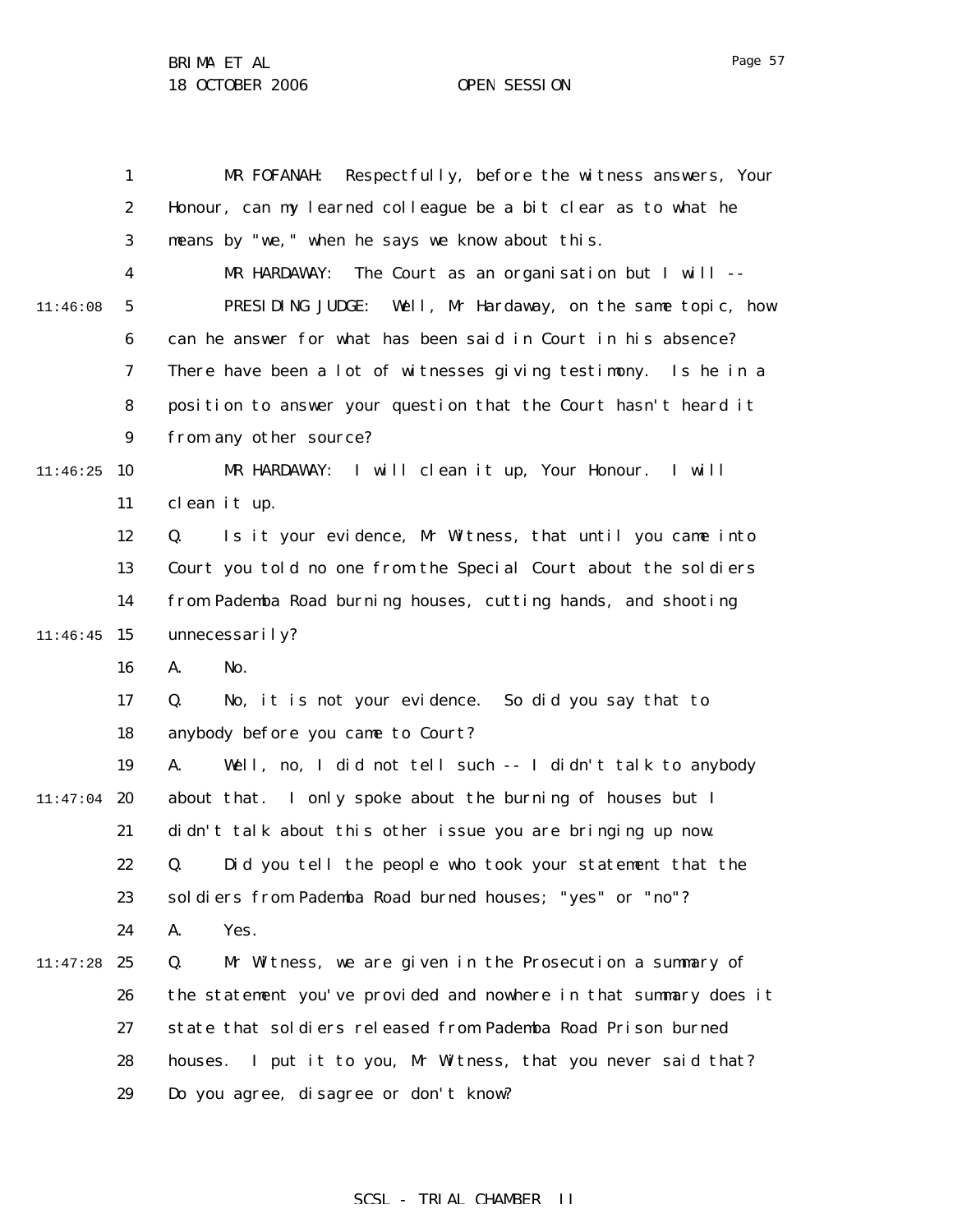MR FOFANAH: Respectfully, before the witness answers, Your Honour, can my learned colleague be a bit clear as to what he means by "we," when he says we know about this.

MR HARDAWAY: The Court as an organisation but I will --

PRESIDING JUDGE: Well, Mr Hardaway, on the same topic, how can he answer for what has been said in Court in his absence? There have been a lot of witnesses giving testimony. Is he in a position to answer your question that the Court hasn't heard it from any other source?

MR HARDAWAY: I will clean it up, Your Honour. I will clean it up.

Q. Is it your evidence, Mr Witness, that until you came into Court you told no one from the Special Court about the soldiers from Pademba Road burning houses, cutting hands, and shooting unnecessarily?

A. No.

Q. No, it is not your evidence. So did you say that to anybody before you came to Court?

A. Well, no, I did not tell such -- I didn't talk to anybody about that. I only spoke about the burning of houses but I didn't talk about this other issue you are bringing up now.

Q. Did you tell the people who took your statement that the soldiers from Pademba Road burned houses; "yes" or "no"?

A. Yes.

Q. Mr Witness, we are given in the Prosecution a summary of the statement you've provided and nowhere in that summary does it state that soldiers released from Pademba Road Prison burned houses. I put it to you, Mr Witness, that you never said that? Do you agree, disagree or don't know?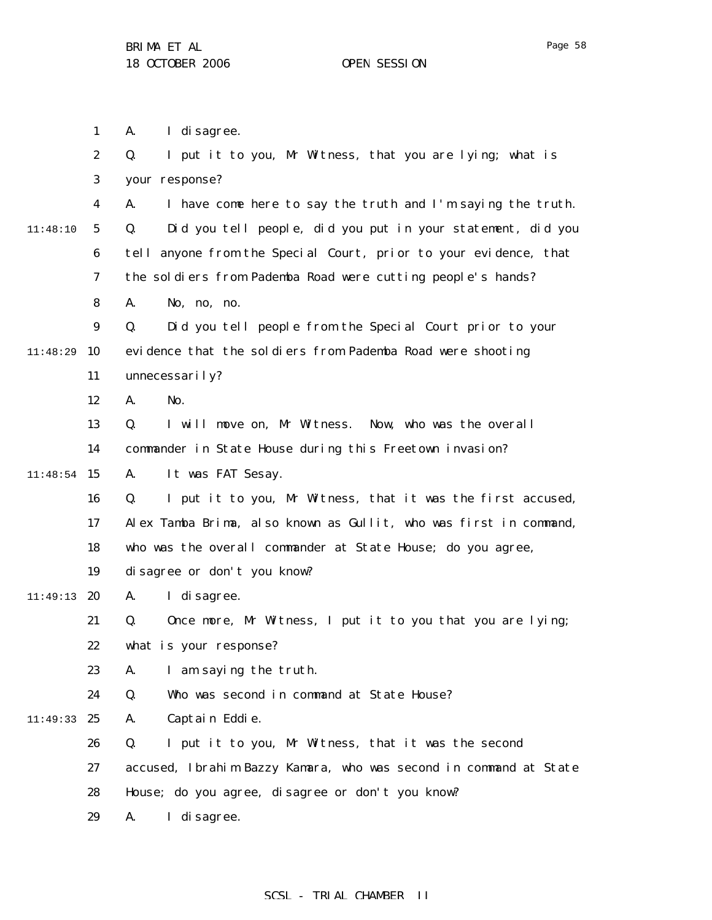A. I disagree.

Q. I put it to you, Mr Witness, that you are lying; what is your response?

A. I have come here to say the truth and I'm saying the truth.

Q. Did you tell people, did you put in your statement, did you tell anyone from the Special Court, prior to your evidence, that the soldiers from Pademba Road were cutting people's hands?

A. No, no, no.

Q. Did you tell people from the Special Court prior to your evidence that the soldiers from Pademba Road were shooting unnecessarily?

A. No.

Q. I will move on, Mr Witness. Now, who was the overall commander in State House during this Freetown invasion?

A. It was FAT Sesay.

Q. I put it to you, Mr Witness, that it was the first accused, Alex Tamba Brima, also known as Gullit, who was first in command, who was the overall commander at State House; do you agree, disagree or don't you know?

A. I disagree.

Q. Once more, Mr Witness, I put it to you that you are lying; what is your response?

A. I am saying the truth.

Q. Who was second in command at State House?

A. Captain Eddie.

Q. I put it to you, Mr Witness, that it was the second accused, Ibrahim Bazzy Kamara, who was second in command at State House; do you agree, disagree or don't you know?

A. I disagree.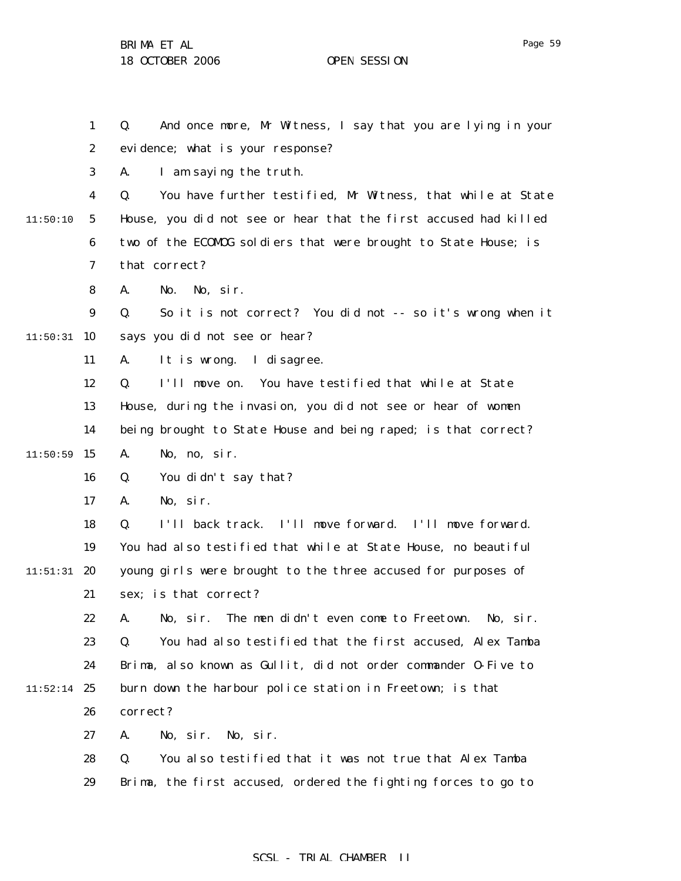Q. And once more, Mr Witness, I say that you are lying in your evidence; what is your response?

A. I am saying the truth.

Q. You have further testified, Mr Witness, that while at State House, you did not see or hear that the first accused had killed two of the ECOMOG soldiers that were brought to State House; is that correct?

A. No. No, sir.

Q. So it is not correct? You did not -- so it's wrong when it says you did not see or hear?

A. It is wrong. I disagree.

Q. I'll move on. You have testified that while at State House, during the invasion, you did not see or hear of women being brought to State House and being raped; is that correct?

A. No, no, sir.

Q. You didn't say that?

A. No, sir.

Q. I'll back track. I'll move forward. I'll move forward. You had also testified that while at State House, no beautiful young girls were brought to the three accused for purposes of sex; is that correct?

A. No, sir. The men didn't even come to Freetown. No, sir.

Q. You had also testified that the first accused, Alex Tamba Brima, also known as Gullit, did not order commander O-Five to burn down the harbour police station in Freetown; is that correct?

A. No, sir. No, sir.

Q. You also testified that it was not true that Alex Tamba Brima, the first accused, ordered the fighting forces to go to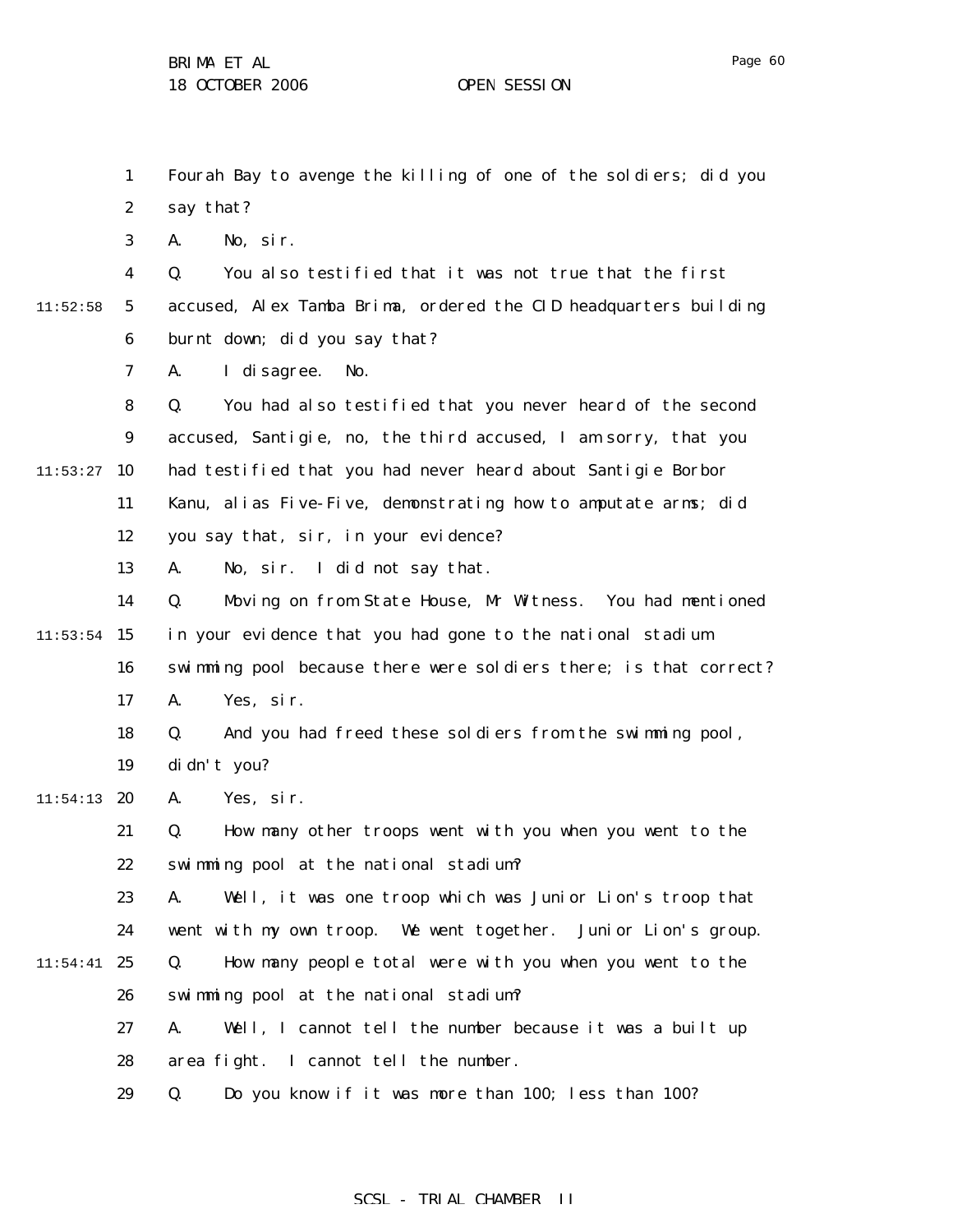Fourah Bay to avenge the killing of one of the soldiers; did you say that?

A. No, sir.

Q. You also testified that it was not true that the first accused, Alex Tamba Brima, ordered the CID headquarters building burnt down; did you say that?

A. I disagree. No.

Q. You had also testified that you never heard of the second accused, Santigie, no, the third accused, I am sorry, that you had testified that you had never heard about Santigie Borbor Kanu, alias Five-Five, demonstrating how to amputate arms; did you say that, sir, in your evidence?

A. No, sir. I did not say that.

Q. Moving on from State House, Mr Witness. You had mentioned in your evidence that you had gone to the national stadium swimming pool because there were soldiers there; is that correct?

A. Yes, sir.

Q. And you had freed these soldiers from the swimming pool, didn't you?

A. Yes, sir.

Q. How many other troops went with you when you went to the swimming pool at the national stadium?

A. Well, it was one troop which was Junior Lion's troop that went with my own troop. We went together. Junior Lion's group.

Q. How many people total were with you when you went to the swimming pool at the national stadium?

A. Well, I cannot tell the number because it was a built up area fight. I cannot tell the number.

Q. Do you know if it was more than 100; less than 100?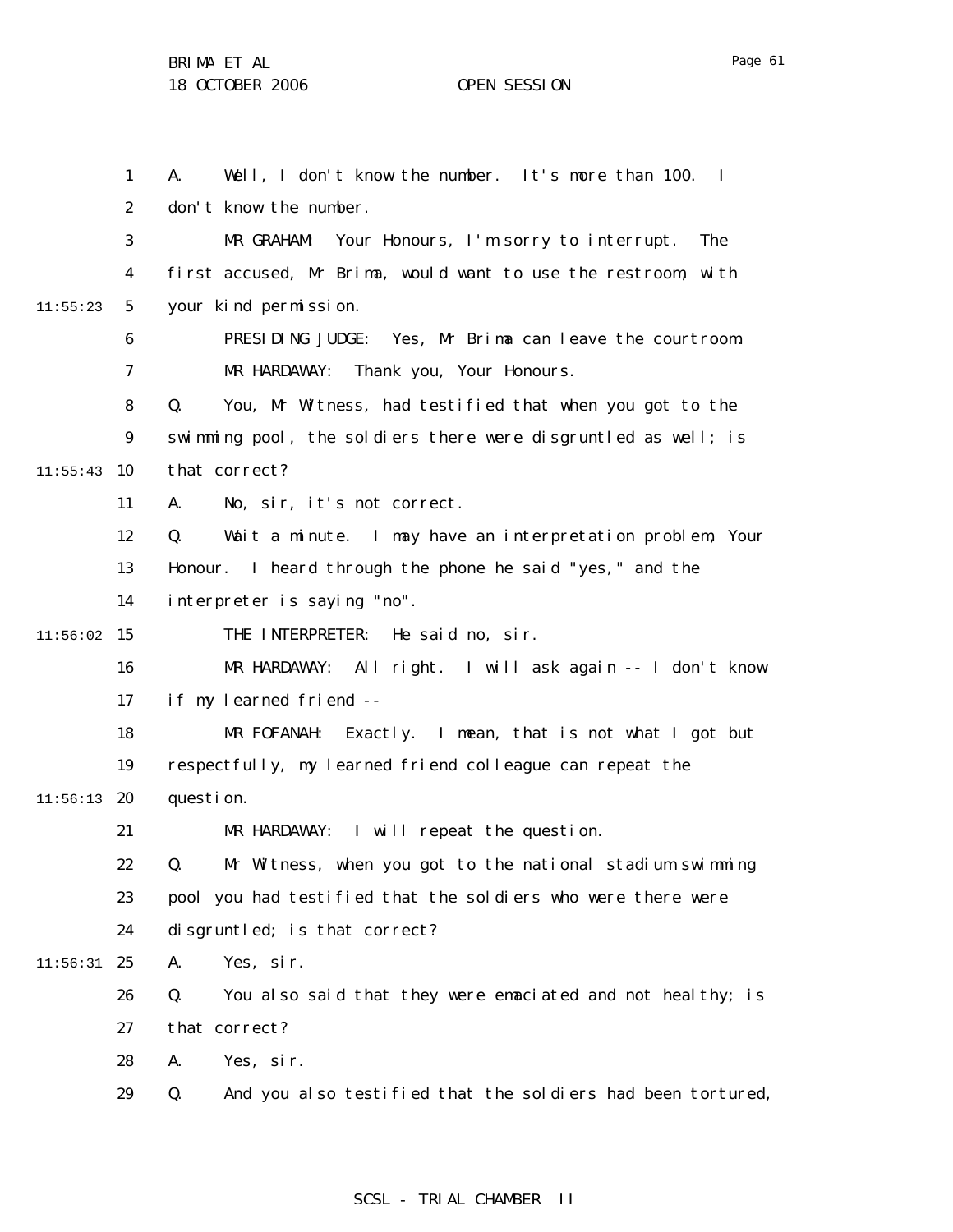A. Well, I don't know the number. It's more than 100. I don't know the number.

MR GRAHAM: Your Honours, I'm sorry to interrupt. The first accused, Mr Brima, would want to use the restroom, with your kind permission.

PRESIDING JUDGE: Yes, Mr Brima can leave the courtroom.

MR HARDAWAY: Thank you, Your Honours.

Q. You, Mr Witness, had testified that when you got to the swimming pool, the soldiers there were disgruntled as well; is that correct?

A. No, sir, it's not correct.

Q. Wait a minute. I may have an interpretation problem, Your Honour. I heard through the phone he said "yes," and the interpreter is saying "no".

THE INTERPRETER: He said no, sir.

MR HARDAWAY: All right. I will ask again -- I don't know if my learned friend --

MR FOFANAH: Exactly. I mean, that is not what I got but respectfully, my learned friend colleague can repeat the question.

MR HARDAWAY: I will repeat the question.

Q. Mr Witness, when you got to the national stadium swimming pool you had testified that the soldiers who were there were disgruntled; is that correct?

A. Yes, sir.

Q. You also said that they were emaciated and not healthy; is that correct?

A. Yes, sir.

Q. And you also testified that the soldiers had been tortured,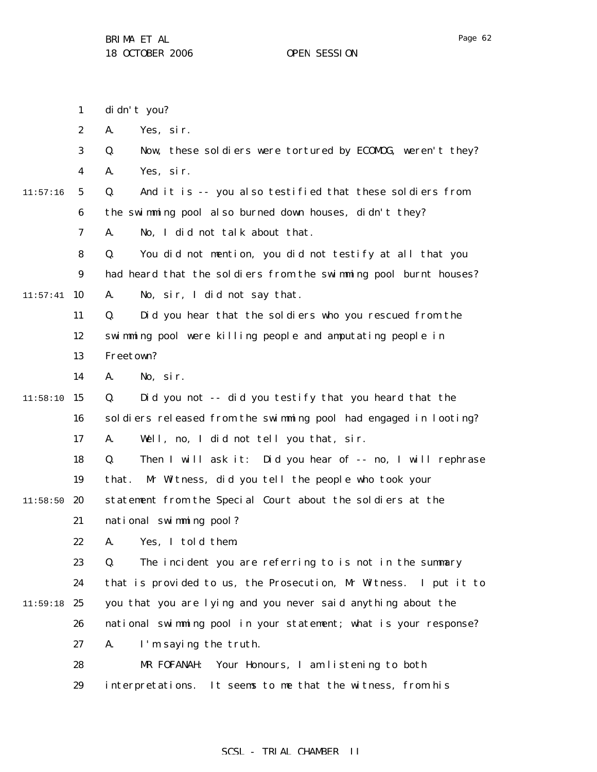didn't you?

A. Yes, sir.

Q. Now, these soldiers were tortured by ECOMOG, weren't they?

A. Yes, sir.

Q. And it is -- you also testified that these soldiers from the swimming pool also burned down houses, didn't they?

A. No, I did not talk about that.

Q. You did not mention, you did not testify at all that you had heard that the soldiers from the swimming pool burnt houses?

A. No, sir, I did not say that.

Q. Did you hear that the soldiers who you rescued from the swimming pool were killing people and amputating people in Freetown?

A. No, sir.

Q. Did you not -- did you testify that you heard that the soldiers released from the swimming pool had engaged in looting?

A. Well, no, I did not tell you that, sir.

Q. Then I will ask it: Did you hear of -- no, I will rephrase that. Mr Witness, did you tell the people who took your statement from the Special Court about the soldiers at the national swimming pool?

A. Yes, I told them.

Q. The incident you are referring to is not in the summary that is provided to us, the Prosecution, Mr Witness. I put it to you that you are lying and you never said anything about the national swimming pool in your statement; what is your response?

A. I'm saying the truth.

MR FOFANAH: Your Honours, I am listening to both interpretations. It seems to me that the witness, from his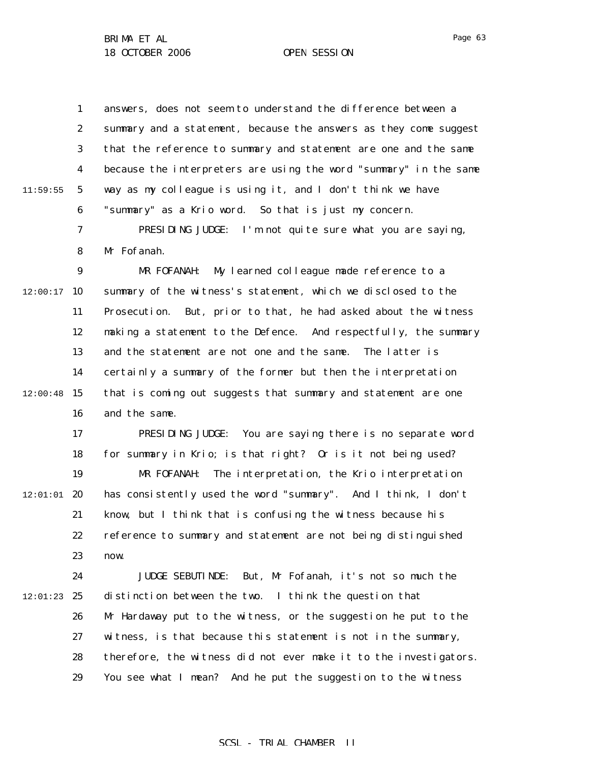answers, does not seem to understand the difference between a summary and a statement, because the answers as they come suggest that the reference to summary and statement are one and the same because the interpreters are using the word "summary" in the same way as my colleague is using it, and I don't think we have "summary" as a Krio word. So that is just my concern.

PRESIDING JUDGE: I'm not quite sure what you are saying, Mr Fofanah.

MR FOFANAH: My learned colleague made reference to a summary of the witness's statement, which we disclosed to the Prosecution. But, prior to that, he had asked about the witness making a statement to the Defence. And respectfully, the summary and the statement are not one and the same. The latter is certainly a summary of the former but then the interpretation that is coming out suggests that summary and statement are one and the same.

PRESIDING JUDGE: You are saying there is no separate word for summary in Krio; is that right? Or is it not being used?

MR FOFANAH: The interpretation, the Krio interpretation has consistently used the word "summary". And I think, I don't know, but I think that is confusing the witness because his reference to summary and statement are not being distinguished now.

JUDGE SEBUTINDE: But, Mr Fofanah, it's not so much the distinction between the two. I think the question that Mr Hardaway put to the witness, or the suggestion he put to the witness, is that because this statement is not in the summary, therefore, the witness did not ever make it to the investigators. You see what I mean? And he put the suggestion to the witness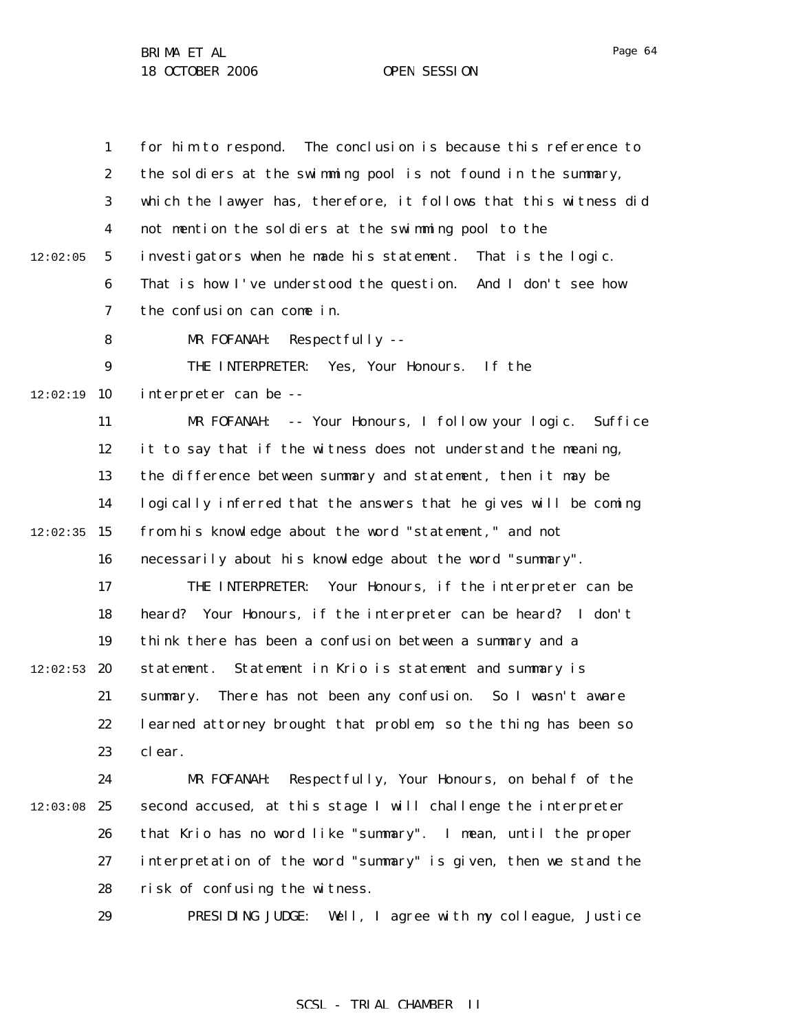for him to respond. The conclusion is because this reference to the soldiers at the swimming pool is not found in the summary, which the lawyer has, therefore, it follows that this witness did not mention the soldiers at the swimming pool to the investigators when he made his statement. That is the logic. That is how I've understood the question. And I don't see how the confusion can come in.

MR FOFANAH: Respectfully --

THE INTERPRETER: Yes, Your Honours. If the interpreter can be --

MR FOFANAH: -- Your Honours, I follow your logic. Suffice it to say that if the witness does not understand the meaning, the difference between summary and statement, then it may be logically inferred that the answers that he gives will be coming from his knowledge about the word "statement," and not necessarily about his knowledge about the word "summary".

THE INTERPRETER: Your Honours, if the interpreter can be heard? Your Honours, if the interpreter can be heard? I don't think there has been a confusion between a summary and a statement. Statement in Krio is statement and summary is summary. There has not been any confusion. So I wasn't aware learned attorney brought that problem, so the thing has been so clear.

MR FOFANAH: Respectfully, Your Honours, on behalf of the second accused, at this stage I will challenge the interpreter that Krio has no word like "summary". I mean, until the proper interpretation of the word "summary" is given, then we stand the risk of confusing the witness.

PRESIDING JUDGE: Well, I agree with my colleague, Justice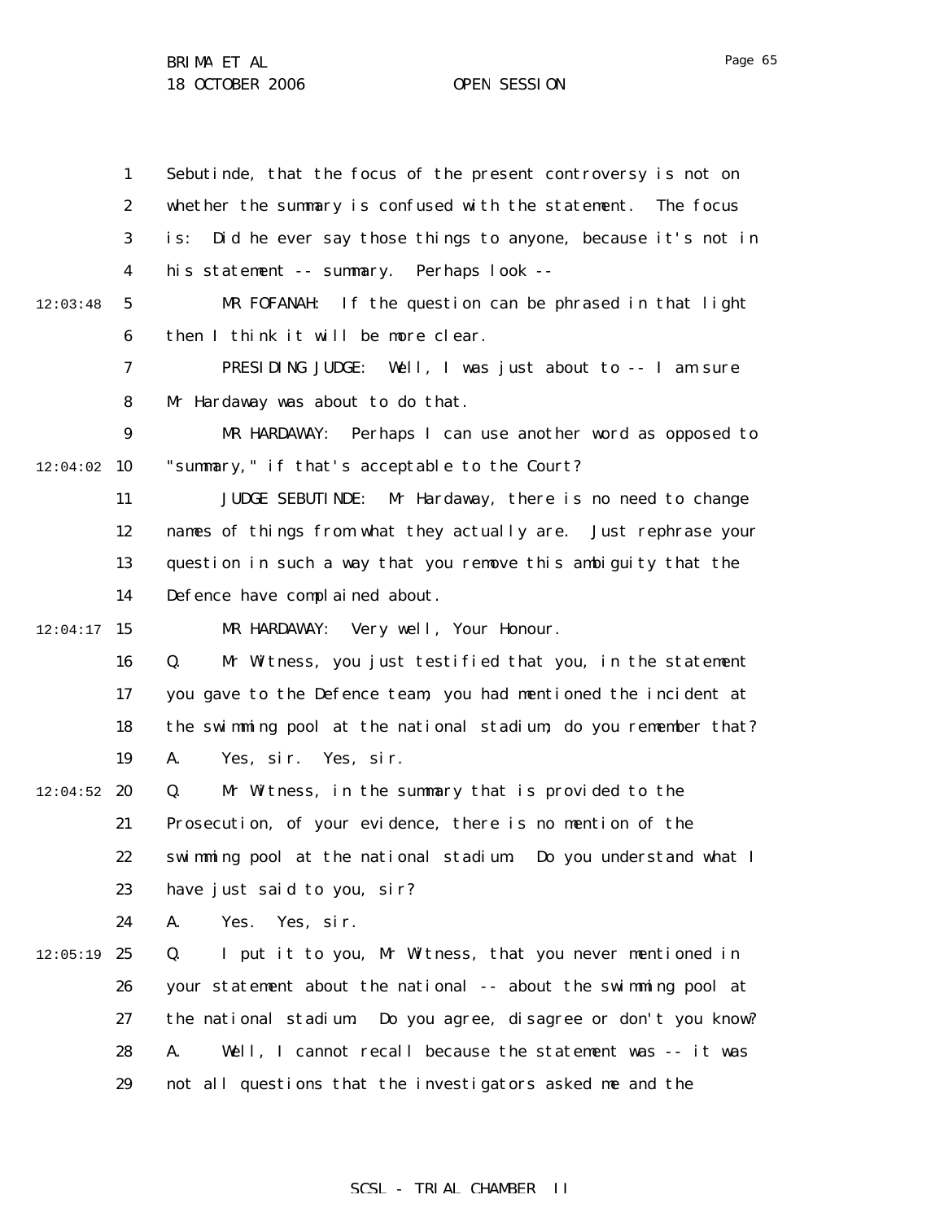Sebutinde, that the focus of the present controversy is not on whether the summary is confused with the statement. The focus is: Did he ever say those things to anyone, because it's not in his statement -- summary. Perhaps look --

MR FOFANAH: If the question can be phrased in that light then I think it will be more clear.

PRESIDING JUDGE: Well, I was just about to -- I am sure Mr Hardaway was about to do that.

MR HARDAWAY: Perhaps I can use another word as opposed to "summary," if that's acceptable to the Court?

JUDGE SEBUTINDE: Mr Hardaway, there is no need to change names of things from what they actually are. Just rephrase your question in such a way that you remove this ambiguity that the Defence have complained about.

MR HARDAWAY: Very well, Your Honour.

Q. Mr Witness, you just testified that you, in the statement you gave to the Defence team, you had mentioned the incident at the swimming pool at the national stadium; do you remember that?

A. Yes, sir. Yes, sir.

Q. Mr Witness, in the summary that is provided to the Prosecution, of your evidence, there is no mention of the swimming pool at the national stadium. Do you understand what I have just said to you, sir?

A. Yes. Yes, sir.

Q. I put it to you, Mr Witness, that you never mentioned in your statement about the national -- about the swimming pool at the national stadium. Do you agree, disagree or don't you know?

A. Well, I cannot recall because the statement was -- it was not all questions that the investigators asked me and the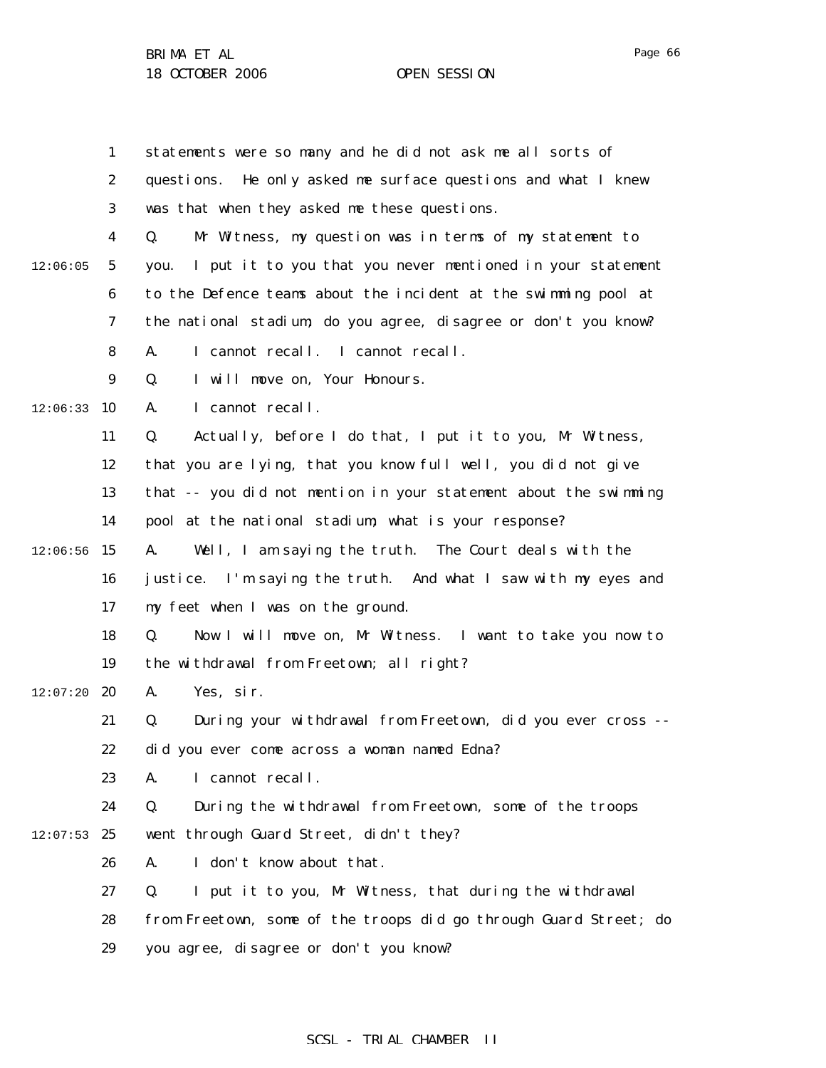statements were so many and he did not ask me all sorts of questions. He only asked me surface questions and what I knew was that when they asked me these questions.

Q. Mr Witness, my question was in terms of my statement to you. I put it to you that you never mentioned in your statement to the Defence teams about the incident at the swimming pool at the national stadium; do you agree, disagree or don't you know?

A. I cannot recall. I cannot recall.

Q. I will move on, Your Honours.

A. I cannot recall.

Q. Actually, before I do that, I put it to you, Mr Witness, that you are lying, that you know full well, you did not give that -- you did not mention in your statement about the swimming pool at the national stadium; what is your response?

A. Well, I am saying the truth. The Court deals with the justice. I'm saying the truth. And what I saw with my eyes and my feet when I was on the ground.

Q. Now I will move on, Mr Witness. I want to take you now to the withdrawal from Freetown; all right?

A. Yes, sir.

Q. During your withdrawal from Freetown, did you ever cross -- did you ever come across a woman named Edna?

A. I cannot recall.

Q. During the withdrawal from Freetown, some of the troops went through Guard Street, didn't they?

A. I don't know about that.

Q. I put it to you, Mr Witness, that during the withdrawal from Freetown, some of the troops did go through Guard Street; do you agree, disagree or don't you know?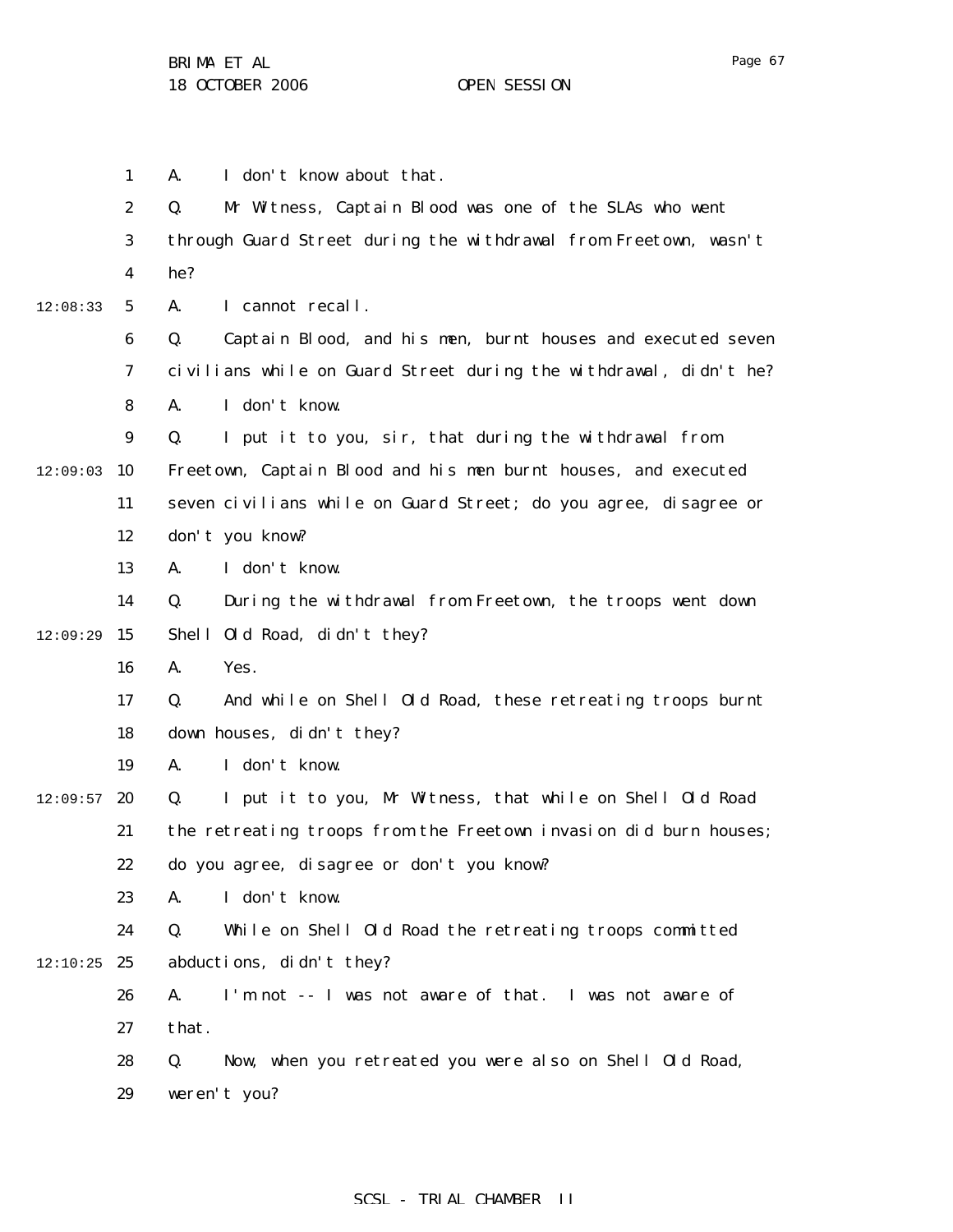A. I don't know about that.

Q. Mr Witness, Captain Blood was one of the SLAs who went through Guard Street during the withdrawal from Freetown, wasn't he?

A. I cannot recall.

Q. Captain Blood, and his men, burnt houses and executed seven civilians while on Guard Street during the withdrawal, didn't he?

A. I don't know.

Q. I put it to you, sir, that during the withdrawal from Freetown, Captain Blood and his men burnt houses, and executed seven civilians while on Guard Street; do you agree, disagree or don't you know?

A. I don't know.

Q. During the withdrawal from Freetown, the troops went down Shell Old Road, didn't they?

A. Yes.

Q. And while on Shell Old Road, these retreating troops burnt down houses, didn't they?

A. I don't know.

Q. I put it to you, Mr Witness, that while on Shell Old Road the retreating troops from the Freetown invasion did burn houses; do you agree, disagree or don't you know?

A. I don't know.

Q. While on Shell Old Road the retreating troops committed abductions, didn't they?

A. I'm not -- I was not aware of that. I was not aware of that.

Q. Now, when you retreated you were also on Shell Old Road, weren't you?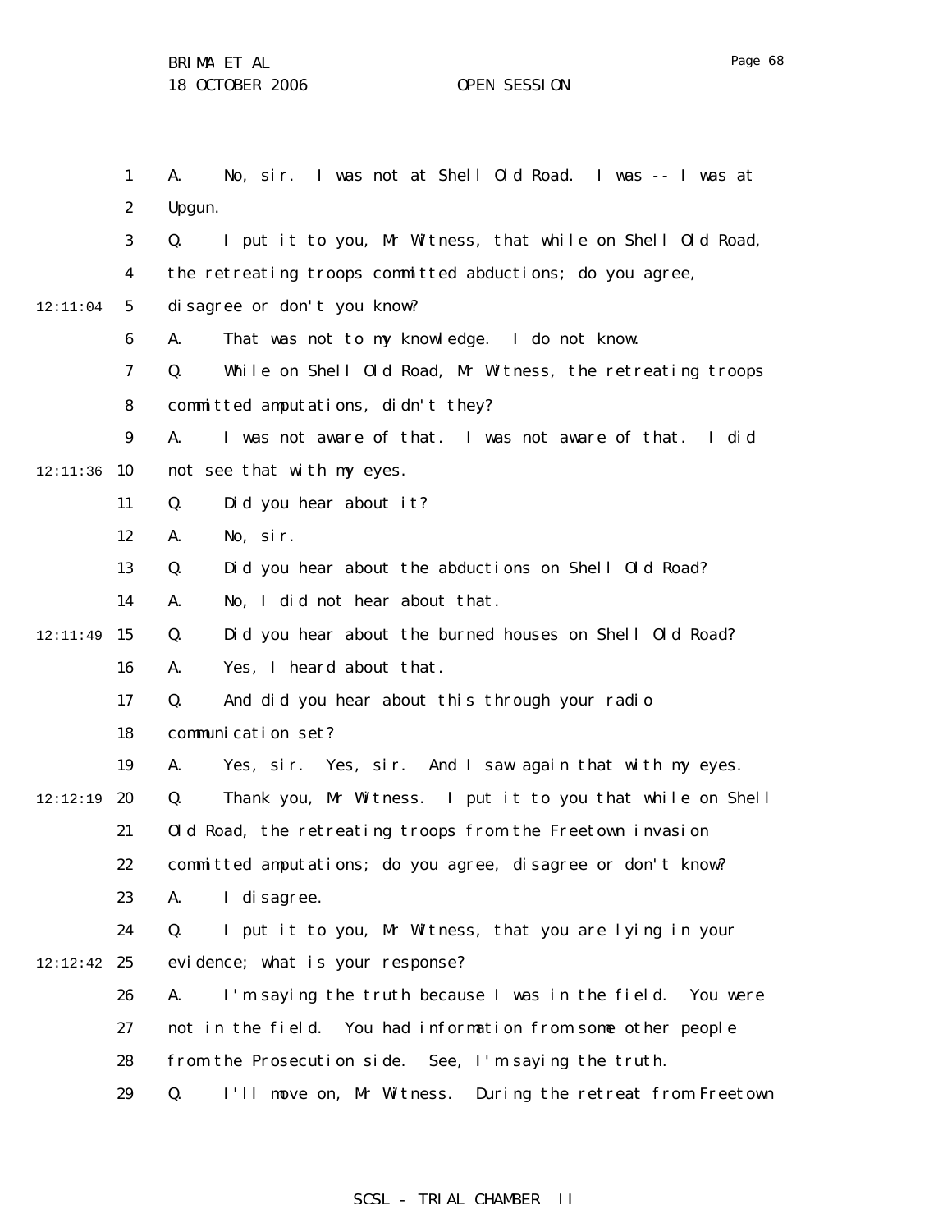A. No, sir. I was not at Shell Old Road. I was -- I was at Upgun.

Q. I put it to you, Mr Witness, that while on Shell Old Road, the retreating troops committed abductions; do you agree, disagree or don't you know?

A. That was not to my knowledge. I do not know.

Q. While on Shell Old Road, Mr Witness, the retreating troops committed amputations, didn't they?

A. I was not aware of that. I was not aware of that. I did not see that with my eyes.

Q. Did you hear about it?

A. No, sir.

Q. Did you hear about the abductions on Shell Old Road?

A. No, I did not hear about that.

Q. Did you hear about the burned houses on Shell Old Road?

A. Yes, I heard about that.

Q. And did you hear about this through your radio communication set?

A. Yes, sir. Yes, sir. And I saw again that with my eyes.

Q. Thank you, Mr Witness. I put it to you that while on Shell Old Road, the retreating troops from the Freetown invasion committed amputations; do you agree, disagree or don't know?

A. I disagree.

Q. I put it to you, Mr Witness, that you are lying in your evidence; what is your response?

A. I'm saying the truth because I was in the field. You were not in the field. You had information from some other people from the Prosecution side. See, I'm saying the truth.

Q. I'll move on, Mr Witness. During the retreat from Freetown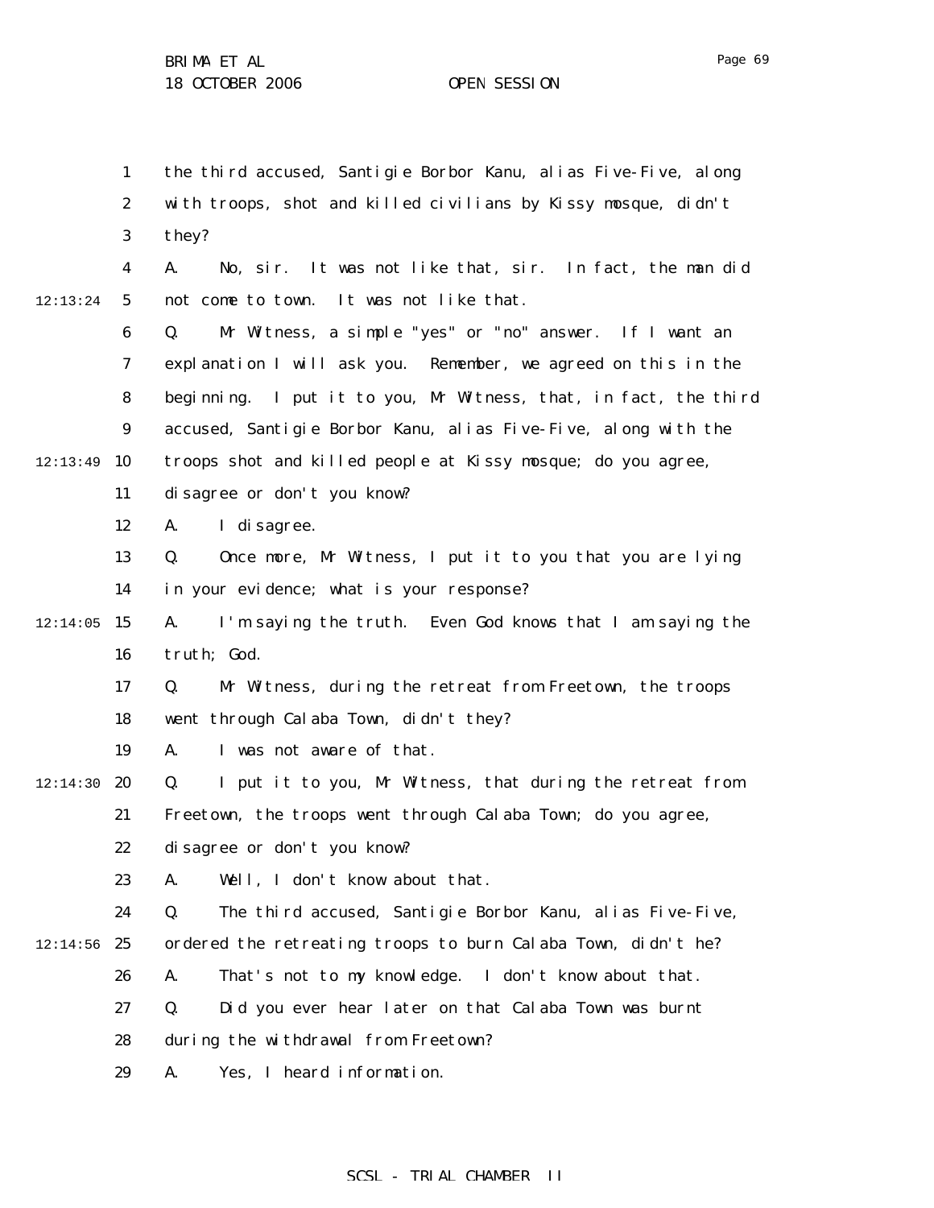the third accused, Santigie Borbor Kanu, alias Five-Five, along with troops, shot and killed civilians by Kissy mosque, didn't they?

A. No, sir. It was not like that, sir. In fact, the man did not come to town. It was not like that.

Q. Mr Witness, a simple "yes" or "no" answer. If I want an explanation I will ask you. Remember, we agreed on this in the beginning. I put it to you, Mr Witness, that, in fact, the third accused, Santigie Borbor Kanu, alias Five-Five, along with the troops shot and killed people at Kissy mosque; do you agree, disagree or don't you know?

A. I disagree.

Q. Once more, Mr Witness, I put it to you that you are lying in your evidence; what is your response?

A. I'm saying the truth. Even God knows that I am saying the truth; God.

Q. Mr Witness, during the retreat from Freetown, the troops went through Calaba Town, didn't they?

A. I was not aware of that.

Q. I put it to you, Mr Witness, that during the retreat from Freetown, the troops went through Calaba Town; do you agree, disagree or don't you know?

A. Well, I don't know about that.

Q. The third accused, Santigie Borbor Kanu, alias Five-Five, ordered the retreating troops to burn Calaba Town, didn't he?

A. That's not to my knowledge. I don't know about that.

Q. Did you ever hear later on that Calaba Town was burnt during the withdrawal from Freetown?

A. Yes, I heard information.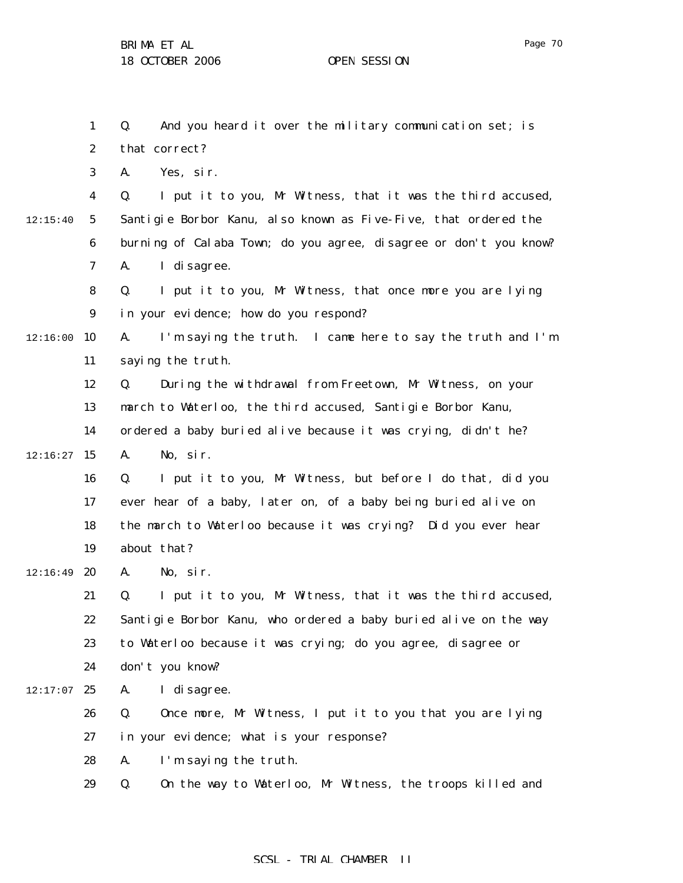Q. And you heard it over the military communication set; is that correct?

A. Yes, sir.

Q. I put it to you, Mr Witness, that it was the third accused, Santigie Borbor Kanu, also known as Five-Five, that ordered the burning of Calaba Town; do you agree, disagree or don't you know?

A. I disagree.

Q. I put it to you, Mr Witness, that once more you are lying in your evidence; how do you respond?

A. I'm saying the truth. I came here to say the truth and I'm saying the truth.

Q. During the withdrawal from Freetown, Mr Witness, on your march to Waterloo, the third accused, Santigie Borbor Kanu, ordered a baby buried alive because it was crying, didn't he?

A. No, sir.

Q. I put it to you, Mr Witness, but before I do that, did you ever hear of a baby, later on, of a baby being buried alive on the march to Waterloo because it was crying? Did you ever hear about that?

A. No, sir.

Q. I put it to you, Mr Witness, that it was the third accused, Santigie Borbor Kanu, who ordered a baby buried alive on the way to Waterloo because it was crying; do you agree, disagree or don't you know?

A. I disagree.

Q. Once more, Mr Witness, I put it to you that you are lying in your evidence; what is your response?

A. I'm saying the truth.

Q. On the way to Waterloo, Mr Witness, the troops killed and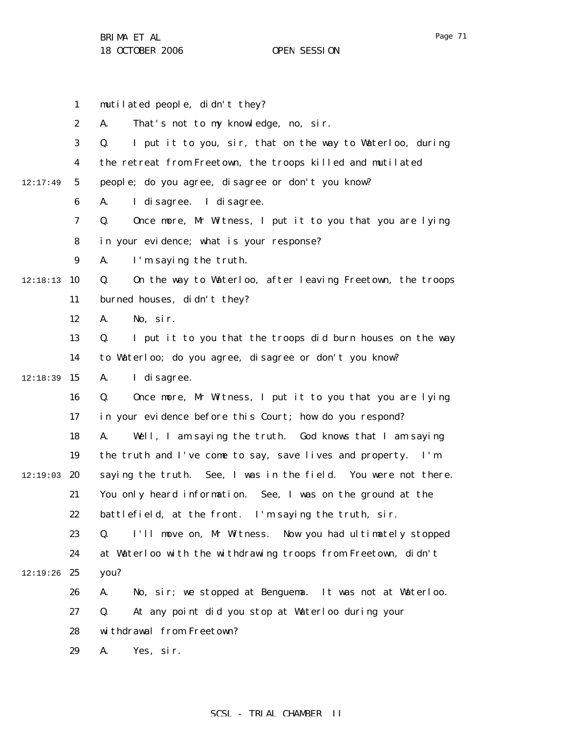mutilated people, didn't they?

A. That's not to my knowledge, no, sir.

Q. I put it to you, sir, that on the way to Waterloo, during the retreat from Freetown, the troops killed and mutilated people; do you agree, disagree or don't you know?

A. I disagree. I disagree.

Q. Once more, Mr Witness, I put it to you that you are lying in your evidence; what is your response?

A. I'm saying the truth.

Q. On the way to Waterloo, after leaving Freetown, the troops burned houses, didn't they?

A. No, sir.

Q. I put it to you that the troops did burn houses on the way to Waterloo; do you agree, disagree or don't you know?

A. I disagree.

Q. Once more, Mr Witness, I put it to you that you are lying in your evidence before this Court; how do you respond?

A. Well, I am saying the truth. God knows that I am saying the truth and I've come to say, save lives and property. I'm saying the truth. See, I was in the field. You were not there. You only heard information. See, I was on the ground at the battlefield, at the front. I'm saying the truth, sir.

Q. I'll move on, Mr Witness. Now you had ultimately stopped at Waterloo with the withdrawing troops from Freetown, didn't you?

A. No, sir; we stopped at Benguema. It was not at Waterloo.

Q. At any point did you stop at Waterloo during your withdrawal from Freetown?

A. Yes, sir.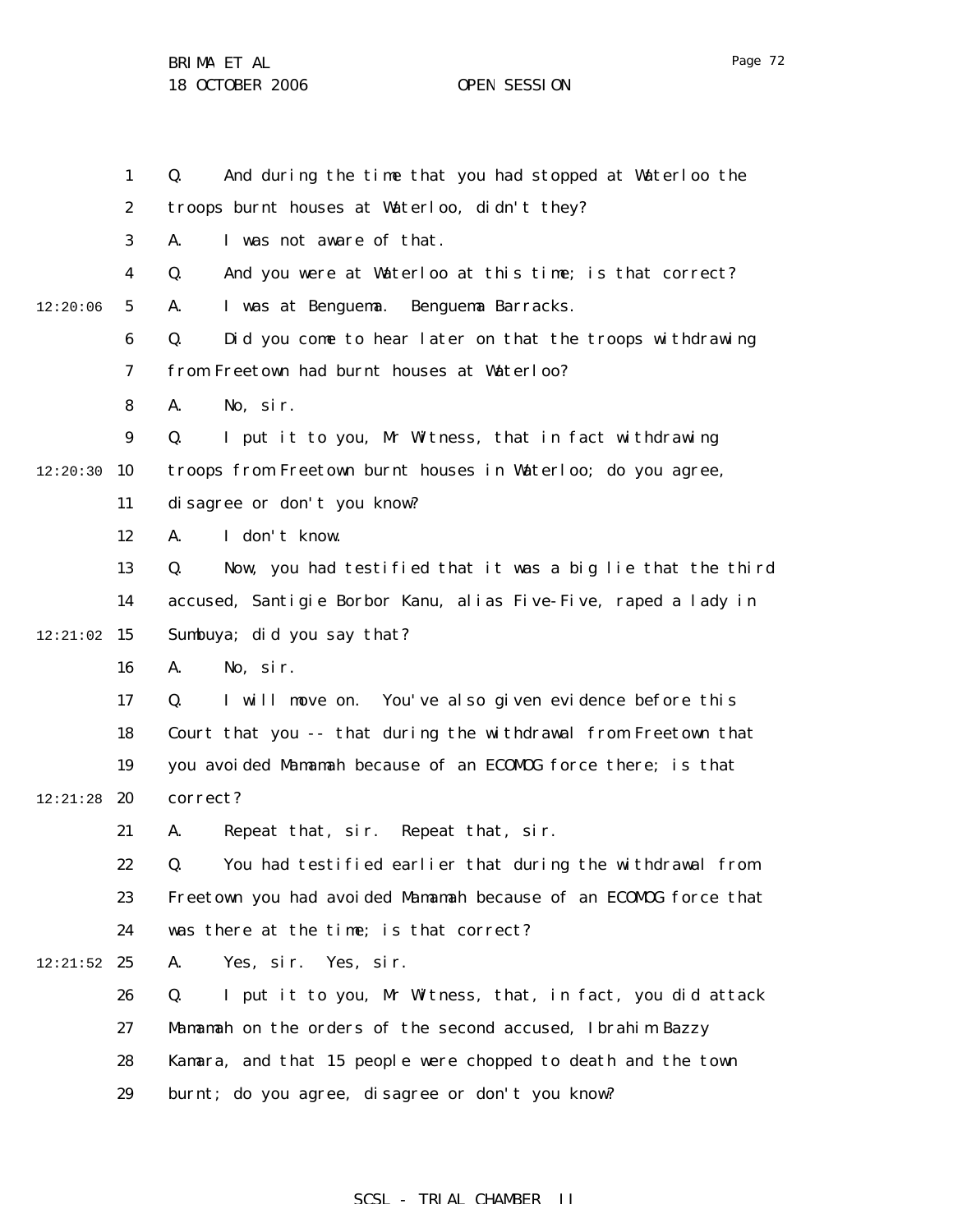Q. And during the time that you had stopped at Waterloo the troops burnt houses at Waterloo, didn't they?

A. I was not aware of that.

Q. And you were at Waterloo at this time; is that correct?

A. I was at Benguema. Benguema Barracks.

Q. Did you come to hear later on that the troops withdrawing from Freetown had burnt houses at Waterloo?

A. No, sir.

Q. I put it to you, Mr Witness, that in fact withdrawing troops from Freetown burnt houses in Waterloo; do you agree, disagree or don't you know?

A. I don't know.

Q. Now, you had testified that it was a big lie that the third accused, Santigie Borbor Kanu, alias Five-Five, raped a lady in Sumbuya; did you say that?

A. No, sir.

Q. I will move on. You've also given evidence before this Court that you -- that during the withdrawal from Freetown that you avoided Mamamah because of an ECOMOG force there; is that correct?

A. Repeat that, sir. Repeat that, sir.

Q. You had testified earlier that during the withdrawal from Freetown you had avoided Mamamah because of an ECOMOG force that was there at the time; is that correct?

A. Yes, sir. Yes, sir.

Q. I put it to you, Mr Witness, that, in fact, you did attack Mamamah on the orders of the second accused, Ibrahim Bazzy Kamara, and that 15 people were chopped to death and the town burnt; do you agree, disagree or don't you know?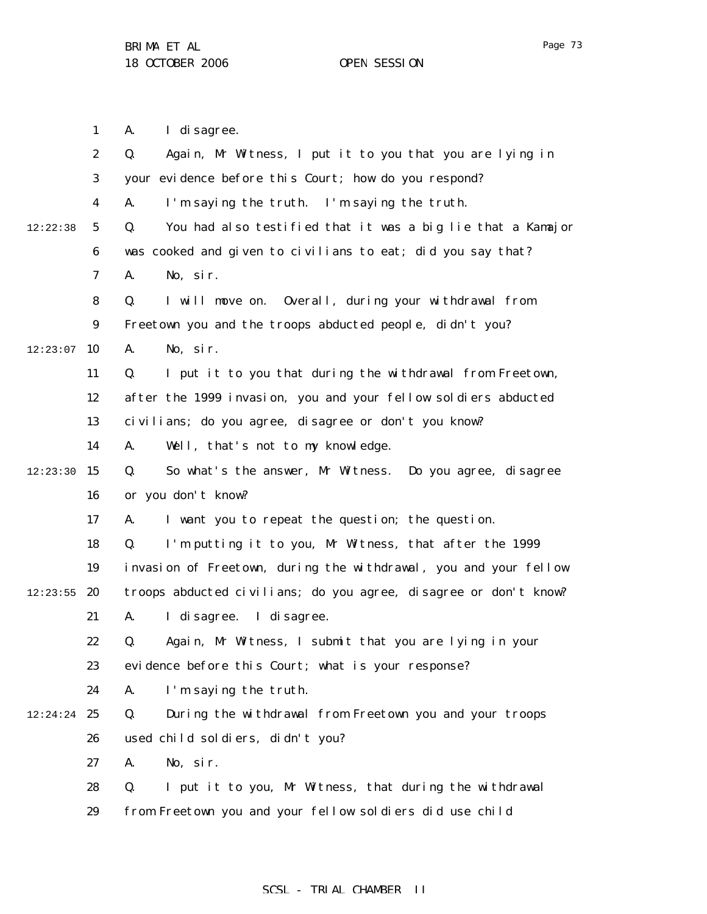A. I disagree.

Q. Again, Mr Witness, I put it to you that you are lying in your evidence before this Court; how do you respond?

A. I'm saying the truth. I'm saying the truth.

Q. You had also testified that it was a big lie that a Kamajor was cooked and given to civilians to eat; did you say that?

A. No, sir.

Q. I will move on. Overall, during your withdrawal from Freetown you and the troops abducted people, didn't you?

A. No, sir.

Q. I put it to you that during the withdrawal from Freetown, after the 1999 invasion, you and your fellow soldiers abducted civilians; do you agree, disagree or don't you know?

A. Well, that's not to my knowledge.

Q. So what's the answer, Mr Witness. Do you agree, disagree or you don't know?

A. I want you to repeat the question; the question.

Q. I'm putting it to you, Mr Witness, that after the 1999 invasion of Freetown, during the withdrawal, you and your fellow troops abducted civilians; do you agree, disagree or don't know?

A. I disagree. I disagree.

Q. Again, Mr Witness, I submit that you are lying in your evidence before this Court; what is your response?

A. I'm saying the truth.

Q. During the withdrawal from Freetown you and your troops used child soldiers, didn't you?

A. No, sir.

Q. I put it to you, Mr Witness, that during the withdrawal from Freetown you and your fellow soldiers did use child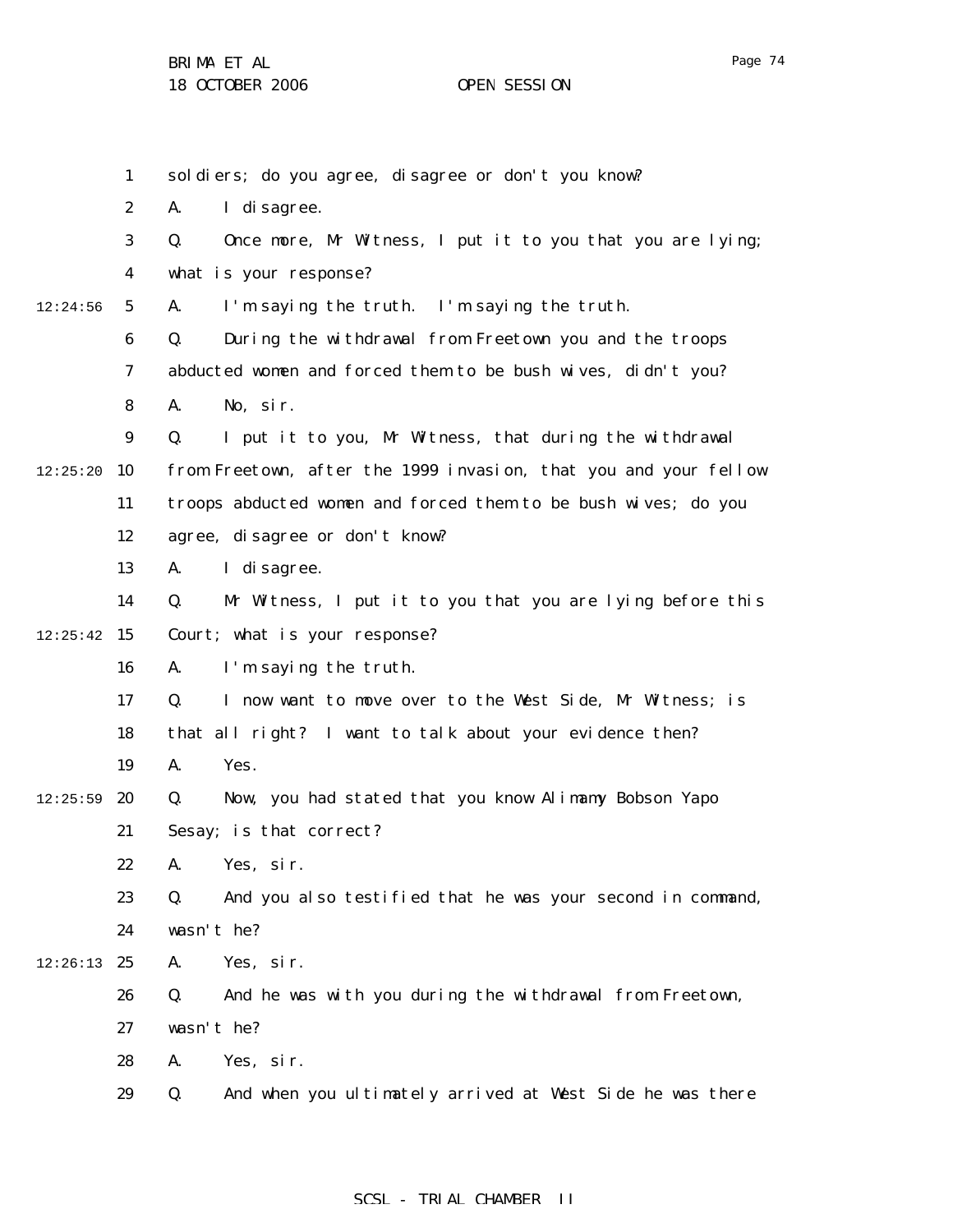soldiers; do you agree, disagree or don't you know?

A. I disagree.

Q. Once more, Mr Witness, I put it to you that you are lying; what is your response?

A. I'm saying the truth. I'm saying the truth.

Q. During the withdrawal from Freetown you and the troops abducted women and forced them to be bush wives, didn't you?

A. No, sir.

Q. I put it to you, Mr Witness, that during the withdrawal from Freetown, after the 1999 invasion, that you and your fellow troops abducted women and forced them to be bush wives; do you agree, disagree or don't know?

A. I disagree.

Q. Mr Witness, I put it to you that you are lying before this Court; what is your response?

A. I'm saying the truth.

Q. I now want to move over to the West Side, Mr Witness; is that all right? I want to talk about your evidence then?

A. Yes.

Q. Now, you had stated that you know Alimamy Bobson Yapo Sesay; is that correct?

A. Yes, sir.

Q. And you also testified that he was your second in command, wasn't he?

A. Yes, sir.

Q. And he was with you during the withdrawal from Freetown, wasn't he?

A. Yes, sir.

Q. And when you ultimately arrived at West Side he was there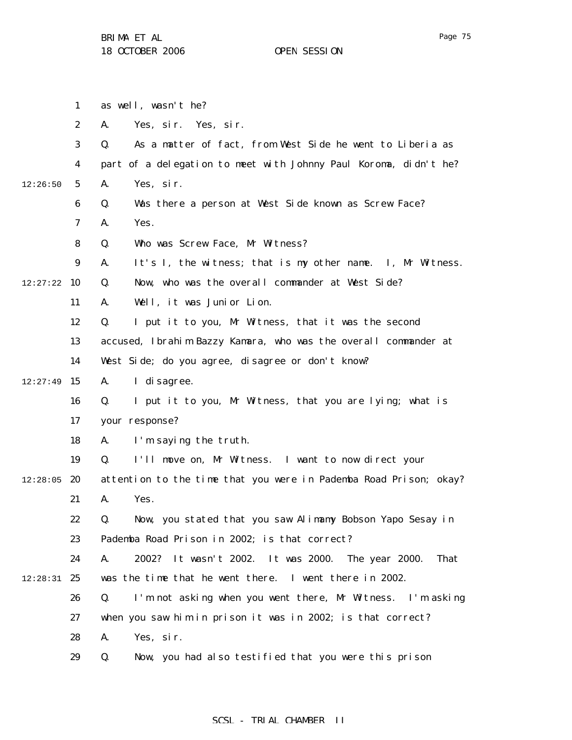as well, wasn't he?

A. Yes, sir. Yes, sir.

Q. As a matter of fact, from West Side he went to Liberia as part of a delegation to meet with Johnny Paul Koroma, didn't he?

A. Yes, sir.

Q. Was there a person at West Side known as Screw Face?

A. Yes.

Q. Who was Screw Face, Mr Witness?

A. It's I, the witness; that is my other name. I, Mr Witness.

Q. Now, who was the overall commander at West Side?

A. Well, it was Junior Lion.

Q. I put it to you, Mr Witness, that it was the second accused, Ibrahim Bazzy Kamara, who was the overall commander at West Side; do you agree, disagree or don't know?

A. I disagree.

Q. I put it to you, Mr Witness, that you are lying; what is your response?

A. I'm saying the truth.

Q. I'll move on, Mr Witness. I want to now direct your attention to the time that you were in Pademba Road Prison; okay?

A. Yes.

Q. Now, you stated that you saw Alimamy Bobson Yapo Sesay in Pademba Road Prison in 2002; is that correct?

A. 2002? It wasn't 2002. It was 2000. The year 2000. That was the time that he went there. I went there in 2002.

Q. I'm not asking when you went there, Mr Witness. I'm asking when you saw him in prison it was in 2002; is that correct?

A. Yes, sir.

Q. Now, you had also testified that you were this prison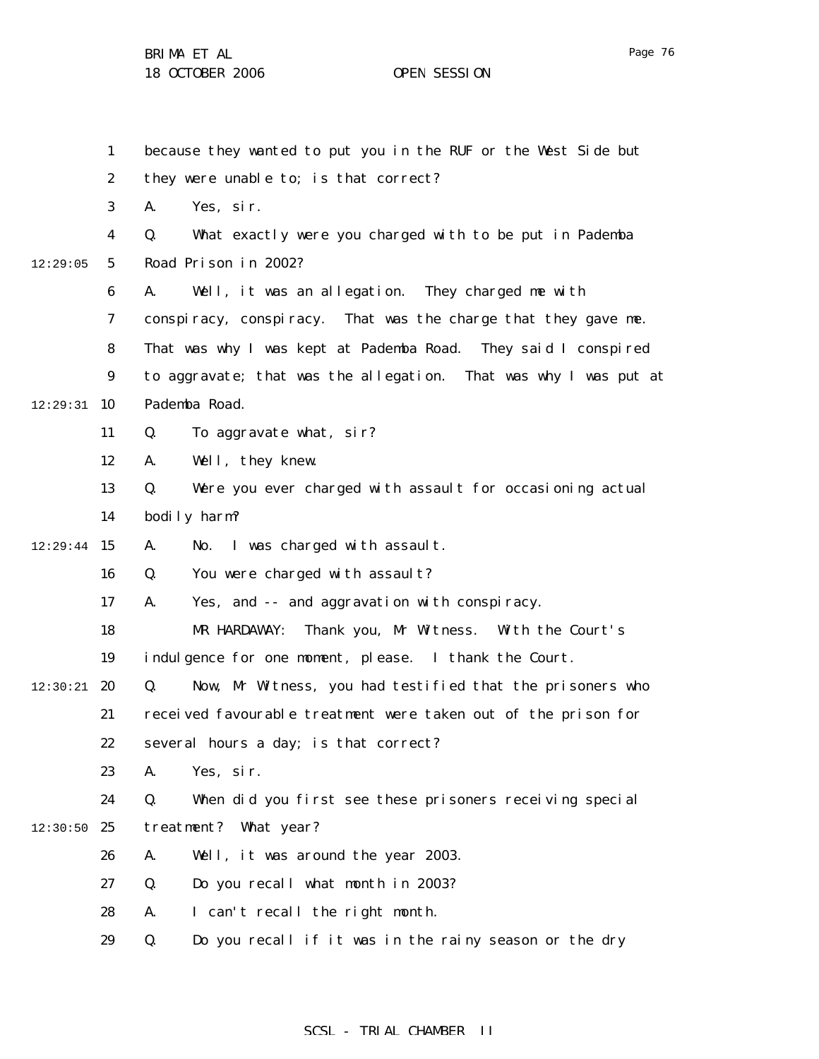because they wanted to put you in the RUF or the West Side but they were unable to; is that correct?

A. Yes, sir.

Q. What exactly were you charged with to be put in Pademba Road Prison in 2002?

A. Well, it was an allegation. They charged me with conspiracy, conspiracy. That was the charge that they gave me. That was why I was kept at Pademba Road. They said I conspired to aggravate; that was the allegation. That was why I was put at Pademba Road.

Q. To aggravate what, sir?

A. Well, they knew.

Q. Were you ever charged with assault for occasioning actual bodily harm?

A. No. I was charged with assault.

Q. You were charged with assault?

A. Yes, and -- and aggravation with conspiracy.

MR HARDAWAY: Thank you, Mr Witness. With the Court's indulgence for one moment, please. I thank the Court.

Q. Now, Mr Witness, you had testified that the prisoners who received favourable treatment were taken out of the prison for several hours a day; is that correct?

A. Yes, sir.

Q. When did you first see these prisoners receiving special treatment? What year?

A. Well, it was around the year 2003.

Q. Do you recall what month in 2003?

A. I can't recall the right month.

Q. Do you recall if it was in the rainy season or the dry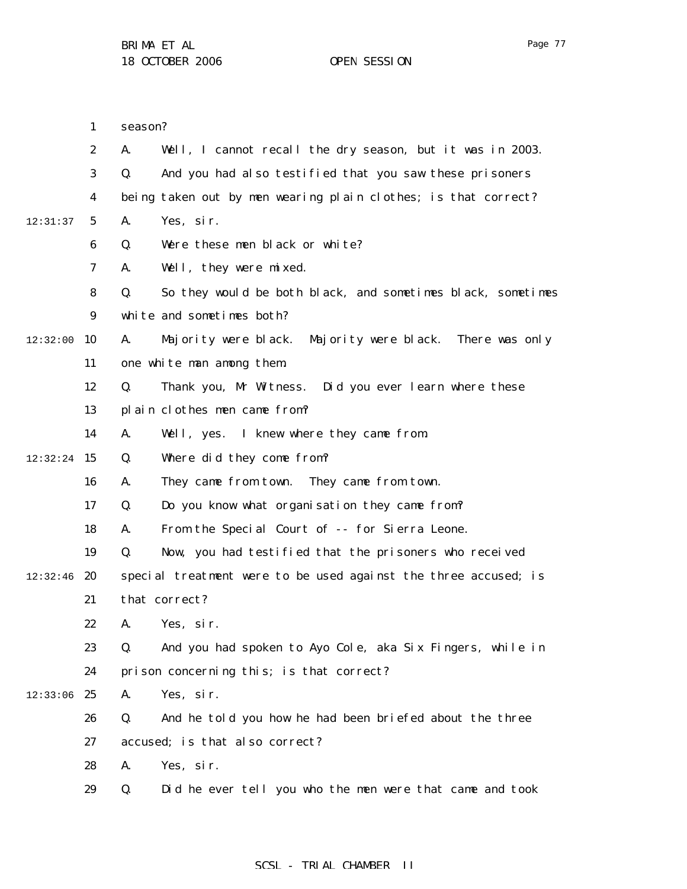season?

A. Well, I cannot recall the dry season, but it was in 2003.

Q. And you had also testified that you saw these prisoners being taken out by men wearing plain clothes; is that correct?

A. Yes, sir.

Q. Were these men black or white?

A. Well, they were mixed.

Q. So they would be both black, and sometimes black, sometimes white and sometimes both?

A. Majority were black. Majority were black. There was only one white man among them.

Q. Thank you, Mr Witness. Did you ever learn where these plain clothes men came from?

A. Well, yes. I knew where they came from.

Q. Where did they come from?

A. They came from town. They came from town.

Q. Do you know what organisation they came from?

A. From the Special Court of -- for Sierra Leone.

Q. Now, you had testified that the prisoners who received special treatment were to be used against the three accused; is that correct?

A. Yes, sir.

Q. And you had spoken to Ayo Cole, aka Six Fingers, while in prison concerning this; is that correct?

A. Yes, sir.

Q. And he told you how he had been briefed about the three accused; is that also correct?

A. Yes, sir.

Q. Did he ever tell you who the men were that came and took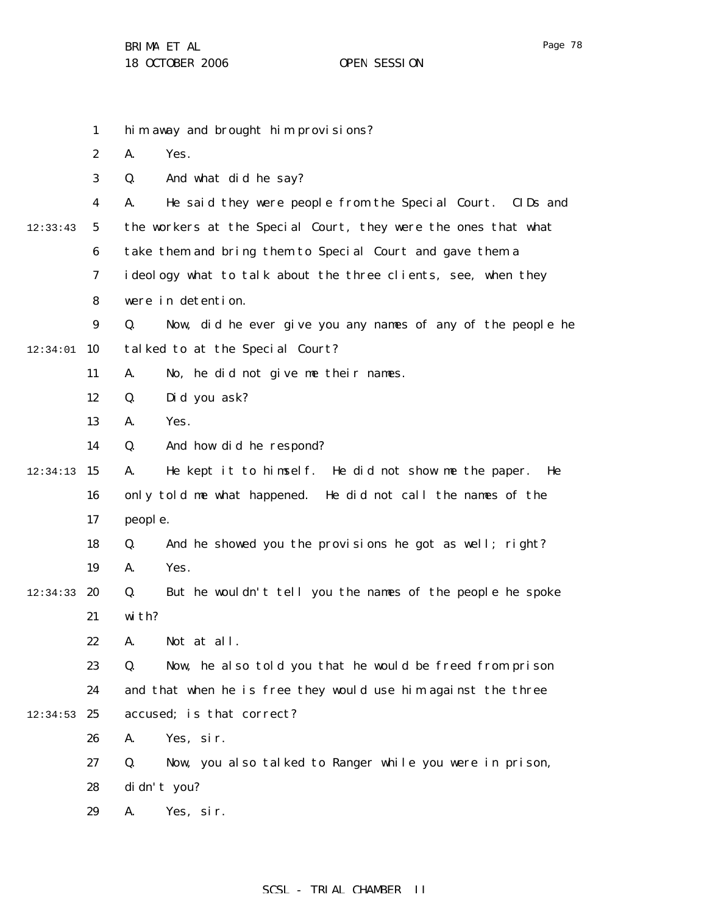him away and brought him provisions?

A. Yes.

Q. And what did he say?

A. He said they were people from the Special Court. CIDs and the workers at the Special Court, they were the ones that what take them and bring them to Special Court and gave them a ideology what to talk about the three clients, see, when they were in detention.

Q. Now, did he ever give you any names of any of the people he talked to at the Special Court?

A. No, he did not give me their names.

Q. Did you ask?

A. Yes.

Q. And how did he respond?

A. He kept it to himself. He did not show me the paper. He only told me what happened. He did not call the names of the people.

Q. And he showed you the provisions he got as well; right?

A. Yes.

Q. But he wouldn't tell you the names of the people he spoke with?

A. Not at all.

Q. Now, he also told you that he would be freed from prison and that when he is free they would use him against the three accused; is that correct?

A. Yes, sir.

Q. Now, you also talked to Ranger while you were in prison, didn't you?

A. Yes, sir.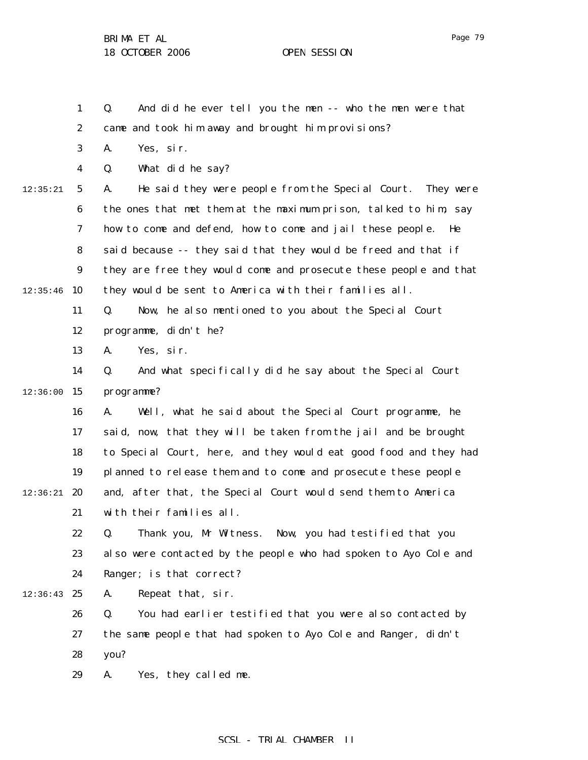Q. And did he ever tell you the men -- who the men were that came and took him away and brought him provisions?

A. Yes, sir.

Q. What did he say?

A. He said they were people from the Special Court. They were the ones that met them at the maximum prison, talked to him, say how to come and defend, how to come and jail these people. He said because -- they said that they would be freed and that if they are free they would come and prosecute these people and that they would be sent to America with their families all.

Q. Now, he also mentioned to you about the Special Court programme, didn't he?

A. Yes, sir.

Q. And what specifically did he say about the Special Court programme?

A. Well, what he said about the Special Court programme, he said, now, that they will be taken from the jail and be brought to Special Court, here, and they would eat good food and they had planned to release them and to come and prosecute these people and, after that, the Special Court would send them to America with their families all.

Q. Thank you, Mr Witness. Now, you had testified that you also were contacted by the people who had spoken to Ayo Cole and Ranger; is that correct?

A. Repeat that, sir.

Q. You had earlier testified that you were also contacted by the same people that had spoken to Ayo Cole and Ranger, didn't you?

A. Yes, they called me.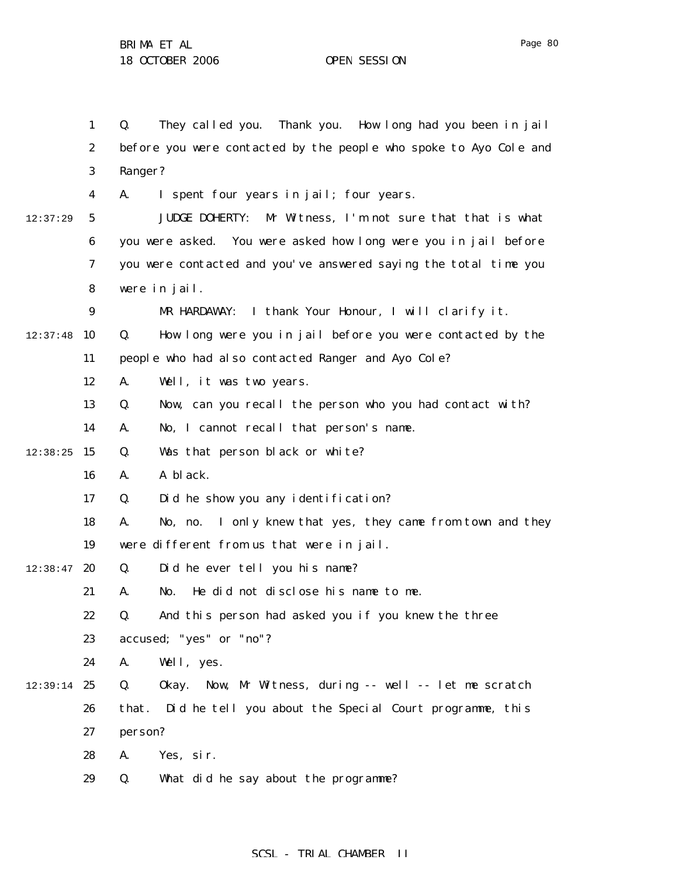Q. They called you. Thank you. How long had you been in jail before you were contacted by the people who spoke to Ayo Cole and Ranger?

A. I spent four years in jail; four years.

JUDGE DOHERTY: Mr Witness, I'm not sure that that is what you were asked. You were asked how long were you in jail before you were contacted and you've answered saying the total time you were in jail.

MR HARDAWAY: I thank Your Honour, I will clarify it.

Q. How long were you in jail before you were contacted by the people who had also contacted Ranger and Ayo Cole?

A. Well, it was two years.

Q. Now, can you recall the person who you had contact with?

A. No, I cannot recall that person's name.

Q. Was that person black or white?

A. A black.

Q. Did he show you any identification?

A. No, no. I only knew that yes, they came from town and they were different from us that were in jail.

Q. Did he ever tell you his name?

A. No. He did not disclose his name to me.

Q. And this person had asked you if you knew the three accused; "yes" or "no"?

A. Well, yes.

Q. Okay. Now, Mr Witness, during -- well -- let me scratch that. Did he tell you about the Special Court programme, this person?

A. Yes, sir.

Q. What did he say about the programme?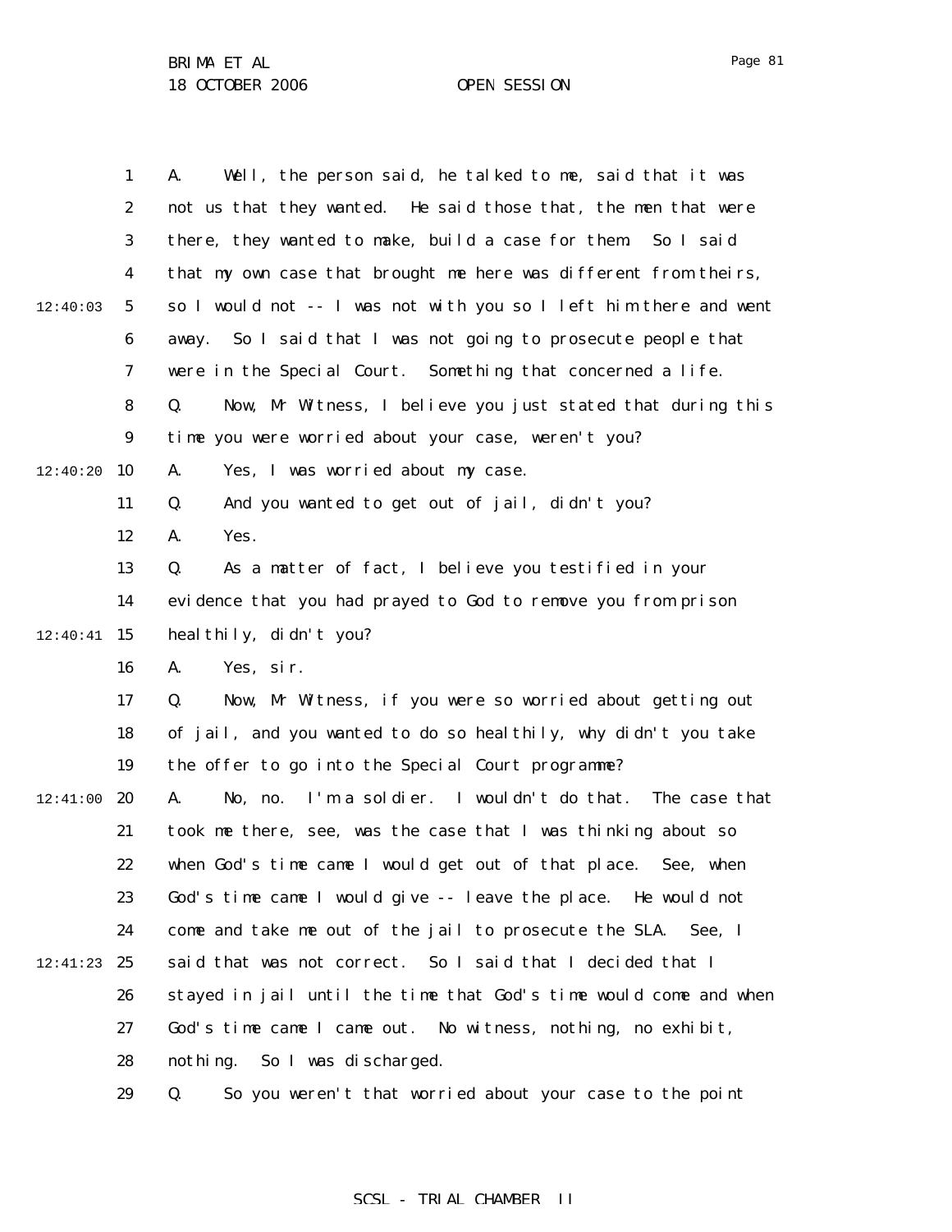A. Well, the person said, he talked to me, said that it was not us that they wanted. He said those that, the men that were there, they wanted to make, build a case for them. So I said that my own case that brought me here was different from theirs, so I would not -- I was not with you so I left him there and went away. So I said that I was not going to prosecute people that were in the Special Court. Something that concerned a life.

Q. Now, Mr Witness, I believe you just stated that during this time you were worried about your case, weren't you?

A. Yes, I was worried about my case.

Q. And you wanted to get out of jail, didn't you?

A. Yes.

Q. As a matter of fact, I believe you testified in your evidence that you had prayed to God to remove you from prison healthily, didn't you?

A. Yes, sir.

Q. Now, Mr Witness, if you were so worried about getting out of jail, and you wanted to do so healthily, why didn't you take the offer to go into the Special Court programme?

A. No, no. I'm a soldier. I wouldn't do that. The case that took me there, see, was the case that I was thinking about so when God's time came I would get out of that place. See, when God's time came I would give -- leave the place. He would not come and take me out of the jail to prosecute the SLA. See, I said that was not correct. So I said that I decided that I stayed in jail until the time that God's time would come and when God's time came I came out. No witness, nothing, no exhibit, nothing. So I was discharged.

Q. So you weren't that worried about your case to the point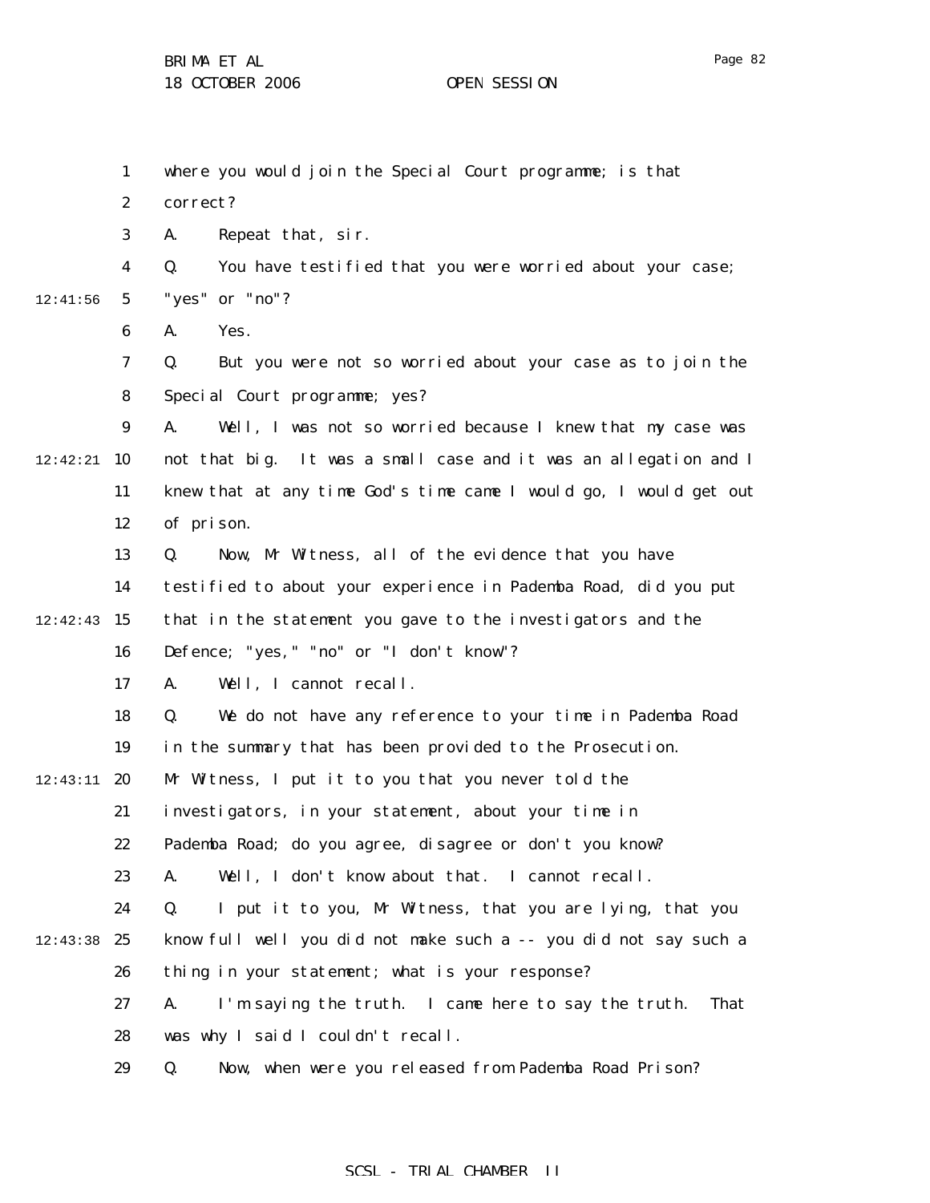where you would join the Special Court programme; is that correct?

A. Repeat that, sir.

Q. You have testified that you were worried about your case; "yes" or "no"?

A. Yes.

Q. But you were not so worried about your case as to join the Special Court programme; yes?

A. Well, I was not so worried because I knew that my case was not that big. It was a small case and it was an allegation and I knew that at any time God's time came I would go, I would get out of prison.

Q. Now, Mr Witness, all of the evidence that you have testified to about your experience in Pademba Road, did you put that in the statement you gave to the investigators and the Defence; "yes," "no" or "I don't know"?

A. Well, I cannot recall.

Q. We do not have any reference to your time in Pademba Road in the summary that has been provided to the Prosecution. Mr Witness, I put it to you that you never told the investigators, in your statement, about your time in Pademba Road; do you agree, disagree or don't you know?

A. Well, I don't know about that. I cannot recall.

Q. I put it to you, Mr Witness, that you are lying, that you know full well you did not make such a -- you did not say such a thing in your statement; what is your response?

A. I'm saying the truth. I came here to say the truth. That was why I said I couldn't recall.

Q. Now, when were you released from Pademba Road Prison?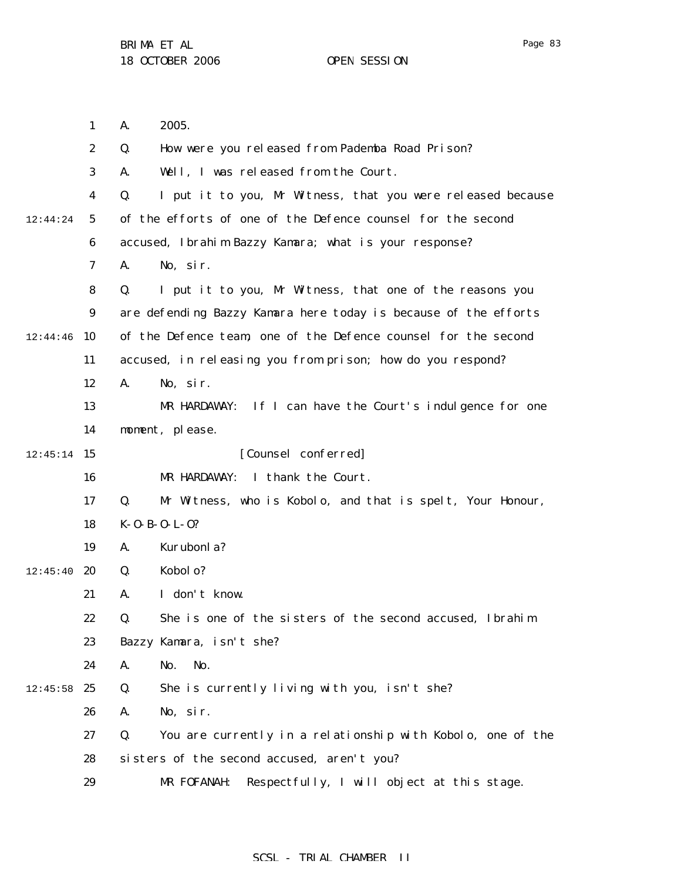A. 2005.

Q. How were you released from Pademba Road Prison?

A. Well, I was released from the Court.

Q. I put it to you, Mr Witness, that you were released because of the efforts of one of the Defence counsel for the second accused, Ibrahim Bazzy Kamara; what is your response?

A. No, sir.

Q. I put it to you, Mr Witness, that one of the reasons you are defending Bazzy Kamara here today is because of the efforts of the Defence team, one of the Defence counsel for the second accused, in releasing you from prison; how do you respond?

A. No, sir.

MR HARDAWAY: If I can have the Court's indulgence for one moment, please.

[Counsel conferred]

MR HARDAWAY: I thank the Court.

Q. Mr Witness, who is Kobolo, and that is spelt, Your Honour, K-O-B-O-L-O?

A. Kurubonla?

Q. Kobolo?

A. I don't know.

Q. She is one of the sisters of the second accused, Ibrahim Bazzy Kamara, isn't she?

A. No. No.

Q. She is currently living with you, isn't she?

A. No, sir.

Q. You are currently in a relationship with Kobolo, one of the sisters of the second accused, aren't you?

MR FOFANAH: Respectfully, I will object at this stage.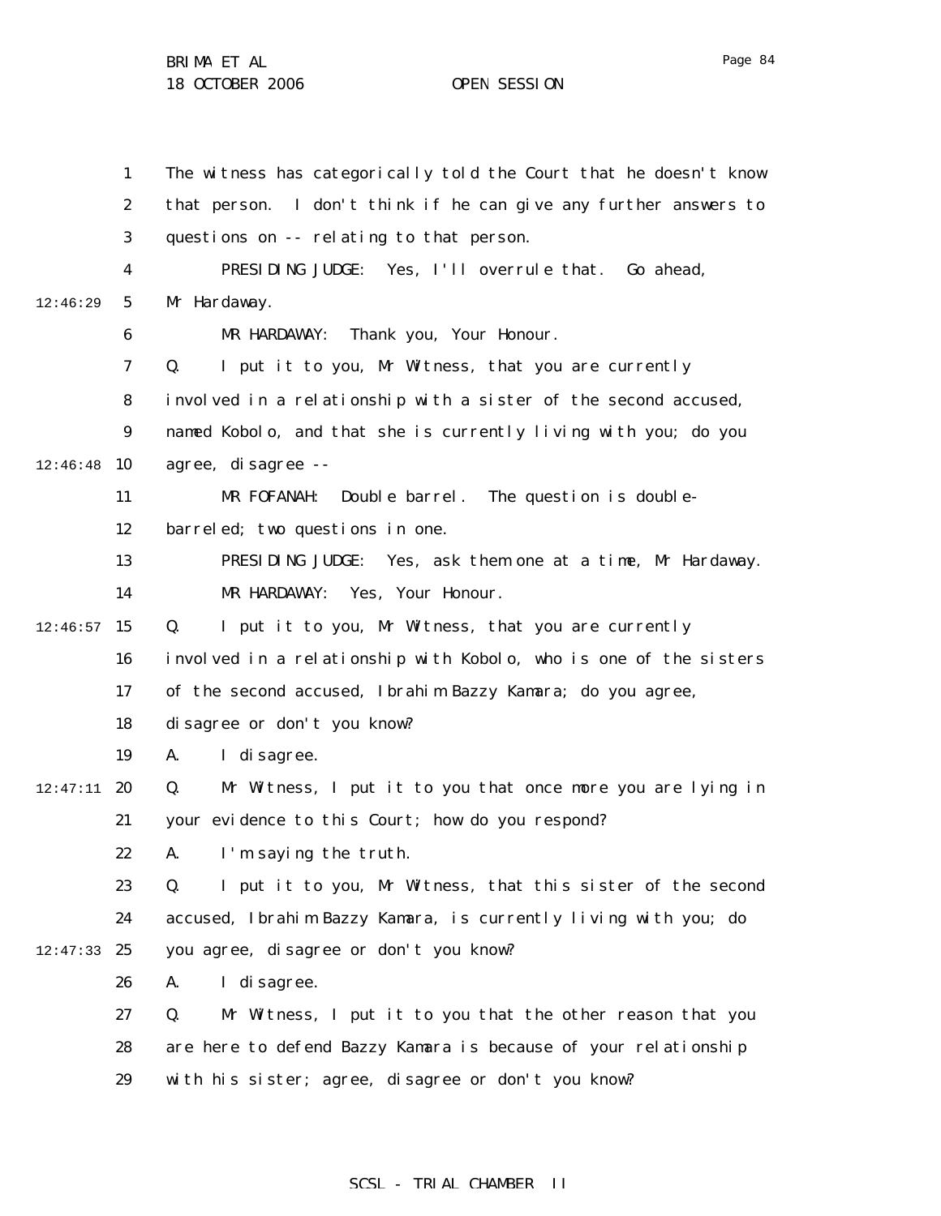The witness has categorically told the Court that he doesn't know that person. I don't think if he can give any further answers to questions on -- relating to that person.

PRESIDING JUDGE: Yes, I'll overrule that. Go ahead, Mr Hardaway.

MR HARDAWAY: Thank you, Your Honour.

Q. I put it to you, Mr Witness, that you are currently involved in a relationship with a sister of the second accused, named Kobolo, and that she is currently living with you; do you agree, disagree --

MR FOFANAH: Double barrel. The question is double-barreled; two questions in one.

PRESIDING JUDGE: Yes, ask them one at a time, Mr Hardaway.

MR HARDAWAY: Yes, Your Honour.

Q. I put it to you, Mr Witness, that you are currently involved in a relationship with Kobolo, who is one of the sisters of the second accused, Ibrahim Bazzy Kamara; do you agree, disagree or don't you know?

A. I disagree.

Q. Mr Witness, I put it to you that once more you are lying in your evidence to this Court; how do you respond?

A. I'm saying the truth.

Q. I put it to you, Mr Witness, that this sister of the second accused, Ibrahim Bazzy Kamara, is currently living with you; do you agree, disagree or don't you know?

A. I disagree.

Q. Mr Witness, I put it to you that the other reason that you are here to defend Bazzy Kamara is because of your relationship with his sister; agree, disagree or don't you know?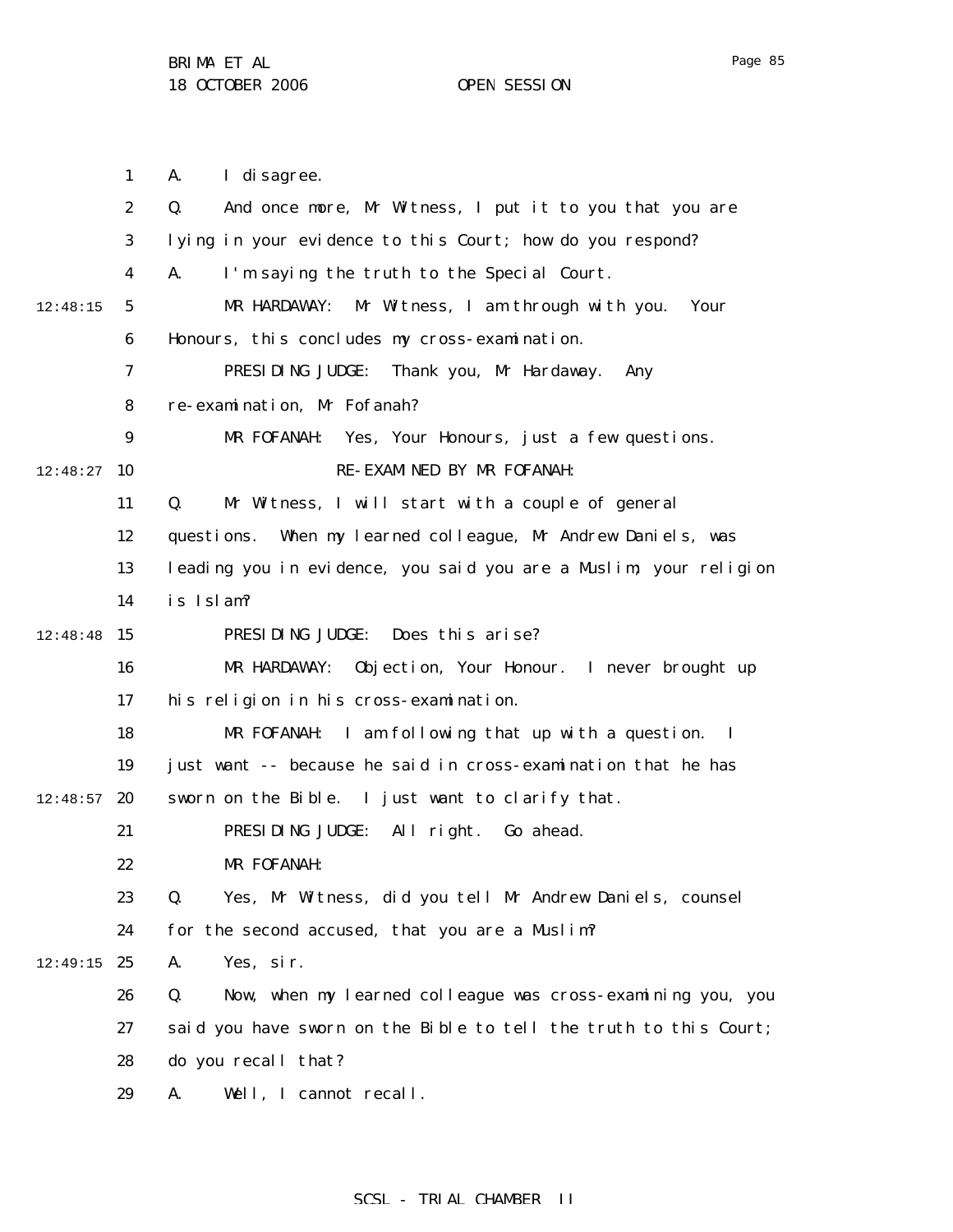A. I disagree.

Q. And once more, Mr Witness, I put it to you that you are lying in your evidence to this Court; how do you respond?

A. I'm saying the truth to the Special Court.

MR HARDAWAY: Mr Witness, I am through with you. Your Honours, this concludes my cross-examination.

PRESIDING JUDGE: Thank you, Mr Hardaway. Any re-examination, Mr Fofanah?

MR FOFANAH: Yes, Your Honours, just a few questions.

RE-EXAMINED BY MR FOFANAH:

Q. Mr Witness, I will start with a couple of general questions. When my learned colleague, Mr Andrew Daniels, was leading you in evidence, you said you are a Muslim; your religion is Islam?

PRESIDING JUDGE: Does this arise?

MR HARDAWAY: Objection, Your Honour. I never brought up his religion in his cross-examination.

MR FOFANAH: I am following that up with a question. I just want -- because he said in cross-examination that he has sworn on the Bible. I just want to clarify that.

PRESIDING JUDGE: All right. Go ahead.

MR FOFANAH:

Q. Yes, Mr Witness, did you tell Mr Andrew Daniels, counsel for the second accused, that you are a Muslim?

A. Yes, sir.

Q. Now, when my learned colleague was cross-examining you, you said you have sworn on the Bible to tell the truth to this Court; do you recall that?

A. Well, I cannot recall.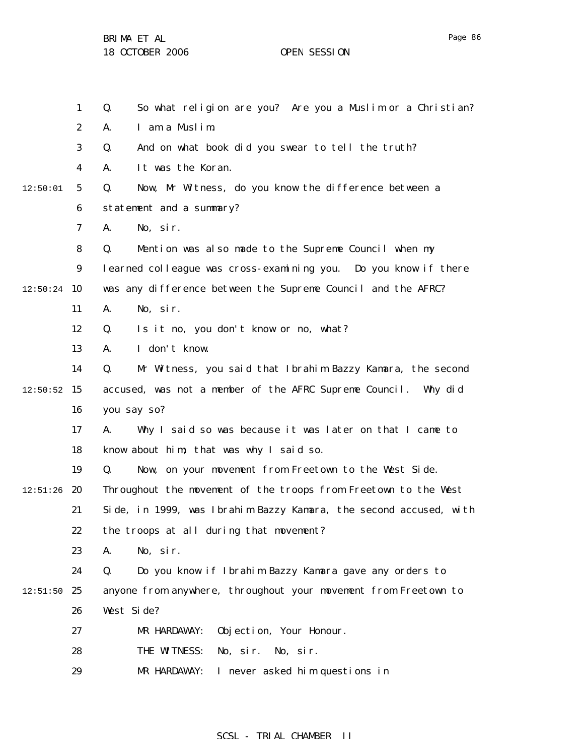Q. So what religion are you? Are you a Muslim or a Christian?

A. I am a Muslim.

Q. And on what book did you swear to tell the truth?

A. It was the Koran.

Q. Now, Mr Witness, do you know the difference between a statement and a summary?

A. No, sir.

Q. Mention was also made to the Supreme Council when my learned colleague was cross-examining you. Do you know if there was any difference between the Supreme Council and the AFRC?

A. No, sir.

Q. Is it no, you don't know or no, what?

A. I don't know.

Q. Mr Witness, you said that Ibrahim Bazzy Kamara, the second accused, was not a member of the AFRC Supreme Council. Why did you say so?

A. Why I said so was because it was later on that I came to know about him; that was why I said so.

Q. Now, on your movement from Freetown to the West Side. Throughout the movement of the troops from Freetown to the West Side, in 1999, was Ibrahim Bazzy Kamara, the second accused, with the troops at all during that movement?

A. No, sir.

Q. Do you know if Ibrahim Bazzy Kamara gave any orders to anyone from anywhere, throughout your movement from Freetown to West Side?

MR HARDAWAY: Objection, Your Honour.

THE WITNESS: No, sir. No, sir.

MR HARDAWAY: I never asked him questions in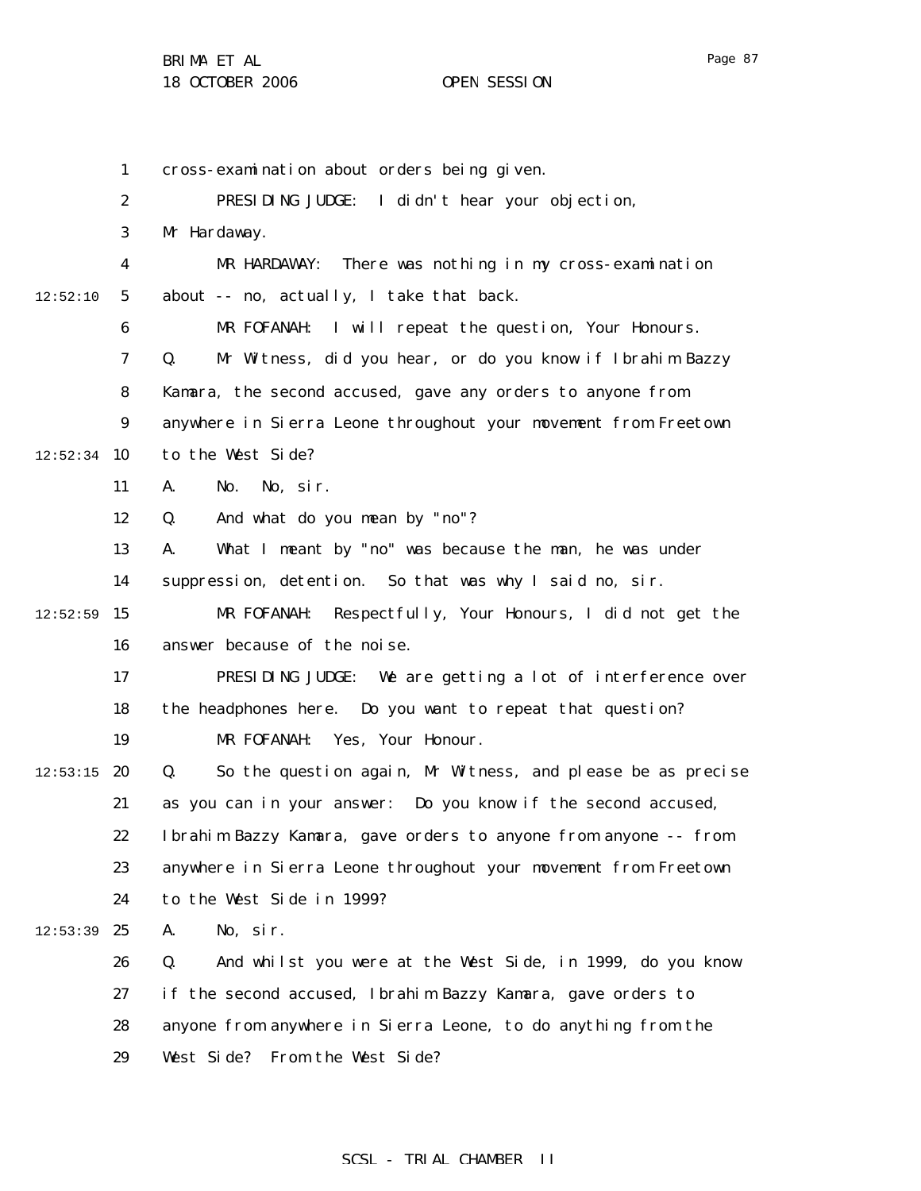cross-examination about orders being given.

PRESIDING JUDGE: I didn't hear your objection, Mr Hardaway.

MR HARDAWAY: There was nothing in my cross-examination about -- no, actually, I take that back.

MR FOFANAH: I will repeat the question, Your Honours.

Q. Mr Witness, did you hear, or do you know if Ibrahim Bazzy Kamara, the second accused, gave any orders to anyone from anywhere in Sierra Leone throughout your movement from Freetown to the West Side?

A. No. No, sir.

Q. And what do you mean by "no"?

A. What I meant by "no" was because the man, he was under suppression, detention. So that was why I said no, sir.

MR FOFANAH: Respectfully, Your Honours, I did not get the answer because of the noise.

PRESIDING JUDGE: We are getting a lot of interference over the headphones here. Do you want to repeat that question?

MR FOFANAH: Yes, Your Honour.

Q. So the question again, Mr Witness, and please be as precise as you can in your answer: Do you know if the second accused, Ibrahim Bazzy Kamara, gave orders to anyone from anyone -- from anywhere in Sierra Leone throughout your movement from Freetown to the West Side in 1999?

A. No, sir.

Q. And whilst you were at the West Side, in 1999, do you know if the second accused, Ibrahim Bazzy Kamara, gave orders to anyone from anywhere in Sierra Leone, to do anything from the West Side? From the West Side?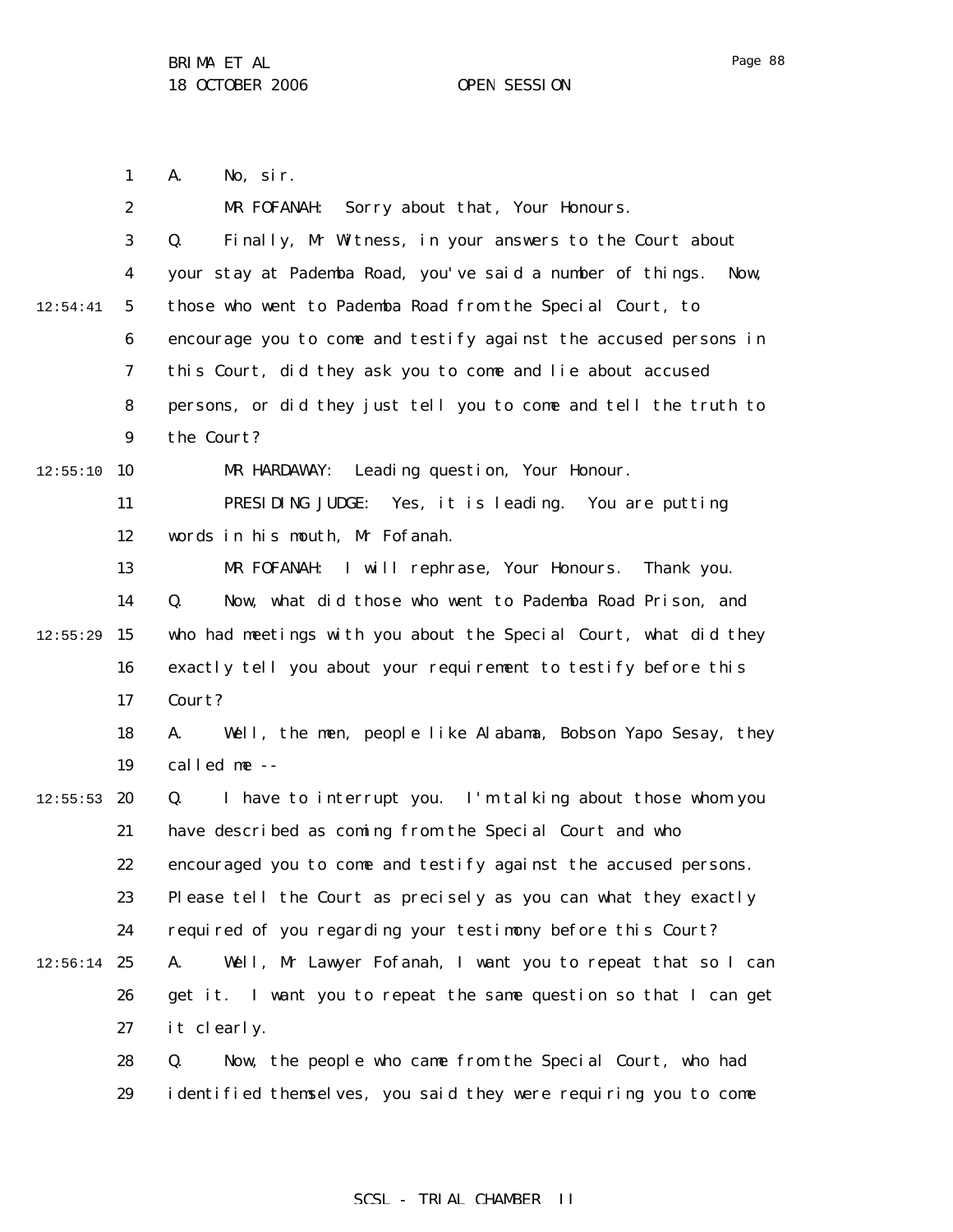A. No, sir.

MR FOFANAH: Sorry about that, Your Honours.

Q. Finally, Mr Witness, in your answers to the Court about your stay at Pademba Road, you've said a number of things. Now, those who went to Pademba Road from the Special Court, to encourage you to come and testify against the accused persons in this Court, did they ask you to come and lie about accused persons, or did they just tell you to come and tell the truth to the Court?

MR HARDAWAY: Leading question, Your Honour.

PRESIDING JUDGE: Yes, it is leading. You are putting words in his mouth, Mr Fofanah.

MR FOFANAH: I will rephrase, Your Honours. Thank you.

Q. Now, what did those who went to Pademba Road Prison, and who had meetings with you about the Special Court, what did they exactly tell you about your requirement to testify before this Court?

A. Well, the men, people like Alabama, Bobson Yapo Sesay, they called me --

Q. I have to interrupt you. I'm talking about those whom you have described as coming from the Special Court and who encouraged you to come and testify against the accused persons. Please tell the Court as precisely as you can what they exactly required of you regarding your testimony before this Court?

A. Well, Mr Lawyer Fofanah, I want you to repeat that so I can get it. I want you to repeat the same question so that I can get it clearly.

Q. Now, the people who came from the Special Court, who had identified themselves, you said they were requiring you to come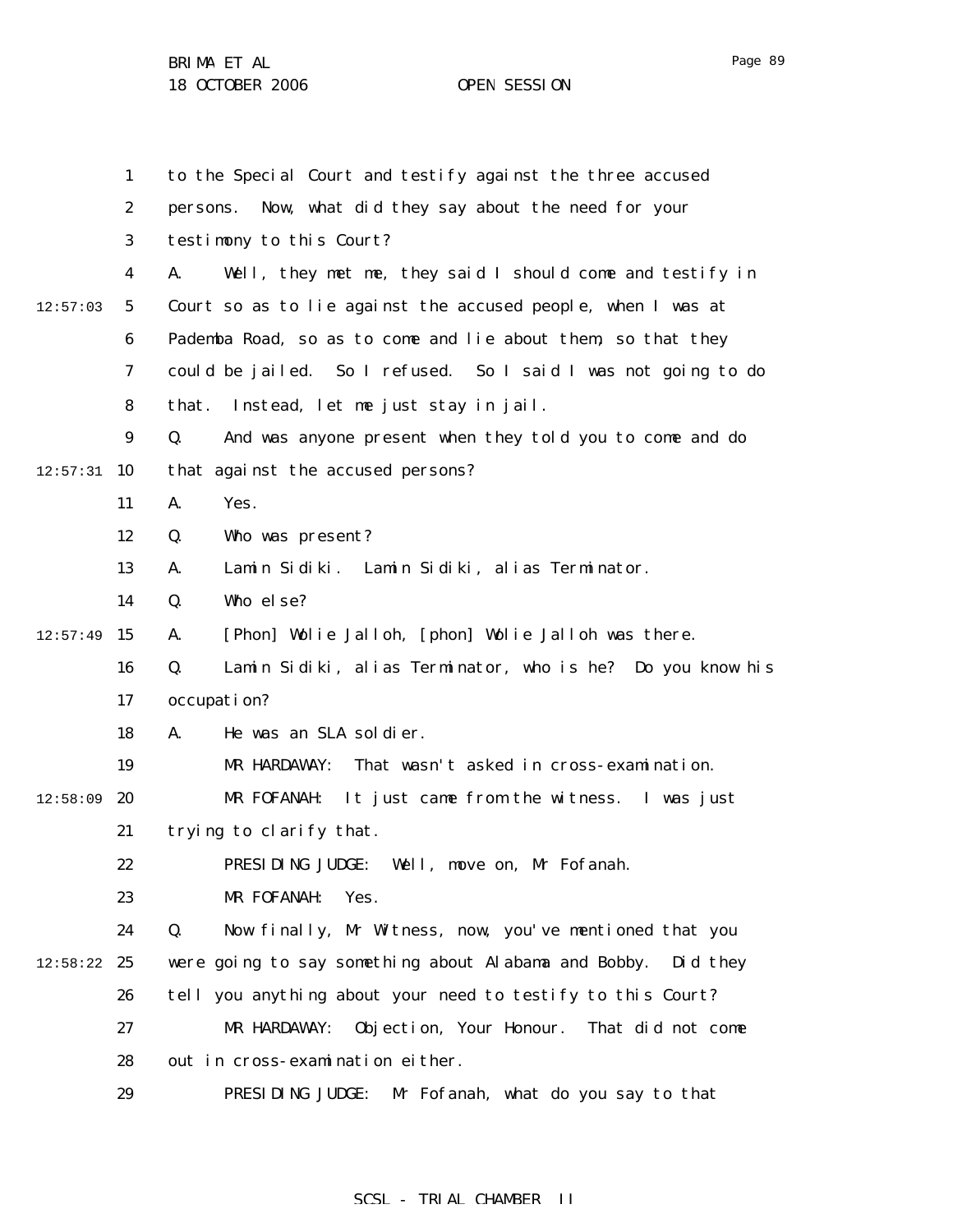to the Special Court and testify against the three accused persons. Now, what did they say about the need for your testimony to this Court?

A. Well, they met me, they said I should come and testify in Court so as to lie against the accused people, when I was at Pademba Road, so as to come and lie about them, so that they could be jailed. So I refused. So I said I was not going to do that. Instead, let me just stay in jail.

Q. And was anyone present when they told you to come and do that against the accused persons?

A. Yes.

Q. Who was present?

A. Lamin Sidiki. Lamin Sidiki, alias Terminator.

Q. Who else?

A. [Phon] Wolie Jalloh, [phon] Wolie Jalloh was there.

Q. Lamin Sidiki, alias Terminator, who is he? Do you know his occupation?

A. He was an SLA soldier.

MR HARDAWAY: That wasn't asked in cross-examination.

MR FOFANAH: It just came from the witness. I was just trying to clarify that.

PRESIDING JUDGE: Well, move on, Mr Fofanah.

MR FOFANAH: Yes.

Q. Now finally, Mr Witness, now, you've mentioned that you were going to say something about Alabama and Bobby. Did they tell you anything about your need to testify to this Court?

MR HARDAWAY: Objection, Your Honour. That did not come out in cross-examination either.

PRESIDING JUDGE: Mr Fofanah, what do you say to that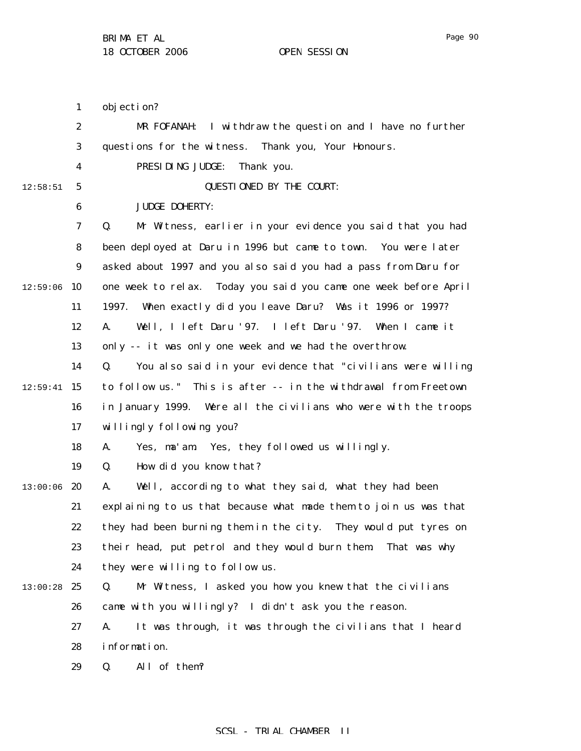objection?

MR FOFANAH: I withdraw the question and I have no further questions for the witness. Thank you, Your Honours.

PRESIDING JUDGE: Thank you.

QUESTIONED BY THE COURT:

JUDGE DOHERTY:

Q. Mr Witness, earlier in your evidence you said that you had been deployed at Daru in 1996 but came to town. You were later asked about 1997 and you also said you had a pass from Daru for one week to relax. Today you said you came one week before April 1997. When exactly did you leave Daru? Was it 1996 or 1997?

A. Well, I left Daru '97. I left Daru '97. When I came it only -- it was only one week and we had the overthrow.

Q. You also said in your evidence that "civilians were willing to follow us." This is after -- in the withdrawal from Freetown in January 1999. Were all the civilians who were with the troops willingly following you?

A. Yes, ma'am. Yes, they followed us willingly.

Q. How did you know that?

A. Well, according to what they said, what they had been explaining to us that because what made them to join us was that they had been burning them in the city. They would put tyres on their head, put petrol and they would burn them. That was why they were willing to follow us.

Q. Mr Witness, I asked you how you knew that the civilians came with you willingly? I didn't ask you the reason.

A. It was through, it was through the civilians that I heard information.

Q. All of them?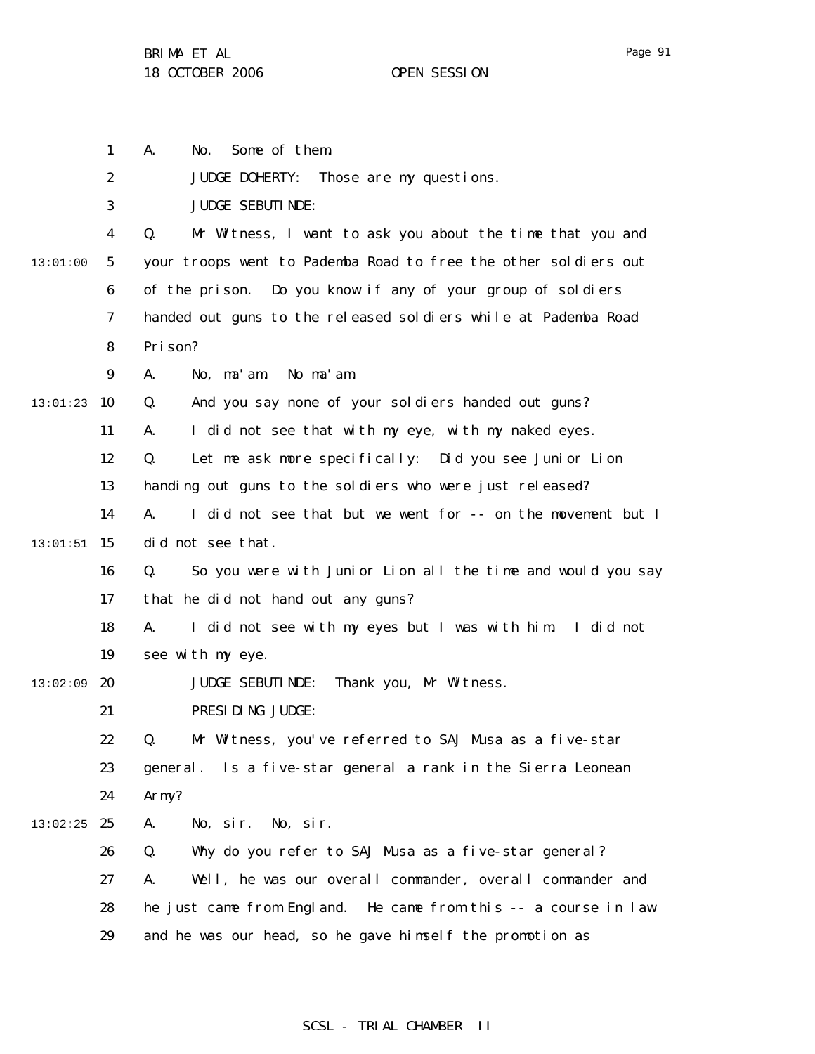A. No. Some of them.

JUDGE DOHERTY: Those are my questions.

JUDGE SEBUTINDE:

Q. Mr Witness, I want to ask you about the time that you and your troops went to Pademba Road to free the other soldiers out of the prison. Do you know if any of your group of soldiers handed out guns to the released soldiers while at Pademba Road Prison?

A. No, ma'am. No ma'am.

Q. And you say none of your soldiers handed out guns?

A. I did not see that with my eye, with my naked eyes.

Q. Let me ask more specifically: Did you see Junior Lion handing out guns to the soldiers who were just released?

A. I did not see that but we went for -- on the movement but I did not see that.

Q. So you were with Junior Lion all the time and would you say that he did not hand out any guns?

A. I did not see with my eyes but I was with him. I did not see with my eye.

JUDGE SEBUTINDE: Thank you, Mr Witness.

PRESIDING JUDGE:

Q. Mr Witness, you've referred to SAJ Musa as a five-star general. Is a five-star general a rank in the Sierra Leonean Army?

A. No, sir. No, sir.

Q. Why do you refer to SAJ Musa as a five-star general?

A. Well, he was our overall commander, overall commander and he just came from England. He came from this -- a course in law and he was our head, so he gave himself the promotion as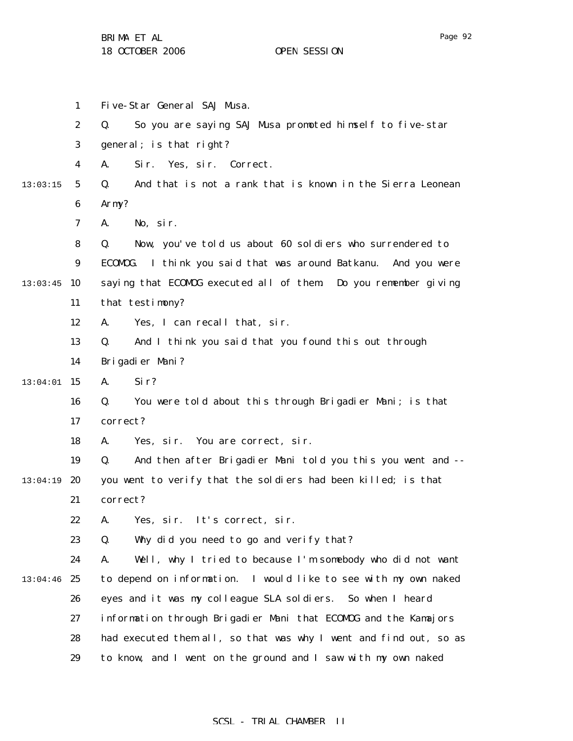Five-Star General SAJ Musa.

Q. So you are saying SAJ Musa promoted himself to five-star general; is that right?

A. Sir. Yes, sir. Correct.

Q. And that is not a rank that is known in the Sierra Leonean Army?

A. No, sir.

Q. Now, you've told us about 60 soldiers who surrendered to ECOMOG. I think you said that was around Batkanu. And you were saying that ECOMOG executed all of them. Do you remember giving that testimony?

A. Yes, I can recall that, sir.

Q. And I think you said that you found this out through Brigadier Mani?

A. Sir?

Q. You were told about this through Brigadier Mani; is that correct?

A. Yes, sir. You are correct, sir.

Q. And then after Brigadier Mani told you this you went and -- you went to verify that the soldiers had been killed; is that correct?

A. Yes, sir. It's correct, sir.

Q. Why did you need to go and verify that?

A. Well, why I tried to because I'm somebody who did not want to depend on information. I would like to see with my own naked eyes and it was my colleague SLA soldiers. So when I heard information through Brigadier Mani that ECOMOG and the Kamajors had executed them all, so that was why I went and find out, so as to know, and I went on the ground and I saw with my own naked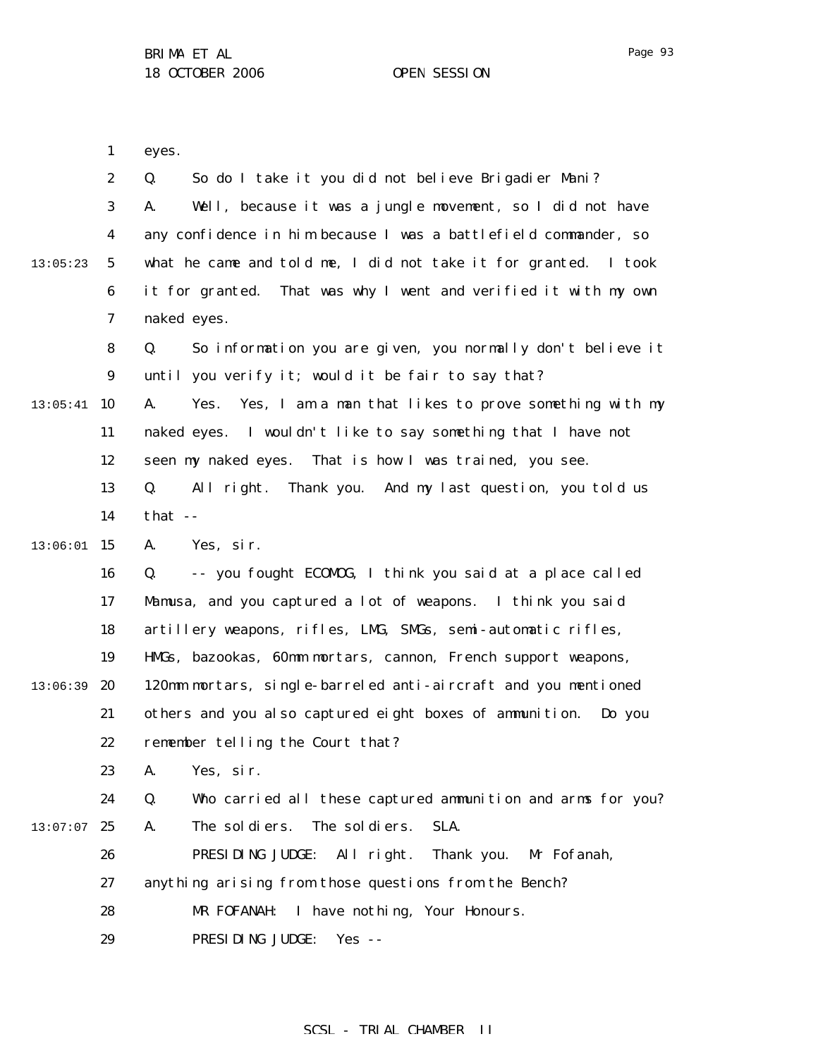eyes.

Q. So do I take it you did not believe Brigadier Mani?

A. Well, because it was a jungle movement, so I did not have any confidence in him because I was a battlefield commander, so what he came and told me, I did not take it for granted. I took it for granted. That was why I went and verified it with my own naked eyes.

Q. So information you are given, you normally don't believe it until you verify it; would it be fair to say that?

A. Yes. Yes, I am a man that likes to prove something with my naked eyes. I wouldn't like to say something that I have not seen my naked eyes. That is how I was trained, you see.

Q. All right. Thank you. And my last question, you told us that --

A. Yes, sir.

Q. -- you fought ECOMOG, I think you said at a place called Mamusa, and you captured a lot of weapons. I think you said artillery weapons, rifles, LMG, SMGs, semi-automatic rifles, HMGs, bazookas, 60mm mortars, cannon, French support weapons, 120mm mortars, single-barreled anti-aircraft and you mentioned others and you also captured eight boxes of ammunition. Do you remember telling the Court that?

A. Yes, sir.

Q. Who carried all these captured ammunition and arms for you?

A. The soldiers. The soldiers. SLA.

PRESIDING JUDGE: All right. Thank you. Mr Fofanah, anything arising from those questions from the Bench?

MR FOFANAH: I have nothing, Your Honours.

PRESIDING JUDGE: Yes --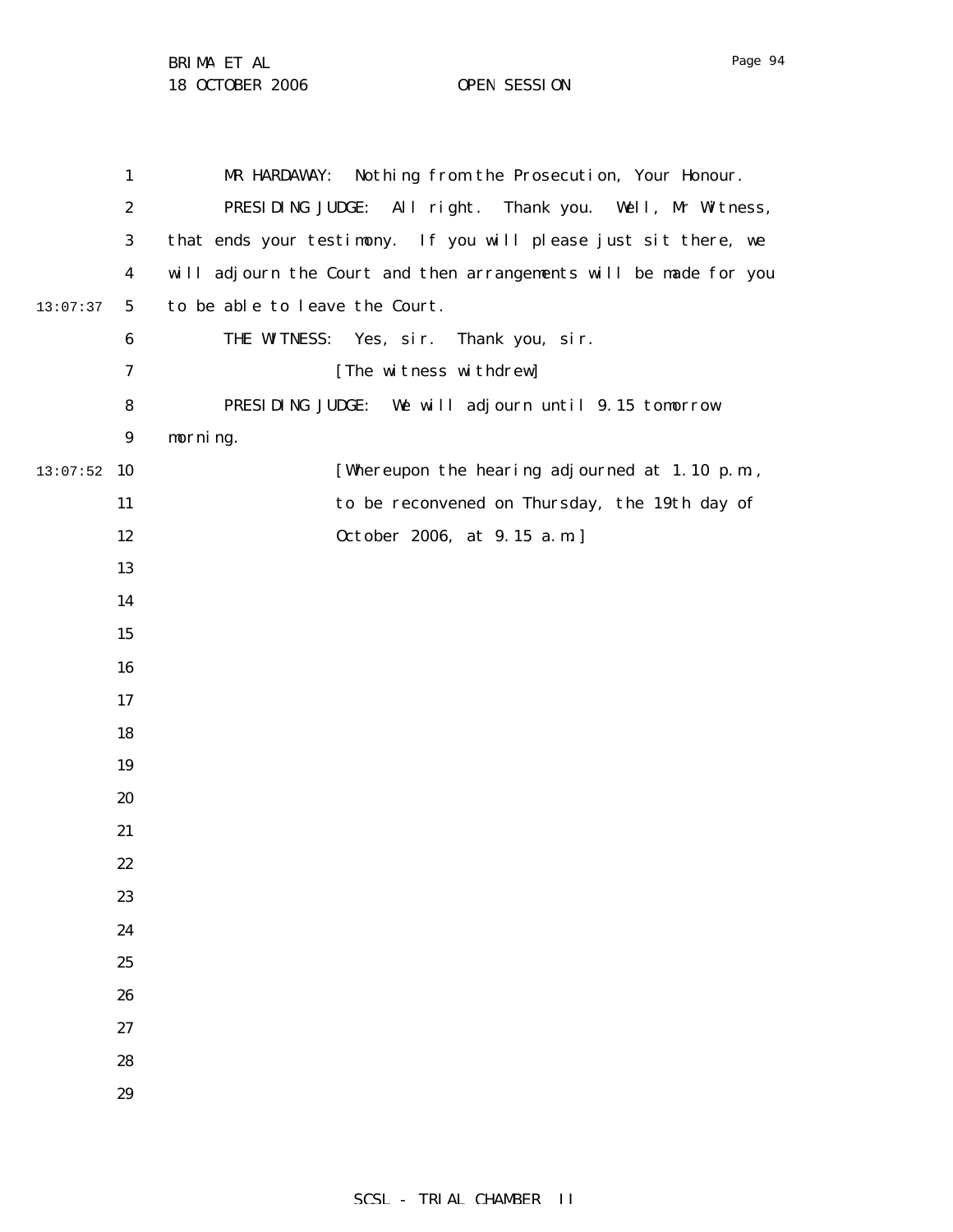MR HARDAWAY: Nothing from the Prosecution, Your Honour.

PRESIDING JUDGE: All right. Thank you. Well, Mr Witness, that ends your testimony. If you will please just sit there, we will adjourn the Court and then arrangements will be made for you to be able to leave the Court.

THE WITNESS: Yes, sir. Thank you, sir.

[The witness withdrew]

PRESIDING JUDGE: We will adjourn until 9.15 tomorrow morning.

[Whereupon the hearing adjourned at 1.10 p.m., to be reconvened on Thursday, the 19th day of October 2006, at 9.15 a.m.]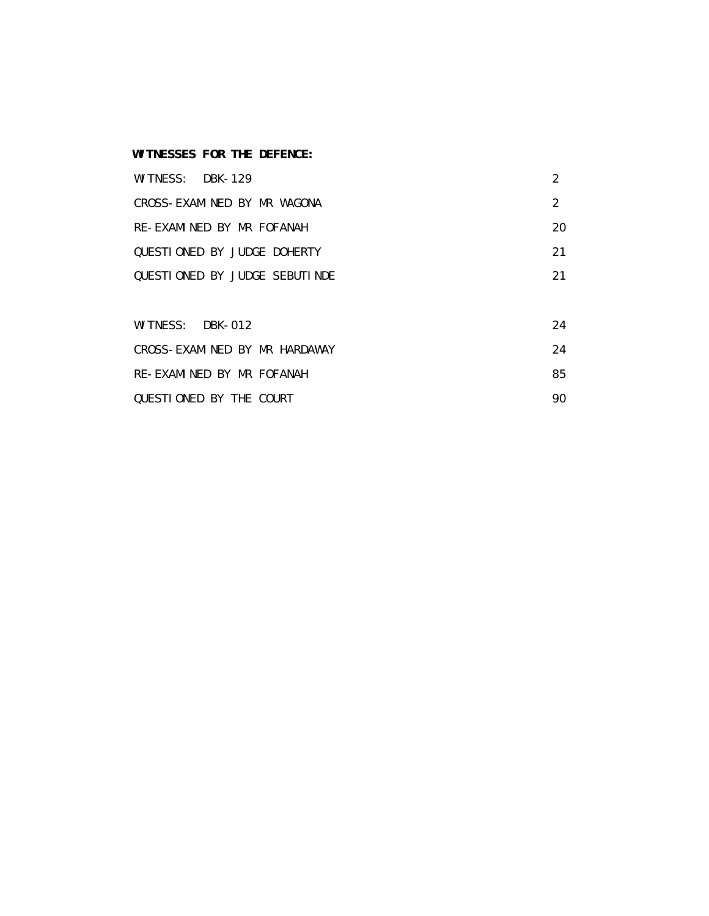**WITNESSES FOR THE DEFENCE:**

| | |
|---|---|
| WITNESS: DBK-129 | 2 |
| CROSS-EXAMINED BY MR WAGONA | 2 |
| RE-EXAMINED BY MR FOFANAH | 20 |
| QUESTIONED BY JUDGE DOHERTY | 21 |
| QUESTIONED BY JUDGE SEBUTINDE | 21 |
| | |
| WITNESS: DBK-012 | 24 |
| CROSS-EXAMINED BY MR HARDAWAY | 24 |
| RE-EXAMINED BY MR FOFANAH | 85 |
| QUESTIONED BY THE COURT | 90 |